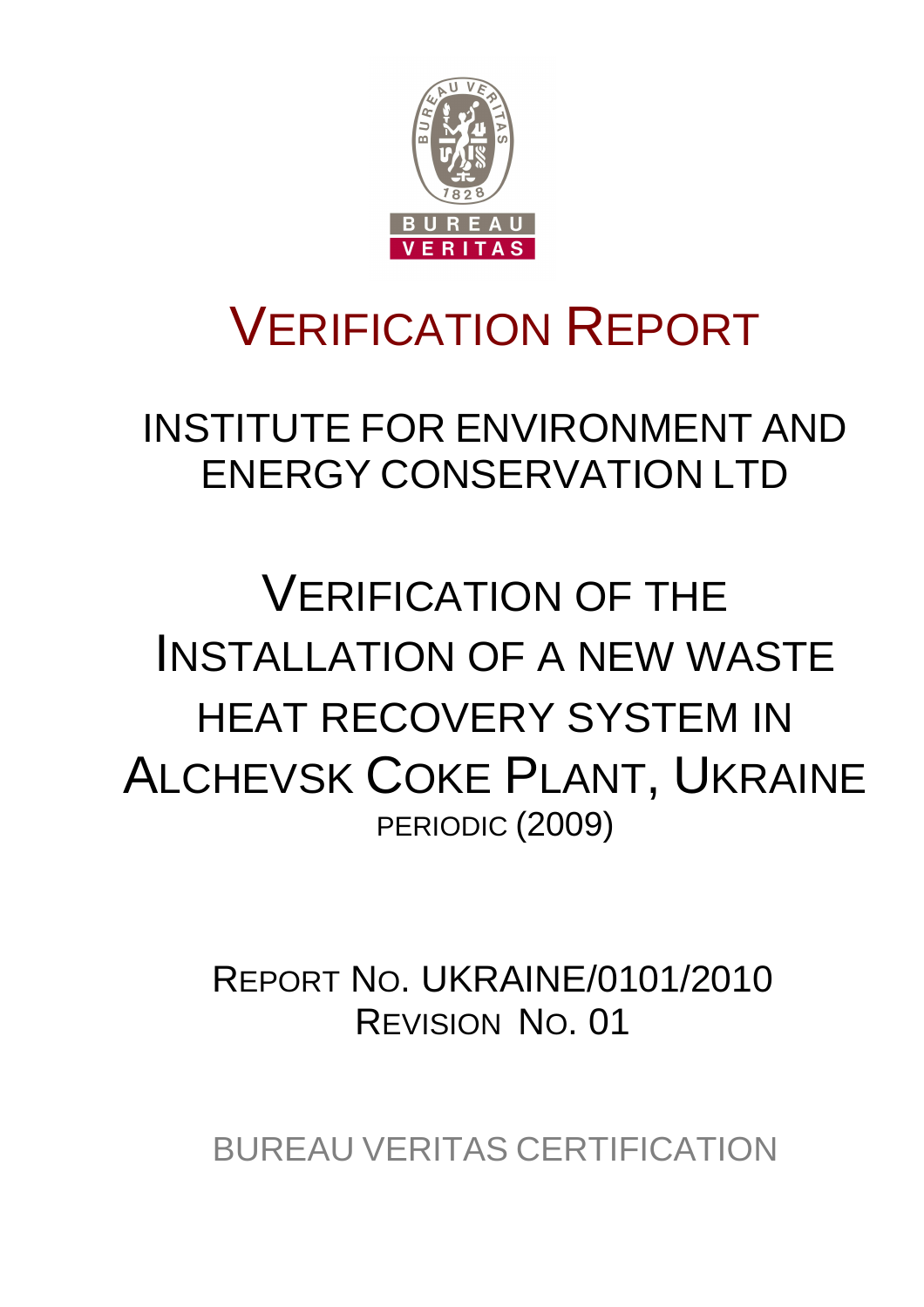# VERIFICATION REPORT

## INSTITUTE FOR ENVIRONMENT AND ENERGY CONSERVATION LTD

# VERIFICATION OF THE INSTALLATION OF A NEW WASTE HEAT RECOVERY SYSTEM IN ALCHEVSK COKE PLANT, UKRAINE

PERIODIC (2009)

REPORT NO. UKRAINE/0101/2010
REVISION NO. 01

BUREAU VERITAS CERTIFICATION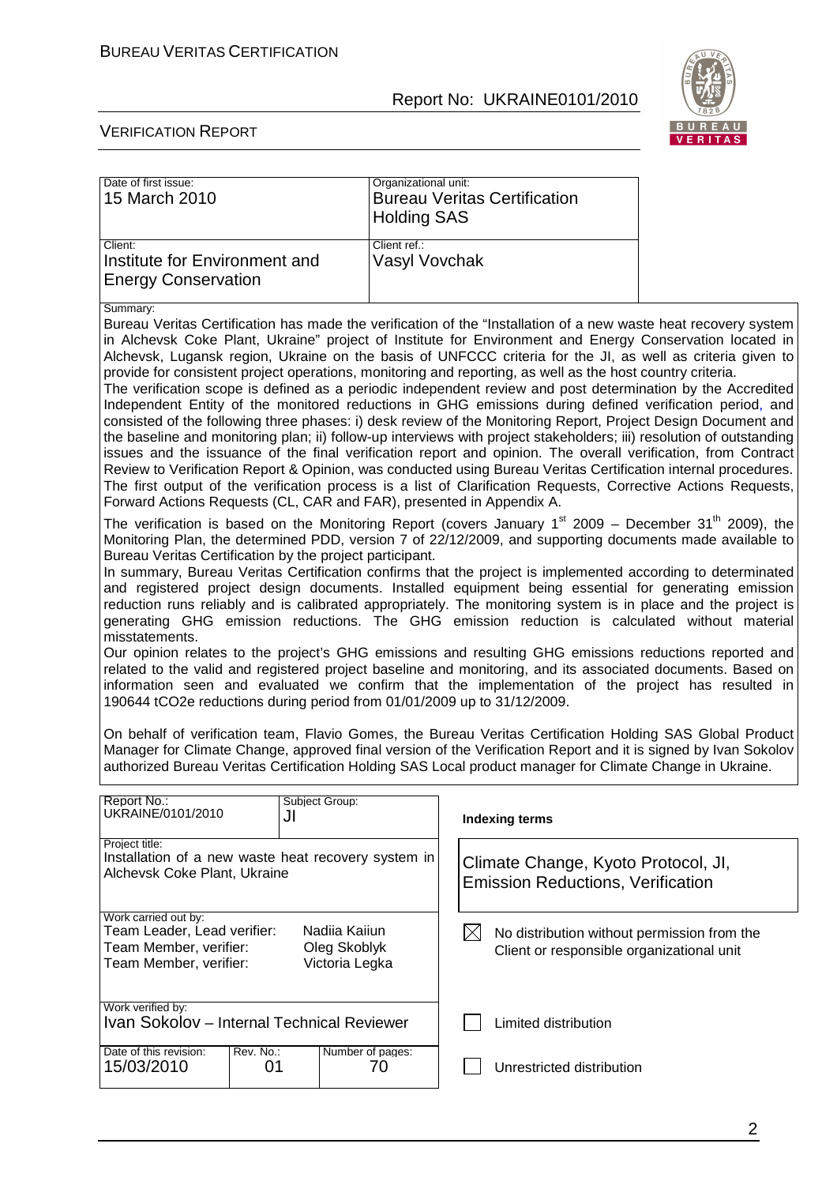| Date of first issue: 15 March 2010 | Organizational unit: Bureau Veritas Certification Holding SAS |
| --- | --- |
| Client: Institute for Environment and Energy Conservation | Client ref.: Vasyl Vovchak |

Summary:

Bureau Veritas Certification has made the verification of the "Installation of a new waste heat recovery system in Alchevsk Coke Plant, Ukraine" project of Institute for Environment and Energy Conservation located in Alchevsk, Lugansk region, Ukraine on the basis of UNFCCC criteria for the JI, as well as criteria given to provide for consistent project operations, monitoring and reporting, as well as the host country criteria.

The verification scope is defined as a periodic independent review and post determination by the Accredited Independent Entity of the monitored reductions in GHG emissions during defined verification period, and consisted of the following three phases: i) desk review of the Monitoring Report, Project Design Document and the baseline and monitoring plan; ii) follow-up interviews with project stakeholders; iii) resolution of outstanding issues and the issuance of the final verification report and opinion. The overall verification, from Contract Review to Verification Report & Opinion, was conducted using Bureau Veritas Certification internal procedures. The first output of the verification process is a list of Clarification Requests, Corrective Actions Requests, Forward Actions Requests (CL, CAR and FAR), presented in Appendix A.

The verification is based on the Monitoring Report (covers January 1st 2009 – December 31th 2009), the Monitoring Plan, the determined PDD, version 7 of 22/12/2009, and supporting documents made available to Bureau Veritas Certification by the project participant.

In summary, Bureau Veritas Certification confirms that the project is implemented according to determinated and registered project design documents. Installed equipment being essential for generating emission reduction runs reliably and is calibrated appropriately. The monitoring system is in place and the project is generating GHG emission reductions. The GHG emission reduction is calculated without material misstatements.

Our opinion relates to the project's GHG emissions and resulting GHG emissions reductions reported and related to the valid and registered project baseline and monitoring, and its associated documents. Based on information seen and evaluated we confirm that the implementation of the project has resulted in 190644 $tCO_2e$ reductions during period from 01/01/2009 up to 31/12/2009.

On behalf of verification team, Flavio Gomes, the Bureau Veritas Certification Holding SAS Global Product Manager for Climate Change, approved final version of the Verification Report and it is signed by Ivan Sokolov authorized Bureau Veritas Certification Holding SAS Local product manager for Climate Change in Ukraine.

| Report No.: UKRAINE/0101/2010 | Subject Group: JI | | **Indexing terms** |
| --- | --- | --- | --- |
| Project title: Installation of a new waste heat recovery system in Alchevsk Coke Plant, Ukraine | | | Climate Change, Kyoto Protocol, JI, Emission Reductions, Verification |
| Work carried out by: Team Leader, Lead verifier: Nadiia Kaiiun; Team Member, verifier: Oleg Skoblyk; Team Member, verifier: Victoria Legka | | | ☒ No distribution without permission from the Client or responsible organizational unit |
| Work verified by: Ivan Sokolov – Internal Technical Reviewer | | | ☐ Limited distribution |
| Date of this revision: 15/03/2010 | Rev. No.: 01 | Number of pages: 70 | ☐ Unrestricted distribution |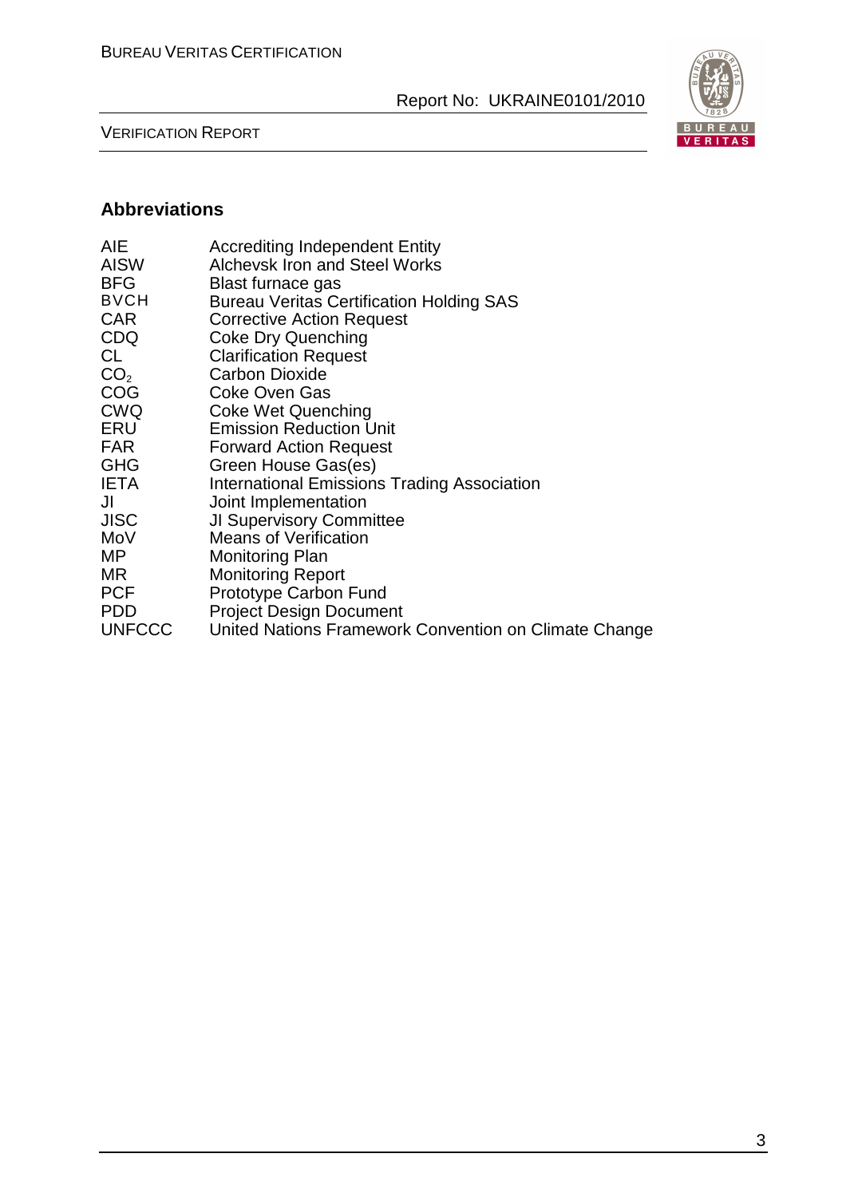## Abbreviations

| | |
|---|---|
| AIE | Accrediting Independent Entity |
| AISW | Alchevsk Iron and Steel Works |
| BFG | Blast furnace gas |
| BVCH | Bureau Veritas Certification Holding SAS |
| CAR | Corrective Action Request |
| CDQ | Coke Dry Quenching |
| CL | Clarification Request |
| $CO_2$ | Carbon Dioxide |
| COG | Coke Oven Gas |
| CWQ | Coke Wet Quenching |
| ERU | Emission Reduction Unit |
| FAR | Forward Action Request |
| GHG | Green House Gas(es) |
| IETA | International Emissions Trading Association |
| JI | Joint Implementation |
| JISC | JI Supervisory Committee |
| MoV | Means of Verification |
| MP | Monitoring Plan |
| MR | Monitoring Report |
| PCF | Prototype Carbon Fund |
| PDD | Project Design Document |
| UNFCCC | United Nations Framework Convention on Climate Change |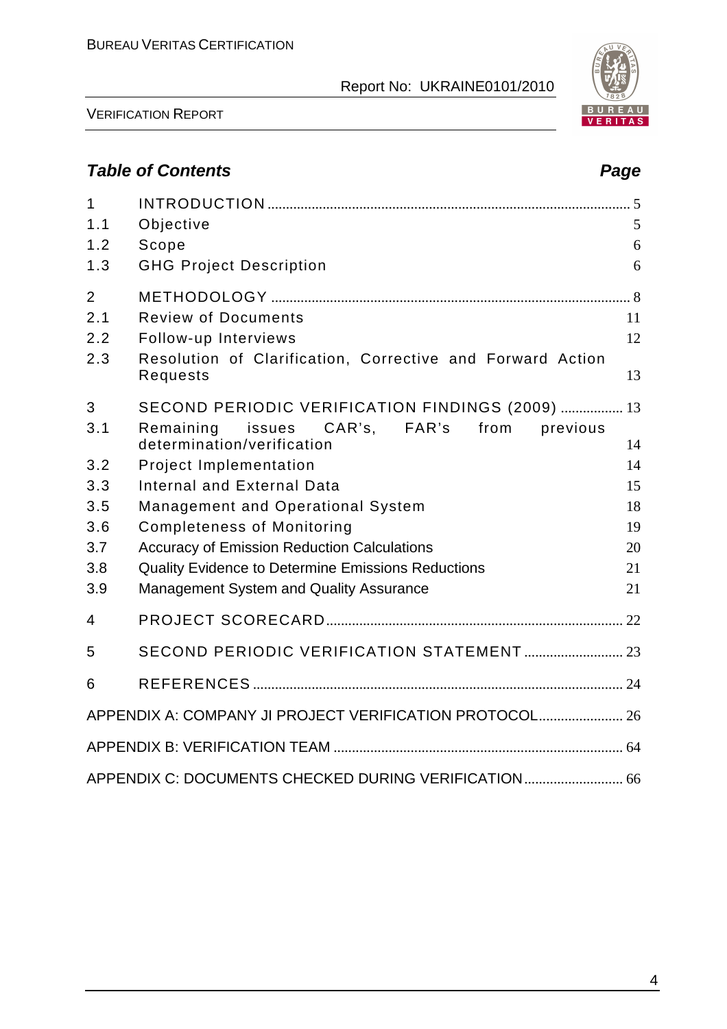## Table of Contents

| | | Page |
|---|---|---|
| 1 | INTRODUCTION | 5 |
| 1.1 | Objective | 5 |
| 1.2 | Scope | 6 |
| 1.3 | GHG Project Description | 6 |
| 2 | METHODOLOGY | 8 |
| 2.1 | Review of Documents | 11 |
| 2.2 | Follow-up Interviews | 12 |
| 2.3 | Resolution of Clarification, Corrective and Forward Action Requests | 13 |
| 3 | SECOND PERIODIC VERIFICATION FINDINGS (2009) | 13 |
| 3.1 | Remaining issues CAR's, FAR's from previous determination/verification | 14 |
| 3.2 | Project Implementation | 14 |
| 3.3 | Internal and External Data | 15 |
| 3.5 | Management and Operational System | 18 |
| 3.6 | Completeness of Monitoring | 19 |
| 3.7 | Accuracy of Emission Reduction Calculations | 20 |
| 3.8 | Quality Evidence to Determine Emissions Reductions | 21 |
| 3.9 | Management System and Quality Assurance | 21 |
| 4 | PROJECT SCORECARD | 22 |
| 5 | SECOND PERIODIC VERIFICATION STATEMENT | 23 |
| 6 | REFERENCES | 24 |
| | APPENDIX A: COMPANY JI PROJECT VERIFICATION PROTOCOL | 26 |
| | APPENDIX B: VERIFICATION TEAM | 64 |
| | APPENDIX C: DOCUMENTS CHECKED DURING VERIFICATION | 66 |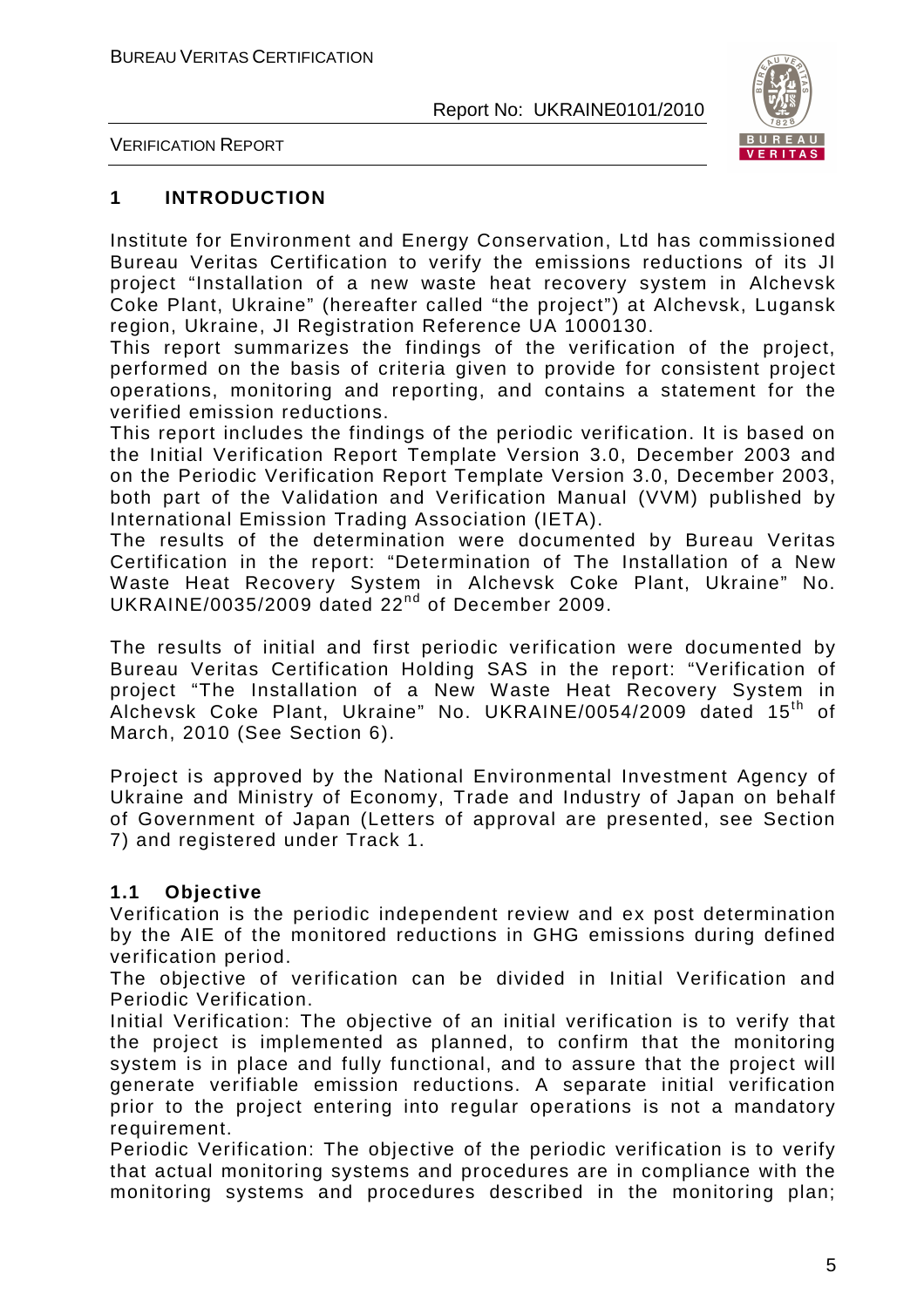# 1 INTRODUCTION

Institute for Environment and Energy Conservation, Ltd has commissioned Bureau Veritas Certification to verify the emissions reductions of its JI project "Installation of a new waste heat recovery system in Alchevsk Coke Plant, Ukraine" (hereafter called "the project") at Alchevsk, Lugansk region, Ukraine, JI Registration Reference UA 1000130.

This report summarizes the findings of the verification of the project, performed on the basis of criteria given to provide for consistent project operations, monitoring and reporting, and contains a statement for the verified emission reductions.

This report includes the findings of the periodic verification. It is based on the Initial Verification Report Template Version 3.0, December 2003 and on the Periodic Verification Report Template Version 3.0, December 2003, both part of the Validation and Verification Manual (VVM) published by International Emission Trading Association (IETA).

The results of the determination were documented by Bureau Veritas Certification in the report: "Determination of The Installation of a New Waste Heat Recovery System in Alchevsk Coke Plant, Ukraine" No. UKRAINE/0035/2009 dated 22nd of December 2009.

The results of initial and first periodic verification were documented by Bureau Veritas Certification Holding SAS in the report: "Verification of project "The Installation of a New Waste Heat Recovery System in Alchevsk Coke Plant, Ukraine" No. UKRAINE/0054/2009 dated 15th of March, 2010 (See Section 6).

Project is approved by the National Environmental Investment Agency of Ukraine and Ministry of Economy, Trade and Industry of Japan on behalf of Government of Japan (Letters of approval are presented, see Section 7) and registered under Track 1.

## 1.1 Objective

Verification is the periodic independent review and ex post determination by the AIE of the monitored reductions in GHG emissions during defined verification period.

The objective of verification can be divided in Initial Verification and Periodic Verification.

Initial Verification: The objective of an initial verification is to verify that the project is implemented as planned, to confirm that the monitoring system is in place and fully functional, and to assure that the project will generate verifiable emission reductions. A separate initial verification prior to the project entering into regular operations is not a mandatory requirement.

Periodic Verification: The objective of the periodic verification is to verify that actual monitoring systems and procedures are in compliance with the monitoring systems and procedures described in the monitoring plan;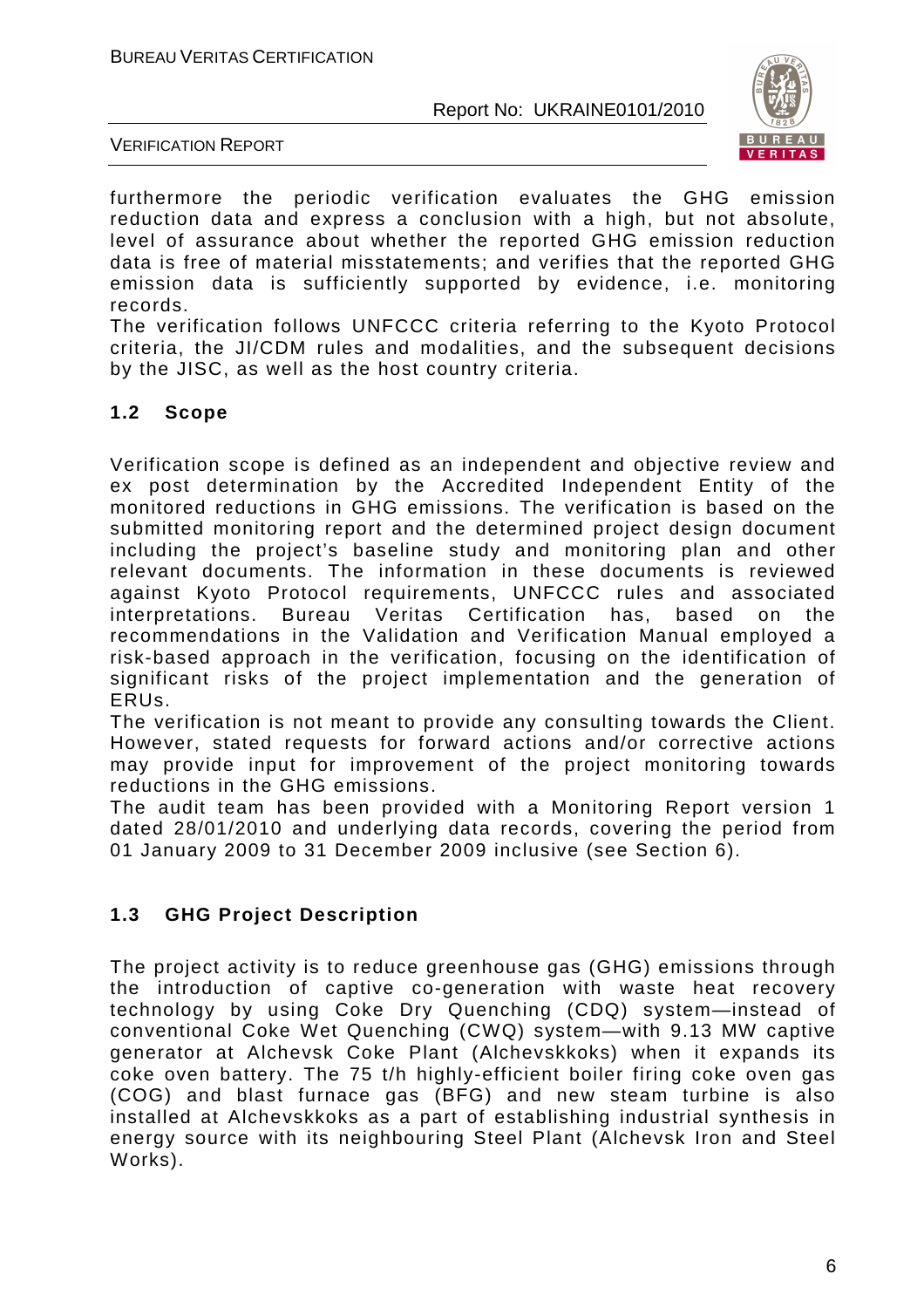furthermore the periodic verification evaluates the GHG emission reduction data and express a conclusion with a high, but not absolute, level of assurance about whether the reported GHG emission reduction data is free of material misstatements; and verifies that the reported GHG emission data is sufficiently supported by evidence, i.e. monitoring records.

The verification follows UNFCCC criteria referring to the Kyoto Protocol criteria, the JI/CDM rules and modalities, and the subsequent decisions by the JISC, as well as the host country criteria.

## 1.2 Scope

Verification scope is defined as an independent and objective review and ex post determination by the Accredited Independent Entity of the monitored reductions in GHG emissions. The verification is based on the submitted monitoring report and the determined project design document including the project's baseline study and monitoring plan and other relevant documents. The information in these documents is reviewed against Kyoto Protocol requirements, UNFCCC rules and associated interpretations. Bureau Veritas Certification has, based on the recommendations in the Validation and Verification Manual employed a risk-based approach in the verification, focusing on the identification of significant risks of the project implementation and the generation of ERUs.

The verification is not meant to provide any consulting towards the Client. However, stated requests for forward actions and/or corrective actions may provide input for improvement of the project monitoring towards reductions in the GHG emissions.

The audit team has been provided with a Monitoring Report version 1 dated 28/01/2010 and underlying data records, covering the period from 01 January 2009 to 31 December 2009 inclusive (see Section 6).

## 1.3 GHG Project Description

The project activity is to reduce greenhouse gas (GHG) emissions through the introduction of captive co-generation with waste heat recovery technology by using Coke Dry Quenching (CDQ) system—instead of conventional Coke Wet Quenching (CWQ) system—with 9.13 MW captive generator at Alchevsk Coke Plant (Alchevskkoks) when it expands its coke oven battery. The 75 t/h highly-efficient boiler firing coke oven gas (COG) and blast furnace gas (BFG) and new steam turbine is also installed at Alchevskkoks as a part of establishing industrial synthesis in energy source with its neighbouring Steel Plant (Alchevsk Iron and Steel Works).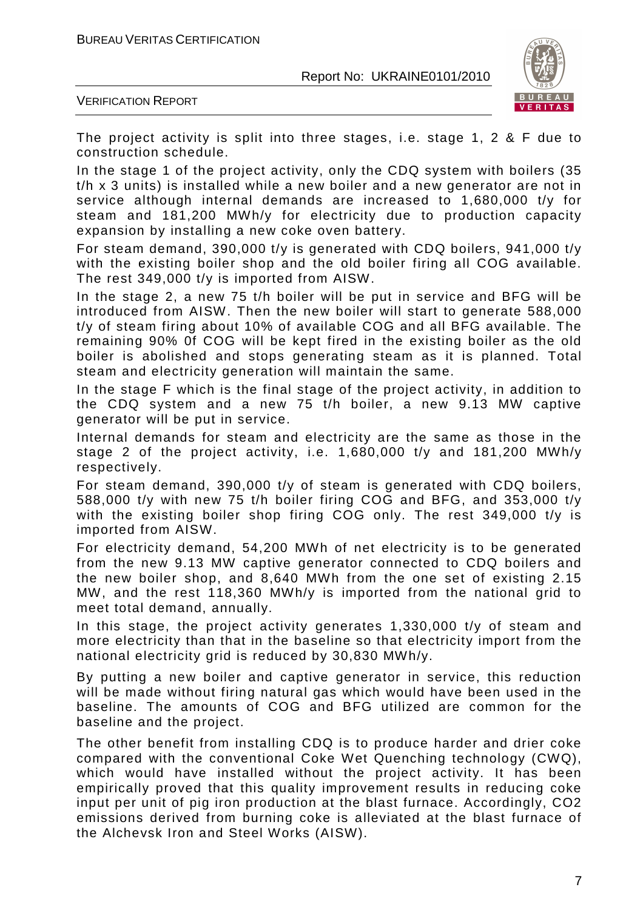The project activity is split into three stages, i.e. stage 1, 2 & F due to construction schedule.

In the stage 1 of the project activity, only the CDQ system with boilers (35 t/h x 3 units) is installed while a new boiler and a new generator are not in service although internal demands are increased to 1,680,000 t/y for steam and 181,200 MWh/y for electricity due to production capacity expansion by installing a new coke oven battery.

For steam demand, 390,000 t/y is generated with CDQ boilers, 941,000 t/y with the existing boiler shop and the old boiler firing all COG available. The rest 349,000 t/y is imported from AISW.

In the stage 2, a new 75 t/h boiler will be put in service and BFG will be introduced from AISW. Then the new boiler will start to generate 588,000 t/y of steam firing about 10% of available COG and all BFG available. The remaining 90% 0f COG will be kept fired in the existing boiler as the old boiler is abolished and stops generating steam as it is planned. Total steam and electricity generation will maintain the same.

In the stage F which is the final stage of the project activity, in addition to the CDQ system and a new 75 t/h boiler, a new 9.13 MW captive generator will be put in service.

Internal demands for steam and electricity are the same as those in the stage 2 of the project activity, i.e. 1,680,000 t/y and 181,200 MWh/y respectively.

For steam demand, 390,000 t/y of steam is generated with CDQ boilers, 588,000 t/y with new 75 t/h boiler firing COG and BFG, and 353,000 t/y with the existing boiler shop firing COG only. The rest 349,000 t/y is imported from AISW.

For electricity demand, 54,200 MWh of net electricity is to be generated from the new 9.13 MW captive generator connected to CDQ boilers and the new boiler shop, and 8,640 MWh from the one set of existing 2.15 MW, and the rest 118,360 MWh/y is imported from the national grid to meet total demand, annually.

In this stage, the project activity generates 1,330,000 t/y of steam and more electricity than that in the baseline so that electricity import from the national electricity grid is reduced by 30,830 MWh/y.

By putting a new boiler and captive generator in service, this reduction will be made without firing natural gas which would have been used in the baseline. The amounts of COG and BFG utilized are common for the baseline and the project.

The other benefit from installing CDQ is to produce harder and drier coke compared with the conventional Coke Wet Quenching technology (CWQ), which would have installed without the project activity. It has been empirically proved that this quality improvement results in reducing coke input per unit of pig iron production at the blast furnace. Accordingly, $CO_2$ emissions derived from burning coke is alleviated at the blast furnace of the Alchevsk Iron and Steel Works (AISW).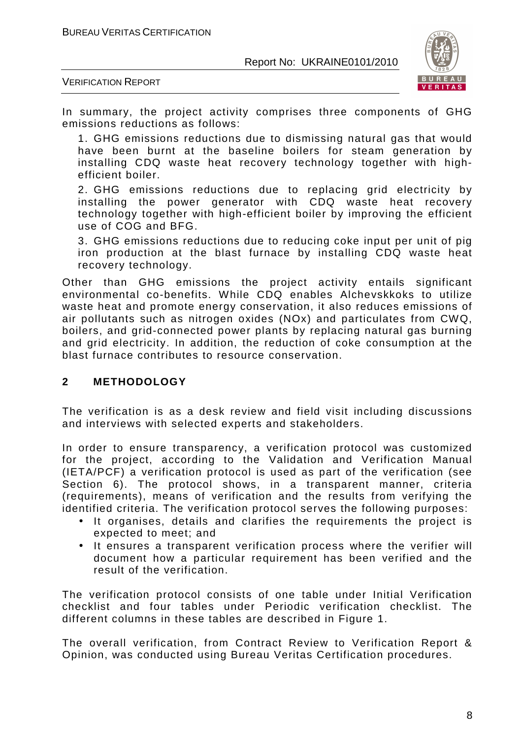In summary, the project activity comprises three components of GHG emissions reductions as follows:

1. GHG emissions reductions due to dismissing natural gas that would have been burnt at the baseline boilers for steam generation by installing CDQ waste heat recovery technology together with high-efficient boiler.

2. GHG emissions reductions due to replacing grid electricity by installing the power generator with CDQ waste heat recovery technology together with high-efficient boiler by improving the efficient use of COG and BFG.

3. GHG emissions reductions due to reducing coke input per unit of pig iron production at the blast furnace by installing CDQ waste heat recovery technology.

Other than GHG emissions the project activity entails significant environmental co-benefits. While CDQ enables Alchevskkoks to utilize waste heat and promote energy conservation, it also reduces emissions of air pollutants such as nitrogen oxides (NOx) and particulates from CWQ, boilers, and grid-connected power plants by replacing natural gas burning and grid electricity. In addition, the reduction of coke consumption at the blast furnace contributes to resource conservation.

## 2 METHODOLOGY

The verification is as a desk review and field visit including discussions and interviews with selected experts and stakeholders.

In order to ensure transparency, a verification protocol was customized for the project, according to the Validation and Verification Manual (IETA/PCF) a verification protocol is used as part of the verification (see Section 6). The protocol shows, in a transparent manner, criteria (requirements), means of verification and the results from verifying the identified criteria. The verification protocol serves the following purposes:

- It organises, details and clarifies the requirements the project is expected to meet; and
- It ensures a transparent verification process where the verifier will document how a particular requirement has been verified and the result of the verification.

The verification protocol consists of one table under Initial Verification checklist and four tables under Periodic verification checklist. The different columns in these tables are described in Figure 1.

The overall verification, from Contract Review to Verification Report & Opinion, was conducted using Bureau Veritas Certification procedures.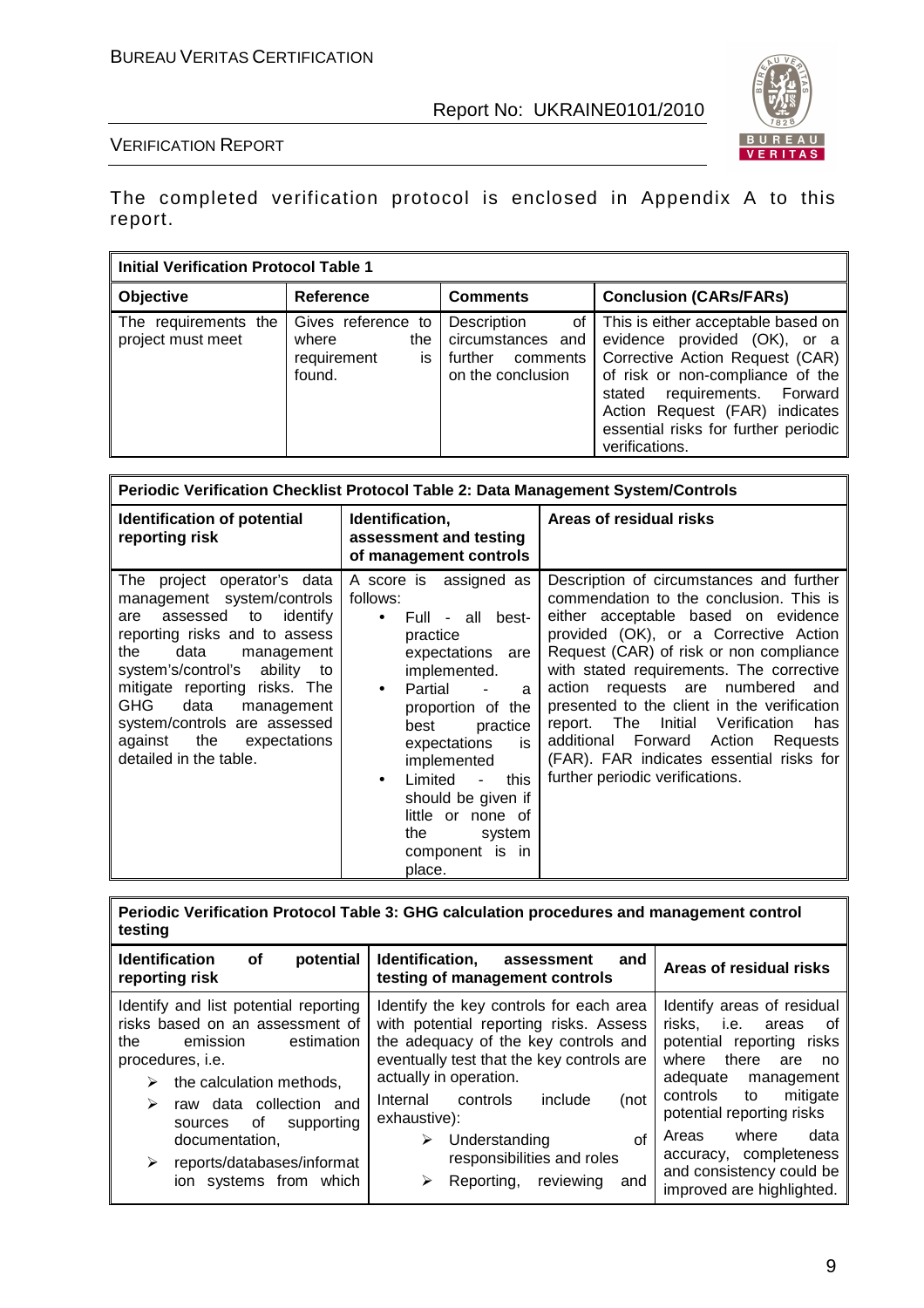The completed verification protocol is enclosed in Appendix A to this report.

| **Initial Verification Protocol Table 1** | | | |
|---|---|---|---|
| **Objective** | **Reference** | **Comments** | **Conclusion (CARs/FARs)** |
| The requirements the project must meet | Gives reference to where the requirement is found. | Description of circumstances and further comments on the conclusion | This is either acceptable based on evidence provided (OK), or a Corrective Action Request (CAR) of risk or non-compliance of the stated requirements. Forward Action Request (FAR) indicates essential risks for further periodic verifications. |

| **Periodic Verification Checklist Protocol Table 2: Data Management System/Controls** | | |
|---|---|---|
| **Identification of potential reporting risk** | **Identification, assessment and testing of management controls** | **Areas of residual risks** |
| The project operator's data management system/controls are assessed to identify reporting risks and to assess the data management system's/control's ability to mitigate reporting risks. The GHG data management system/controls are assessed against the expectations detailed in the table. | A score is assigned as follows:<br>• Full - all best-practice expectations are implemented.<br>• Partial - a proportion of the best practice expectations is implemented<br>• Limited - this should be given if little or none of the system component is in place. | Description of circumstances and further commendation to the conclusion. This is either acceptable based on evidence provided (OK), or a Corrective Action Request (CAR) of risk or non compliance with stated requirements. The corrective action requests are numbered and presented to the client in the verification report. The Initial Verification has additional Forward Action Requests (FAR). FAR indicates essential risks for further periodic verifications. |

| **Periodic Verification Protocol Table 3: GHG calculation procedures and management control testing** | | |
|---|---|---|
| **Identification of potential reporting risk** | **Identification, assessment and testing of management controls** | **Areas of residual risks** |
| Identify and list potential reporting risks based on an assessment of the emission estimation procedures, i.e.<br>➢ the calculation methods,<br>➢ raw data collection and sources of supporting documentation,<br>➢ reports/databases/information systems from which | Identify the key controls for each area with potential reporting risks. Assess the adequacy of the key controls and eventually test that the key controls are actually in operation.<br>Internal controls include (not exhaustive):<br>➢ Understanding of responsibilities and roles<br>➢ Reporting, reviewing and | Identify areas of residual risks, i.e. areas of potential reporting risks where there are no adequate management controls to mitigate potential reporting risks<br>Areas where data accuracy, completeness and consistency could be improved are highlighted. |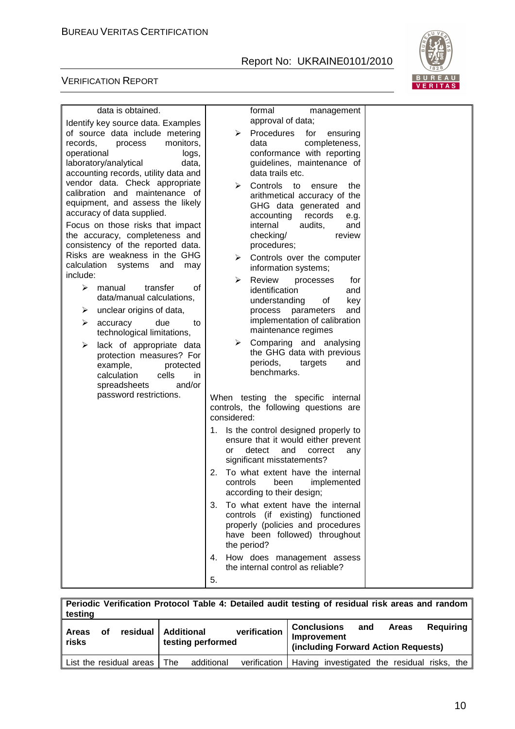| | | |
|---|---|---|
| data is obtained.<br><br>Identify key source data. Examples of source data include metering records, process monitors, operational logs, laboratory/analytical data, accounting records, utility data and vendor data. Check appropriate calibration and maintenance of equipment, and assess the likely accuracy of data supplied.<br><br>Focus on those risks that impact the accuracy, completeness and consistency of the reported data. Risks are weakness in the GHG calculation systems and may include:<br><br>➢ manual transfer of data/manual calculations,<br>➢ unclear origins of data,<br>➢ accuracy due to technological limitations,<br>➢ lack of appropriate data protection measures? For example, protected calculation cells in spreadsheets and/or password restrictions. | formal management approval of data;<br>➢ Procedures for ensuring data completeness, conformance with reporting guidelines, maintenance of data trails etc.<br>➢ Controls to ensure the arithmetical accuracy of the GHG data generated and accounting records e.g. internal audits, and checking/ review procedures;<br>➢ Controls over the computer information systems;<br>➢ Review processes for identification and understanding of key process parameters and implementation of calibration maintenance regimes<br>➢ Comparing and analysing the GHG data with previous periods, targets and benchmarks.<br><br>When testing the specific internal controls, the following questions are considered:<br><br>1. Is the control designed properly to ensure that it would either prevent or detect and correct any significant misstatements?<br>2. To what extent have the internal controls been implemented according to their design;<br>3. To what extent have the internal controls (if existing) functioned properly (policies and procedures have been followed) throughout the period?<br>4. How does management assess the internal control as reliable?<br>5. | |

| **Periodic Verification Protocol Table 4: Detailed audit testing of residual risk areas and random testing** | | |
|---|---|---|
| **Areas of residual risks** | **Additional verification testing performed** | **Conclusions and Areas Requiring Improvement (including Forward Action Requests)** |
| List the residual areas | The additional verification | Having investigated the residual risks, the |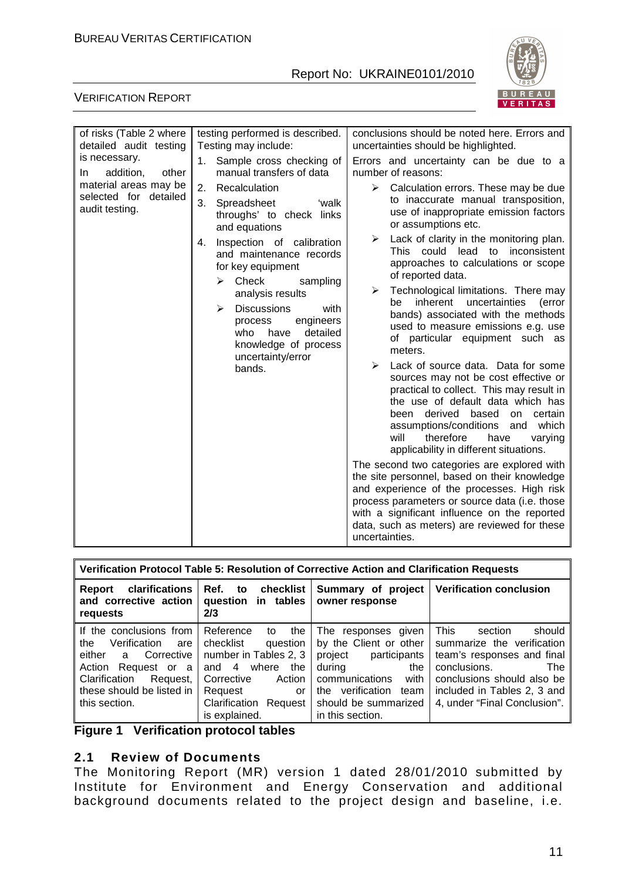| of risks (Table 2 where detailed audit testing is necessary. In addition, other material areas may be selected for detailed audit testing. | testing performed is described. Testing may include: 1. Sample cross checking of manual transfers of data 2. Recalculation 3. Spreadsheet 'walk throughs' to check links and equations 4. Inspection of calibration and maintenance records for key equipment ➢ Check sampling analysis results ➢ Discussions with process engineers who have detailed knowledge of process uncertainty/error bands. | conclusions should be noted here. Errors and uncertainties should be highlighted. Errors and uncertainty can be due to a number of reasons: ➢ Calculation errors. These may be due to inaccurate manual transposition, use of inappropriate emission factors or assumptions etc. ➢ Lack of clarity in the monitoring plan. This could lead to inconsistent approaches to calculations or scope of reported data. ➢ Technological limitations. There may be inherent uncertainties (error bands) associated with the methods used to measure emissions e.g. use of particular equipment such as meters. ➢ Lack of source data. Data for some sources may not be cost effective or practical to collect. This may result in the use of default data which has been derived based on certain assumptions/conditions and which will therefore have varying applicability in different situations. The second two categories are explored with the site personnel, based on their knowledge and experience of the processes. High risk process parameters or source data (i.e. those with a significant influence on the reported data, such as meters) are reviewed for these uncertainties. |
|---|---|---|

| Verification Protocol Table 5: Resolution of Corrective Action and Clarification Requests | | | |
|---|---|---|---|
| **Report clarifications and corrective action requests** | **Ref. to checklist question in tables 2/3** | **Summary of project owner response** | **Verification conclusion** |
| If the conclusions from the Verification are either a Corrective Action Request or a Clarification Request, these should be listed in this section. | Reference to the checklist question number in Tables 2, 3 and 4 where the Corrective Action Request or Clarification Request is explained. | The responses given by the Client or other project participants during the communications with the verification team should be summarized in this section. | This section should summarize the verification team's responses and final conclusions. The conclusions should also be included in Tables 2, 3 and 4, under "Final Conclusion". |

**Figure 1 Verification protocol tables**

## 2.1 Review of Documents

The Monitoring Report (MR) version 1 dated 28/01/2010 submitted by Institute for Environment and Energy Conservation and additional background documents related to the project design and baseline, i.e.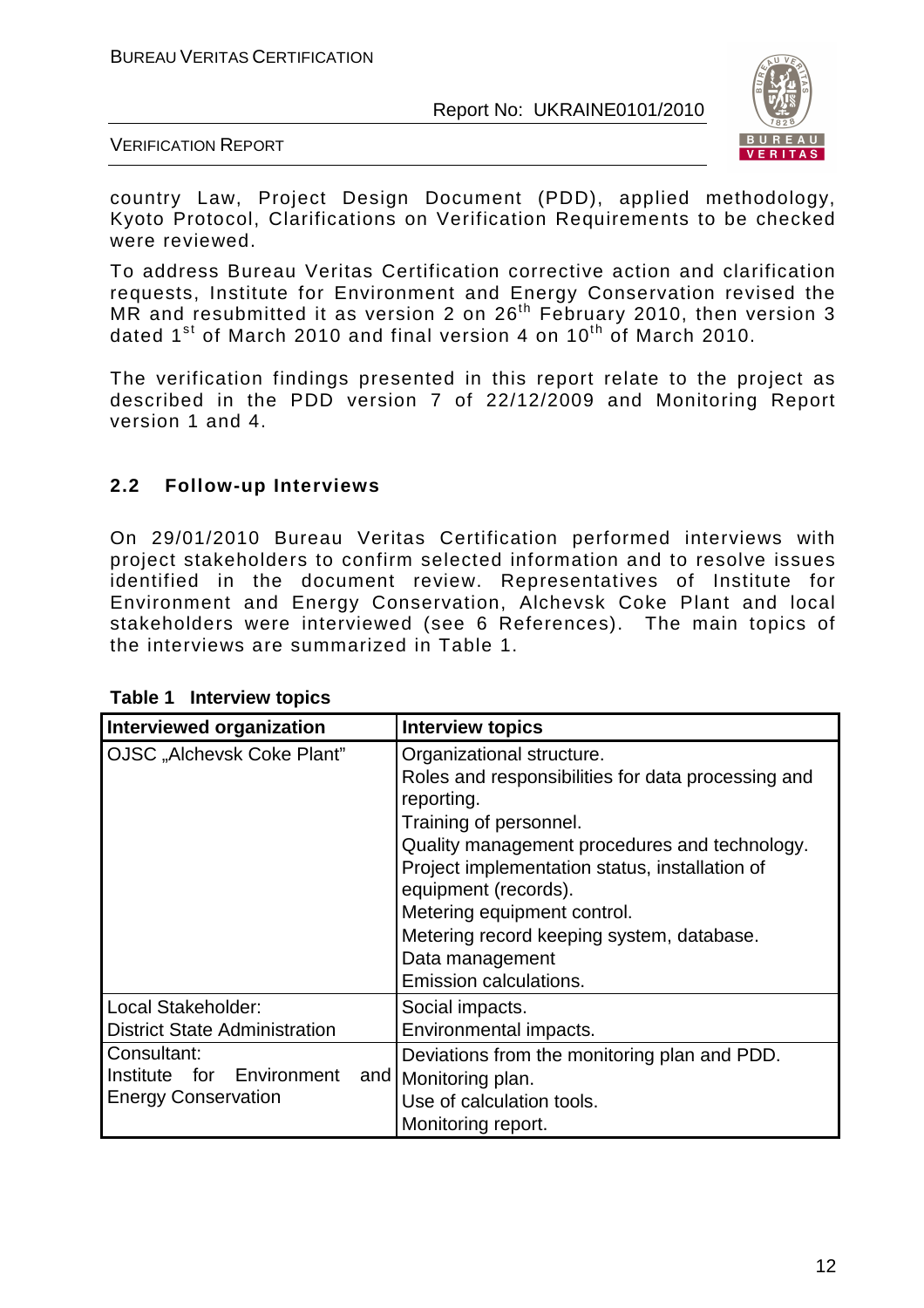country Law, Project Design Document (PDD), applied methodology, Kyoto Protocol, Clarifications on Verification Requirements to be checked were reviewed.

To address Bureau Veritas Certification corrective action and clarification requests, Institute for Environment and Energy Conservation revised the MR and resubmitted it as version 2 on 26th February 2010, then version 3 dated 1st of March 2010 and final version 4 on 10th of March 2010.

The verification findings presented in this report relate to the project as described in the PDD version 7 of 22/12/2009 and Monitoring Report version 1 and 4.

### 2.2 Follow-up Interviews

On 29/01/2010 Bureau Veritas Certification performed interviews with project stakeholders to confirm selected information and to resolve issues identified in the document review. Representatives of Institute for Environment and Energy Conservation, Alchevsk Coke Plant and local stakeholders were interviewed (see 6 References). The main topics of the interviews are summarized in Table 1.

**Table 1 Interview topics**

| Interviewed organization | Interview topics |
|---|---|
| OJSC „Alchevsk Coke Plant" | Organizational structure.<br>Roles and responsibilities for data processing and reporting.<br>Training of personnel.<br>Quality management procedures and technology.<br>Project implementation status, installation of equipment (records).<br>Metering equipment control.<br>Metering record keeping system, database.<br>Data management<br>Emission calculations. |
| Local Stakeholder:<br>District State Administration | Social impacts.<br>Environmental impacts. |
| Consultant:<br>Institute for Environment and Energy Conservation | Deviations from the monitoring plan and PDD.<br>Monitoring plan.<br>Use of calculation tools.<br>Monitoring report. |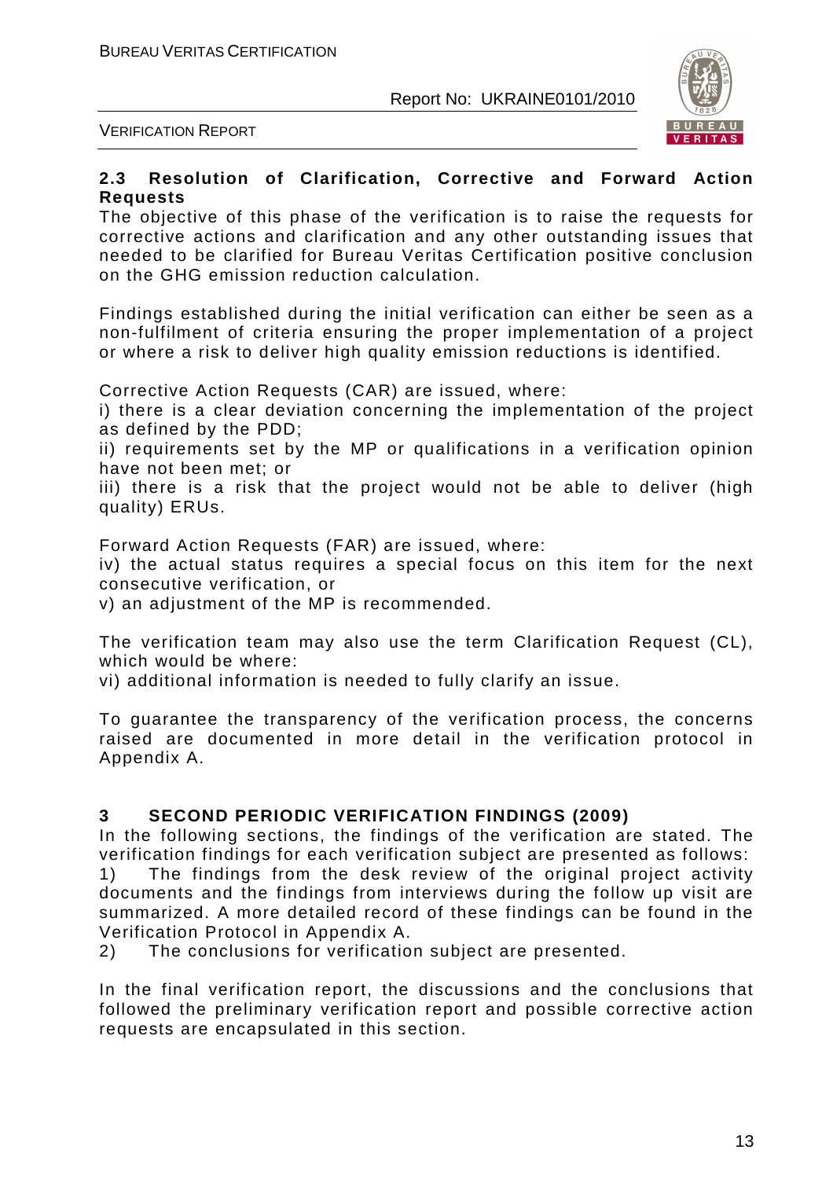### 2.3 Resolution of Clarification, Corrective and Forward Action Requests

The objective of this phase of the verification is to raise the requests for corrective actions and clarification and any other outstanding issues that needed to be clarified for Bureau Veritas Certification positive conclusion on the GHG emission reduction calculation.

Findings established during the initial verification can either be seen as a non-fulfilment of criteria ensuring the proper implementation of a project or where a risk to deliver high quality emission reductions is identified.

Corrective Action Requests (CAR) are issued, where:

i) there is a clear deviation concerning the implementation of the project as defined by the PDD;

ii) requirements set by the MP or qualifications in a verification opinion have not been met; or

iii) there is a risk that the project would not be able to deliver (high quality) ERUs.

Forward Action Requests (FAR) are issued, where:

iv) the actual status requires a special focus on this item for the next consecutive verification, or

v) an adjustment of the MP is recommended.

The verification team may also use the term Clarification Request (CL), which would be where:

vi) additional information is needed to fully clarify an issue.

To guarantee the transparency of the verification process, the concerns raised are documented in more detail in the verification protocol in Appendix A.

## 3 SECOND PERIODIC VERIFICATION FINDINGS (2009)

In the following sections, the findings of the verification are stated. The verification findings for each verification subject are presented as follows:

1) The findings from the desk review of the original project activity documents and the findings from interviews during the follow up visit are summarized. A more detailed record of these findings can be found in the Verification Protocol in Appendix A.

2) The conclusions for verification subject are presented.

In the final verification report, the discussions and the conclusions that followed the preliminary verification report and possible corrective action requests are encapsulated in this section.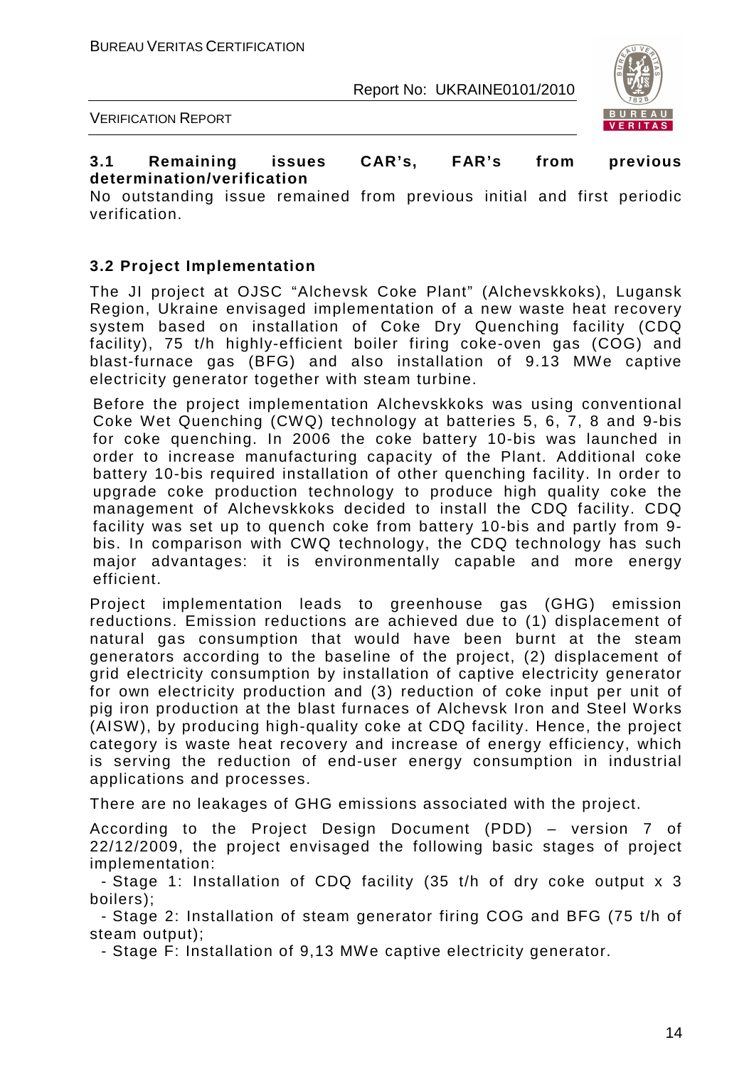### 3.1 Remaining issues CAR's, FAR's from previous determination/verification

No outstanding issue remained from previous initial and first periodic verification.

### 3.2 Project Implementation

The JI project at OJSC "Alchevsk Coke Plant" (Alchevskkoks), Lugansk Region, Ukraine envisaged implementation of a new waste heat recovery system based on installation of Coke Dry Quenching facility (CDQ facility), 75 t/h highly-efficient boiler firing coke-oven gas (COG) and blast-furnace gas (BFG) and also installation of 9.13 MWe captive electricity generator together with steam turbine.

Before the project implementation Alchevskkoks was using conventional Coke Wet Quenching (CWQ) technology at batteries 5, 6, 7, 8 and 9-bis for coke quenching. In 2006 the coke battery 10-bis was launched in order to increase manufacturing capacity of the Plant. Additional coke battery 10-bis required installation of other quenching facility. In order to upgrade coke production technology to produce high quality coke the management of Alchevskkoks decided to install the CDQ facility. CDQ facility was set up to quench coke from battery 10-bis and partly from 9-bis. In comparison with CWQ technology, the CDQ technology has such major advantages: it is environmentally capable and more energy efficient.

Project implementation leads to greenhouse gas (GHG) emission reductions. Emission reductions are achieved due to (1) displacement of natural gas consumption that would have been burnt at the steam generators according to the baseline of the project, (2) displacement of grid electricity consumption by installation of captive electricity generator for own electricity production and (3) reduction of coke input per unit of pig iron production at the blast furnaces of Alchevsk Iron and Steel Works (AISW), by producing high-quality coke at CDQ facility. Hence, the project category is waste heat recovery and increase of energy efficiency, which is serving the reduction of end-user energy consumption in industrial applications and processes.

There are no leakages of GHG emissions associated with the project.

According to the Project Design Document (PDD) – version 7 of 22/12/2009, the project envisaged the following basic stages of project implementation:

- Stage 1: Installation of CDQ facility (35 t/h of dry coke output x 3 boilers);
- Stage 2: Installation of steam generator firing COG and BFG (75 t/h of steam output);
- Stage F: Installation of 9,13 MWe captive electricity generator.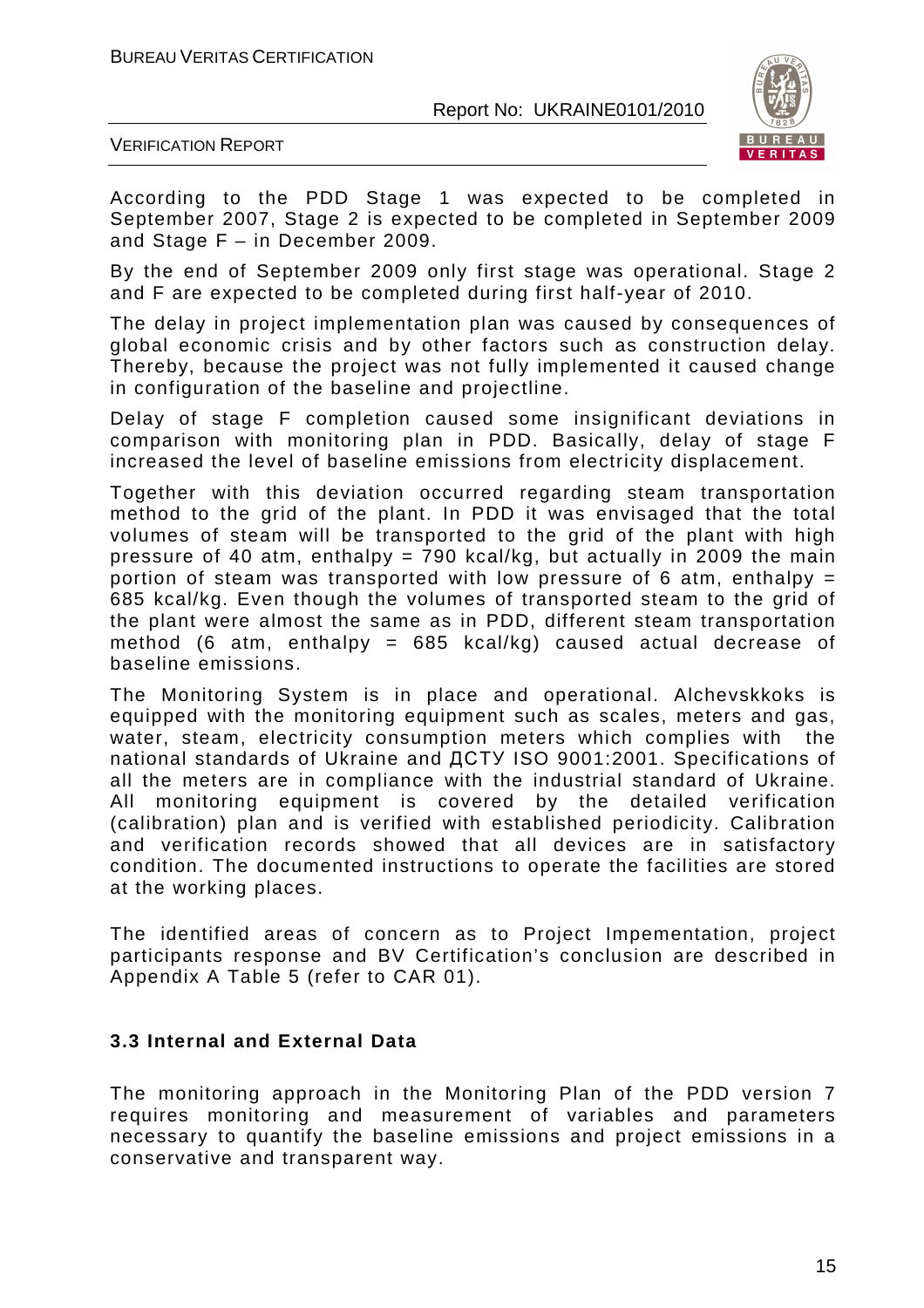According to the PDD Stage 1 was expected to be completed in September 2007, Stage 2 is expected to be completed in September 2009 and Stage F – in December 2009.

By the end of September 2009 only first stage was operational. Stage 2 and F are expected to be completed during first half-year of 2010.

The delay in project implementation plan was caused by consequences of global economic crisis and by other factors such as construction delay. Thereby, because the project was not fully implemented it caused change in configuration of the baseline and projectline.

Delay of stage F completion caused some insignificant deviations in comparison with monitoring plan in PDD. Basically, delay of stage F increased the level of baseline emissions from electricity displacement.

Together with this deviation occurred regarding steam transportation method to the grid of the plant. In PDD it was envisaged that the total volumes of steam will be transported to the grid of the plant with high pressure of 40 atm, enthalpy = 790 kcal/kg, but actually in 2009 the main portion of steam was transported with low pressure of 6 atm, enthalpy = 685 kcal/kg. Even though the volumes of transported steam to the grid of the plant were almost the same as in PDD, different steam transportation method (6 atm, enthalpy = 685 kcal/kg) caused actual decrease of baseline emissions.

The Monitoring System is in place and operational. Alchevskkoks is equipped with the monitoring equipment such as scales, meters and gas, water, steam, electricity consumption meters which complies with the national standards of Ukraine and ДСТУ ISO 9001:2001. Specifications of all the meters are in compliance with the industrial standard of Ukraine. All monitoring equipment is covered by the detailed verification (calibration) plan and is verified with established periodicity. Calibration and verification records showed that all devices are in satisfactory condition. The documented instructions to operate the facilities are stored at the working places.

The identified areas of concern as to Project Impementation, project participants response and BV Certification's conclusion are described in Appendix A Table 5 (refer to CAR 01).

### 3.3 Internal and External Data

The monitoring approach in the Monitoring Plan of the PDD version 7 requires monitoring and measurement of variables and parameters necessary to quantify the baseline emissions and project emissions in a conservative and transparent way.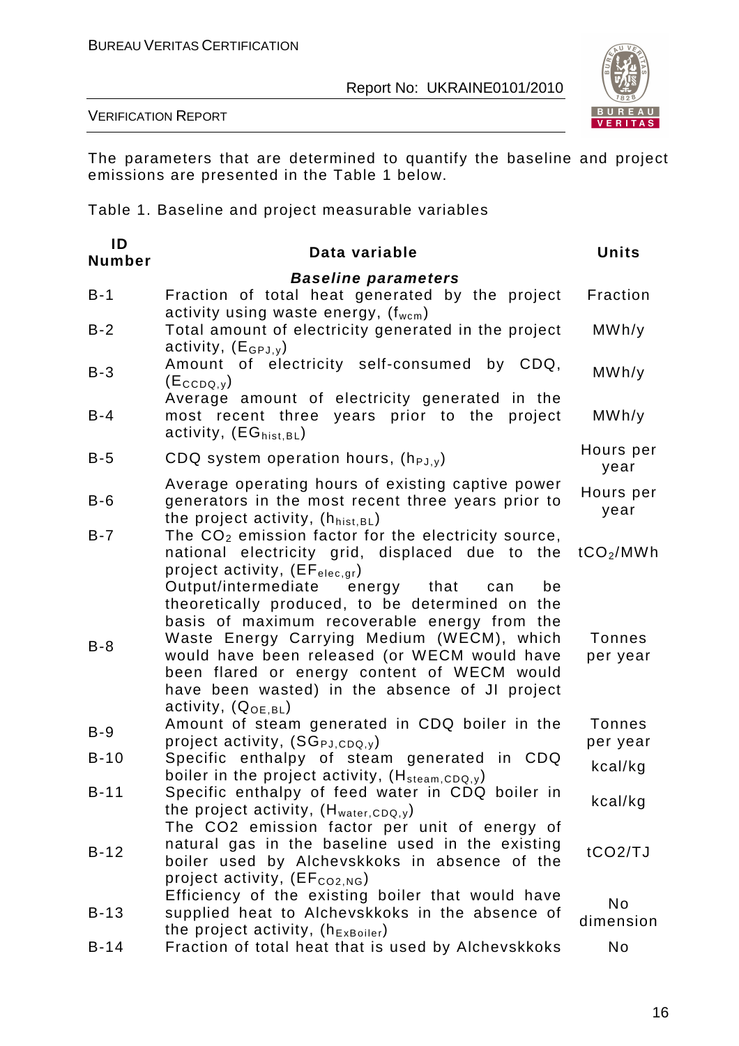The parameters that are determined to quantify the baseline and project emissions are presented in the Table 1 below.

Table 1. Baseline and project measurable variables

| ID Number | Data variable | Units |
|---|---|---|
| | ***Baseline parameters*** | |
| B-1 | Fraction of total heat generated by the project activity using waste energy, ($f_{wcm}$) | Fraction |
| B-2 | Total amount of electricity generated in the project activity, ($E_{GPJ,y}$) | MWh/y |
| B-3 | Amount of electricity self-consumed by CDQ, ($E_{CCDQ,y}$) | MWh/y |
| B-4 | Average amount of electricity generated in the most recent three years prior to the project activity, ($EG_{hist,BL}$) | MWh/y |
| B-5 | CDQ system operation hours, ($h_{PJ,y}$) | Hours per year |
| B-6 | Average operating hours of existing captive power generators in the most recent three years prior to the project activity, ($h_{hist,BL}$) | Hours per year |
| B-7 | The $CO_2$ emission factor for the electricity source, national electricity grid, displaced due to the project activity, ($EF_{elec,gr}$) | $tCO_2$/MWh |
| B-8 | Output/intermediate energy that can be theoretically produced, to be determined on the basis of maximum recoverable energy from the Waste Energy Carrying Medium (WECM), which would have been released (or WECM would have been flared or energy content of WECM would have been wasted) in the absence of JI project activity, ($Q_{OE,BL}$) | Tonnes per year |
| B-9 | Amount of steam generated in CDQ boiler in the project activity, ($SG_{PJ,CDQ,y}$) | Tonnes per year |
| B-10 | Specific enthalpy of steam generated in CDQ boiler in the project activity, ($H_{steam,CDQ,y}$) | kcal/kg |
| B-11 | Specific enthalpy of feed water in CDQ boiler in the project activity, ($H_{water,CDQ,y}$) | kcal/kg |
| B-12 | The CO2 emission factor per unit of energy of natural gas in the baseline used in the existing boiler used by Alchevskkoks in absence of the project activity, ($EF_{CO2,NG}$) | tCO2/TJ |
| B-13 | Efficiency of the existing boiler that would have supplied heat to Alchevskkoks in the absence of the project activity, ($h_{ExBoiler}$) | No dimension |
| B-14 | Fraction of total heat that is used by Alchevskkoks | No |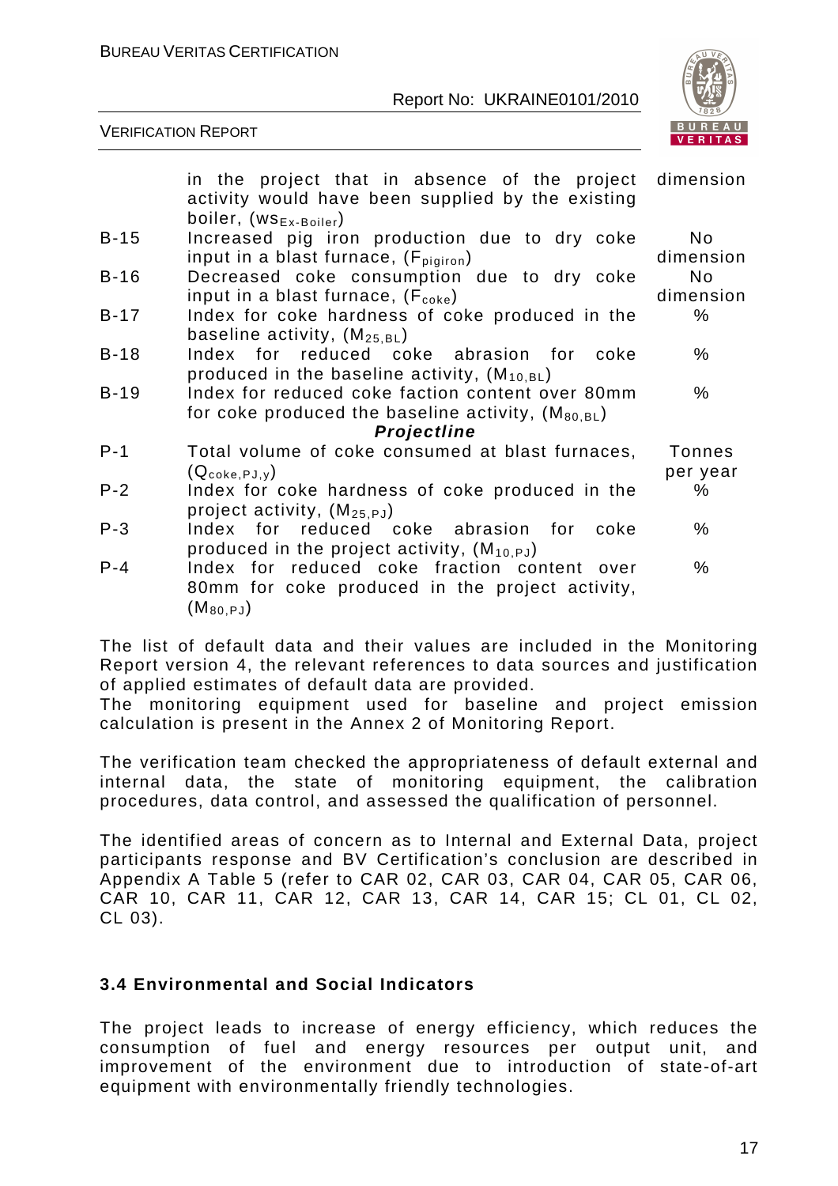| | | |
|---|---|---|
| | in the project that in absence of the project activity would have been supplied by the existing boiler, ($ws_{Ex\text{-}Boiler}$) | dimension |
| B-15 | Increased pig iron production due to dry coke input in a blast furnace, ($F_{pigiron}$) | No dimension |
| B-16 | Decreased coke consumption due to dry coke input in a blast furnace, ($F_{coke}$) | No dimension |
| B-17 | Index for coke hardness of coke produced in the baseline activity, ($M_{25,BL}$) | % |
| B-18 | Index for reduced coke abrasion for coke produced in the baseline activity, ($M_{10,BL}$) | % |
| B-19 | Index for reduced coke faction content over 80mm for coke produced the baseline activity, ($M_{80,BL}$) | % |
| | ***Projectline*** | |
| P-1 | Total volume of coke consumed at blast furnaces, ($Q_{coke,PJ,y}$) | Tonnes per year |
| P-2 | Index for coke hardness of coke produced in the project activity, ($M_{25,PJ}$) | % |
| P-3 | Index for reduced coke abrasion for coke produced in the project activity, ($M_{10,PJ}$) | % |
| P-4 | Index for reduced coke fraction content over 80mm for coke produced in the project activity, ($M_{80,PJ}$) | % |

The list of default data and their values are included in the Monitoring Report version 4, the relevant references to data sources and justification of applied estimates of default data are provided.
The monitoring equipment used for baseline and project emission calculation is present in the Annex 2 of Monitoring Report.

The verification team checked the appropriateness of default external and internal data, the state of monitoring equipment, the calibration procedures, data control, and assessed the qualification of personnel.

The identified areas of concern as to Internal and External Data, project participants response and BV Certification's conclusion are described in Appendix A Table 5 (refer to CAR 02, CAR 03, CAR 04, CAR 05, CAR 06, CAR 10, CAR 11, CAR 12, CAR 13, CAR 14, CAR 15; CL 01, CL 02, CL 03).

### 3.4 Environmental and Social Indicators

The project leads to increase of energy efficiency, which reduces the consumption of fuel and energy resources per output unit, and improvement of the environment due to introduction of state-of-art equipment with environmentally friendly technologies.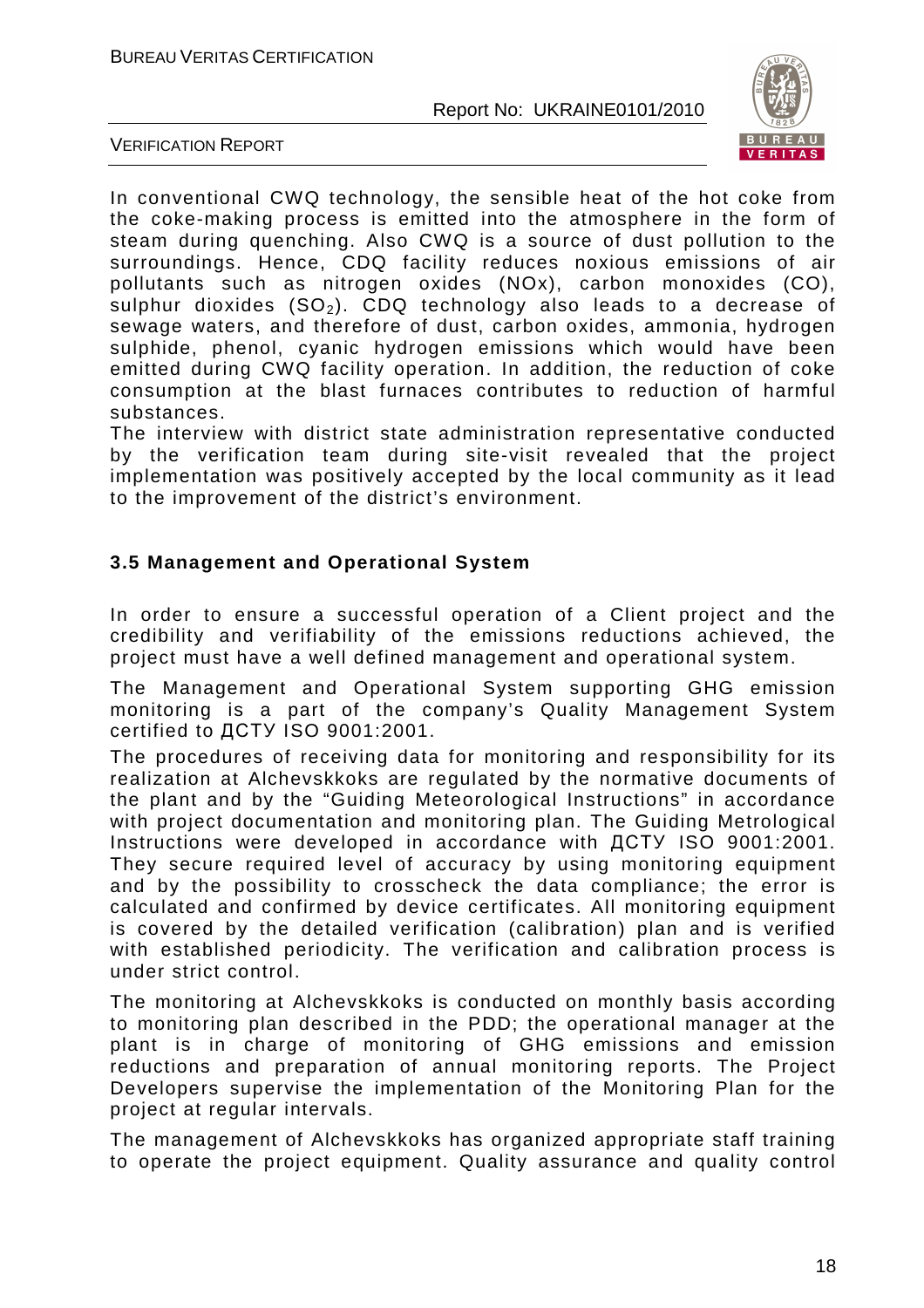In conventional CWQ technology, the sensible heat of the hot coke from the coke-making process is emitted into the atmosphere in the form of steam during quenching. Also CWQ is a source of dust pollution to the surroundings. Hence, CDQ facility reduces noxious emissions of air pollutants such as nitrogen oxides (NOx), carbon monoxides (CO), sulphur dioxides ($SO_2$). CDQ technology also leads to a decrease of sewage waters, and therefore of dust, carbon oxides, ammonia, hydrogen sulphide, phenol, cyanic hydrogen emissions which would have been emitted during CWQ facility operation. In addition, the reduction of coke consumption at the blast furnaces contributes to reduction of harmful substances.

The interview with district state administration representative conducted by the verification team during site-visit revealed that the project implementation was positively accepted by the local community as it lead to the improvement of the district's environment.

### 3.5 Management and Operational System

In order to ensure a successful operation of a Client project and the credibility and verifiability of the emissions reductions achieved, the project must have a well defined management and operational system.

The Management and Operational System supporting GHG emission monitoring is a part of the company's Quality Management System certified to ДСТУ ISO 9001:2001.

The procedures of receiving data for monitoring and responsibility for its realization at Alchevskkoks are regulated by the normative documents of the plant and by the "Guiding Meteorological Instructions" in accordance with project documentation and monitoring plan. The Guiding Metrological Instructions were developed in accordance with ДСТУ ISO 9001:2001. They secure required level of accuracy by using monitoring equipment and by the possibility to crosscheck the data compliance; the error is calculated and confirmed by device certificates. All monitoring equipment is covered by the detailed verification (calibration) plan and is verified with established periodicity. The verification and calibration process is under strict control.

The monitoring at Alchevskkoks is conducted on monthly basis according to monitoring plan described in the PDD; the operational manager at the plant is in charge of monitoring of GHG emissions and emission reductions and preparation of annual monitoring reports. The Project Developers supervise the implementation of the Monitoring Plan for the project at regular intervals.

The management of Alchevskkoks has organized appropriate staff training to operate the project equipment. Quality assurance and quality control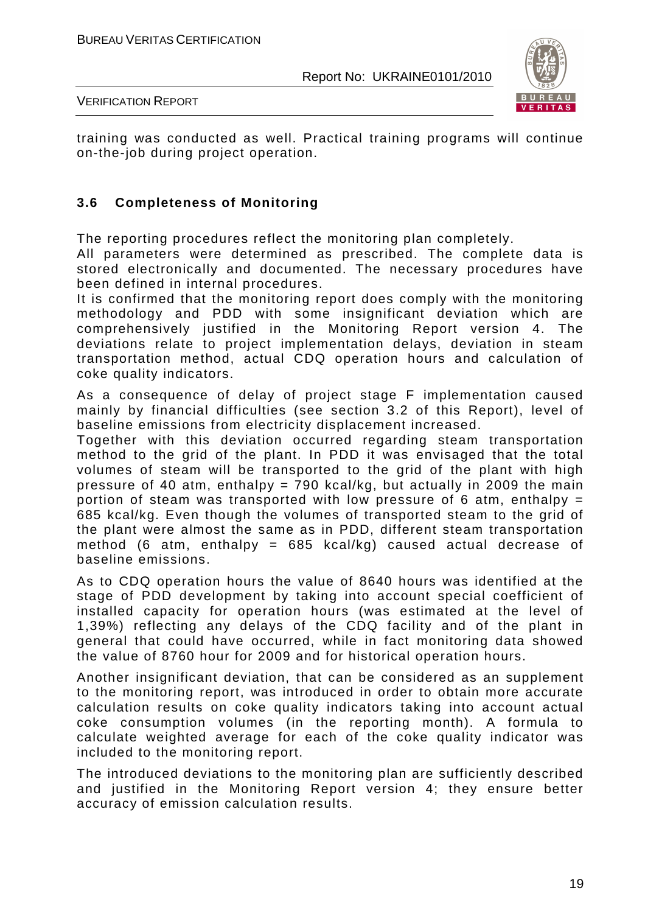training was conducted as well. Practical training programs will continue on-the-job during project operation.

### 3.6 Completeness of Monitoring

The reporting procedures reflect the monitoring plan completely.

All parameters were determined as prescribed. The complete data is stored electronically and documented. The necessary procedures have been defined in internal procedures.

It is confirmed that the monitoring report does comply with the monitoring methodology and PDD with some insignificant deviation which are comprehensively justified in the Monitoring Report version 4. The deviations relate to project implementation delays, deviation in steam transportation method, actual CDQ operation hours and calculation of coke quality indicators.

As a consequence of delay of project stage F implementation caused mainly by financial difficulties (see section 3.2 of this Report), level of baseline emissions from electricity displacement increased.

Together with this deviation occurred regarding steam transportation method to the grid of the plant. In PDD it was envisaged that the total volumes of steam will be transported to the grid of the plant with high pressure of 40 atm, enthalpy = 790 kcal/kg, but actually in 2009 the main portion of steam was transported with low pressure of 6 atm, enthalpy = 685 kcal/kg. Even though the volumes of transported steam to the grid of the plant were almost the same as in PDD, different steam transportation method (6 atm, enthalpy = 685 kcal/kg) caused actual decrease of baseline emissions.

As to CDQ operation hours the value of 8640 hours was identified at the stage of PDD development by taking into account special coefficient of installed capacity for operation hours (was estimated at the level of 1,39%) reflecting any delays of the CDQ facility and of the plant in general that could have occurred, while in fact monitoring data showed the value of 8760 hour for 2009 and for historical operation hours.

Another insignificant deviation, that can be considered as an supplement to the monitoring report, was introduced in order to obtain more accurate calculation results on coke quality indicators taking into account actual coke consumption volumes (in the reporting month). A formula to calculate weighted average for each of the coke quality indicator was included to the monitoring report.

The introduced deviations to the monitoring plan are sufficiently described and justified in the Monitoring Report version 4; they ensure better accuracy of emission calculation results.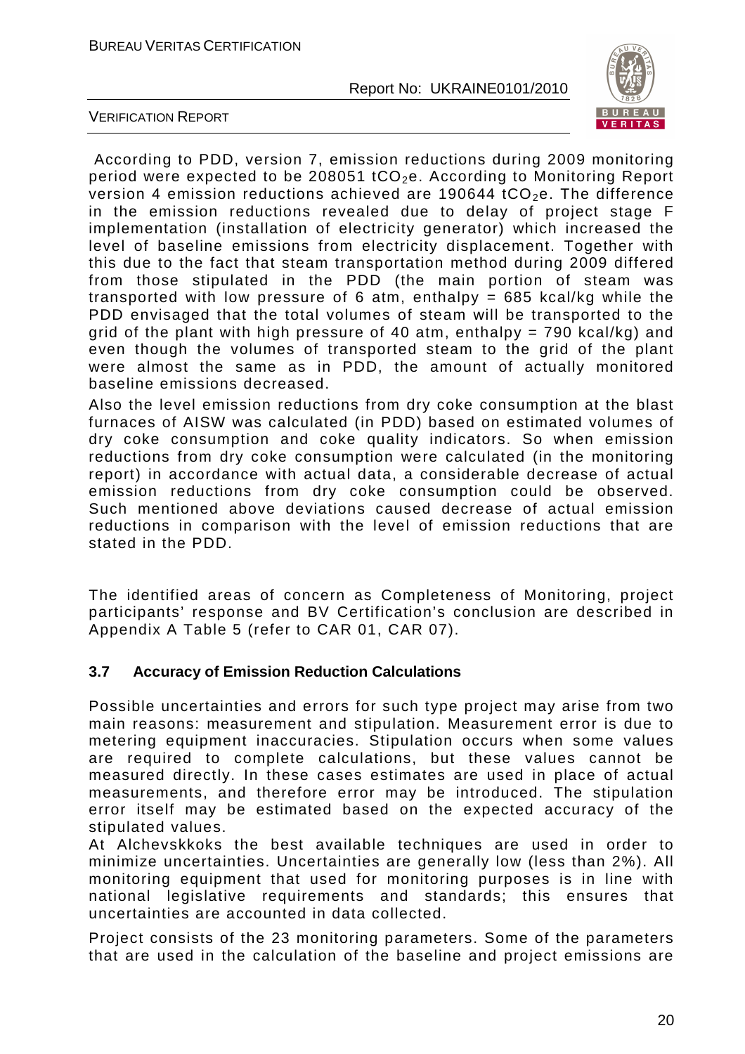According to PDD, version 7, emission reductions during 2009 monitoring period were expected to be 208051 $tCO_2e$. According to Monitoring Report version 4 emission reductions achieved are 190644 $tCO_2e$. The difference in the emission reductions revealed due to delay of project stage F implementation (installation of electricity generator) which increased the level of baseline emissions from electricity displacement. Together with this due to the fact that steam transportation method during 2009 differed from those stipulated in the PDD (the main portion of steam was transported with low pressure of 6 atm, enthalpy = 685 kcal/kg while the PDD envisaged that the total volumes of steam will be transported to the grid of the plant with high pressure of 40 atm, enthalpy = 790 kcal/kg) and even though the volumes of transported steam to the grid of the plant were almost the same as in PDD, the amount of actually monitored baseline emissions decreased.

Also the level emission reductions from dry coke consumption at the blast furnaces of AISW was calculated (in PDD) based on estimated volumes of dry coke consumption and coke quality indicators. So when emission reductions from dry coke consumption were calculated (in the monitoring report) in accordance with actual data, a considerable decrease of actual emission reductions from dry coke consumption could be observed. Such mentioned above deviations caused decrease of actual emission reductions in comparison with the level of emission reductions that are stated in the PDD.

The identified areas of concern as Completeness of Monitoring, project participants' response and BV Certification's conclusion are described in Appendix A Table 5 (refer to CAR 01, CAR 07).

### 3.7 Accuracy of Emission Reduction Calculations

Possible uncertainties and errors for such type project may arise from two main reasons: measurement and stipulation. Measurement error is due to metering equipment inaccuracies. Stipulation occurs when some values are required to complete calculations, but these values cannot be measured directly. In these cases estimates are used in place of actual measurements, and therefore error may be introduced. The stipulation error itself may be estimated based on the expected accuracy of the stipulated values.

At Alchevskkoks the best available techniques are used in order to minimize uncertainties. Uncertainties are generally low (less than 2%). All monitoring equipment that used for monitoring purposes is in line with national legislative requirements and standards; this ensures that uncertainties are accounted in data collected.

Project consists of the 23 monitoring parameters. Some of the parameters that are used in the calculation of the baseline and project emissions are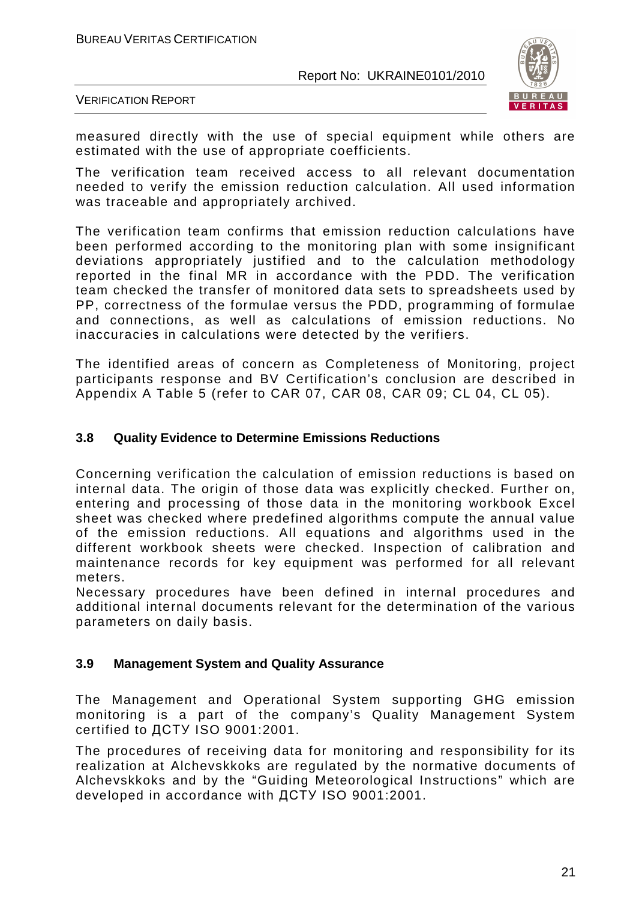measured directly with the use of special equipment while others are estimated with the use of appropriate coefficients.

The verification team received access to all relevant documentation needed to verify the emission reduction calculation. All used information was traceable and appropriately archived.

The verification team confirms that emission reduction calculations have been performed according to the monitoring plan with some insignificant deviations appropriately justified and to the calculation methodology reported in the final MR in accordance with the PDD. The verification team checked the transfer of monitored data sets to spreadsheets used by PP, correctness of the formulae versus the PDD, programming of formulae and connections, as well as calculations of emission reductions. No inaccuracies in calculations were detected by the verifiers.

The identified areas of concern as Completeness of Monitoring, project participants response and BV Certification's conclusion are described in Appendix A Table 5 (refer to CAR 07, CAR 08, CAR 09; CL 04, CL 05).

### 3.8 Quality Evidence to Determine Emissions Reductions

Concerning verification the calculation of emission reductions is based on internal data. The origin of those data was explicitly checked. Further on, entering and processing of those data in the monitoring workbook Excel sheet was checked where predefined algorithms compute the annual value of the emission reductions. All equations and algorithms used in the different workbook sheets were checked. Inspection of calibration and maintenance records for key equipment was performed for all relevant meters.

Necessary procedures have been defined in internal procedures and additional internal documents relevant for the determination of the various parameters on daily basis.

### 3.9 Management System and Quality Assurance

The Management and Operational System supporting GHG emission monitoring is a part of the company's Quality Management System certified to ДСТУ ISO 9001:2001.

The procedures of receiving data for monitoring and responsibility for its realization at Alchevskkoks are regulated by the normative documents of Alchevskkoks and by the "Guiding Meteorological Instructions" which are developed in accordance with ДСТУ ISO 9001:2001.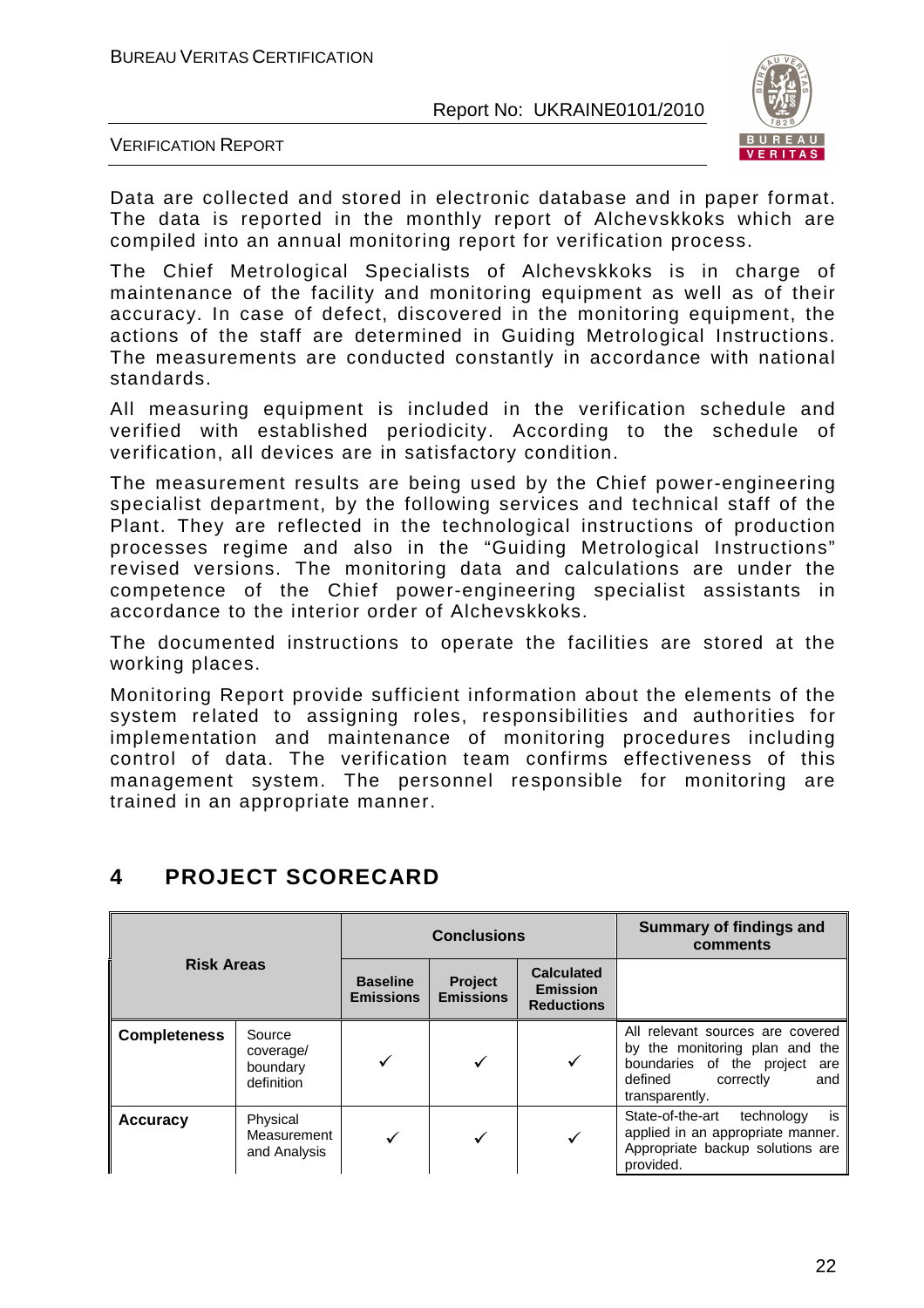Data are collected and stored in electronic database and in paper format. The data is reported in the monthly report of Alchevskkoks which are compiled into an annual monitoring report for verification process.

The Chief Metrological Specialists of Alchevskkoks is in charge of maintenance of the facility and monitoring equipment as well as of their accuracy. In case of defect, discovered in the monitoring equipment, the actions of the staff are determined in Guiding Metrological Instructions. The measurements are conducted constantly in accordance with national standards.

All measuring equipment is included in the verification schedule and verified with established periodicity. According to the schedule of verification, all devices are in satisfactory condition.

The measurement results are being used by the Chief power-engineering specialist department, by the following services and technical staff of the Plant. They are reflected in the technological instructions of production processes regime and also in the "Guiding Metrological Instructions" revised versions. The monitoring data and calculations are under the competence of the Chief power-engineering specialist assistants in accordance to the interior order of Alchevskkoks.

The documented instructions to operate the facilities are stored at the working places.

Monitoring Report provide sufficient information about the elements of the system related to assigning roles, responsibilities and authorities for implementation and maintenance of monitoring procedures including control of data. The verification team confirms effectiveness of this management system. The personnel responsible for monitoring are trained in an appropriate manner.

# 4 PROJECT SCORECARD

| Risk Areas | | Conclusions | | | Summary of findings and comments |
|---|---|---|---|---|---|
| | | Baseline Emissions | Project Emissions | Calculated Emission Reductions | |
| **Completeness** | Source coverage/ boundary definition | ✓ | ✓ | ✓ | All relevant sources are covered by the monitoring plan and the boundaries of the project are defined correctly and transparently. |
| **Accuracy** | Physical Measurement and Analysis | ✓ | ✓ | ✓ | State-of-the-art technology is applied in an appropriate manner. Appropriate backup solutions are provided. |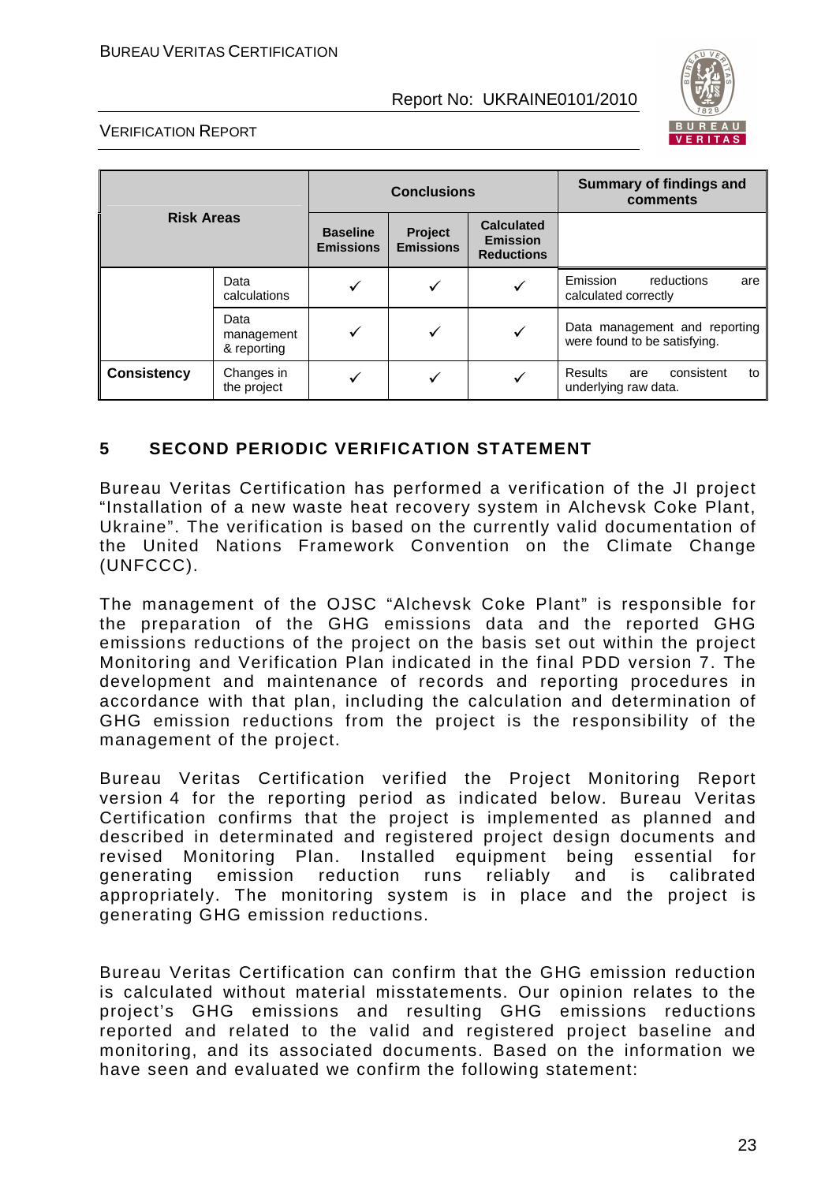| Risk Areas | | Conclusions | | | Summary of findings and comments |
|---|---|---|---|---|---|
| | | Baseline Emissions | Project Emissions | Calculated Emission Reductions | |
| | Data calculations | ✓ | ✓ | ✓ | Emission reductions are calculated correctly |
| | Data management & reporting | ✓ | ✓ | ✓ | Data management and reporting were found to be satisfying. |
| **Consistency** | Changes in the project | ✓ | ✓ | ✓ | Results are consistent to underlying raw data. |

## 5 SECOND PERIODIC VERIFICATION STATEMENT

Bureau Veritas Certification has performed a verification of the JI project "Installation of a new waste heat recovery system in Alchevsk Coke Plant, Ukraine". The verification is based on the currently valid documentation of the United Nations Framework Convention on the Climate Change (UNFCCC).

The management of the OJSC "Alchevsk Coke Plant" is responsible for the preparation of the GHG emissions data and the reported GHG emissions reductions of the project on the basis set out within the project Monitoring and Verification Plan indicated in the final PDD version 7. The development and maintenance of records and reporting procedures in accordance with that plan, including the calculation and determination of GHG emission reductions from the project is the responsibility of the management of the project.

Bureau Veritas Certification verified the Project Monitoring Report version 4 for the reporting period as indicated below. Bureau Veritas Certification confirms that the project is implemented as planned and described in determinated and registered project design documents and revised Monitoring Plan. Installed equipment being essential for generating emission reduction runs reliably and is calibrated appropriately. The monitoring system is in place and the project is generating GHG emission reductions.

Bureau Veritas Certification can confirm that the GHG emission reduction is calculated without material misstatements. Our opinion relates to the project's GHG emissions and resulting GHG emissions reductions reported and related to the valid and registered project baseline and monitoring, and its associated documents. Based on the information we have seen and evaluated we confirm the following statement: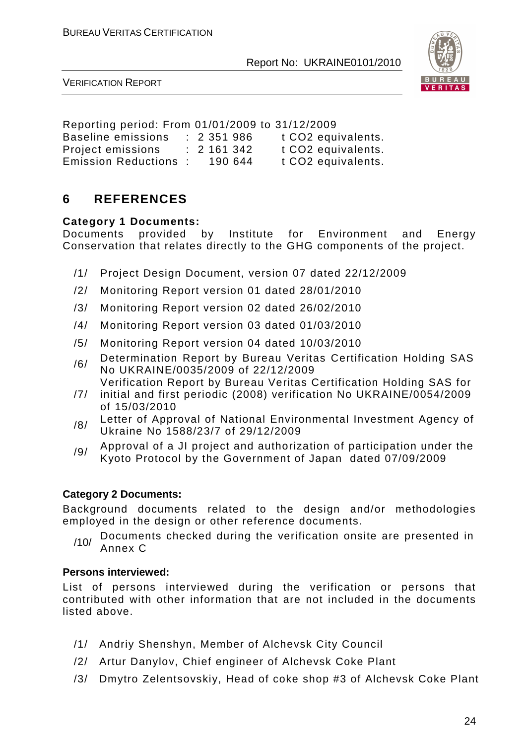Reporting period: From 01/01/2009 to 31/12/2009

| | | |
|---|---|---|
| Baseline emissions | : 2 351 986 | t $CO_2$ equivalents. |
| Project emissions | : 2 161 342 | t $CO_2$ equivalents. |
| Emission Reductions | : 190 644 | t $CO_2$ equivalents. |

# 6 REFERENCES

**Category 1 Documents:**

Documents provided by Institute for Environment and Energy Conservation that relates directly to the GHG components of the project.

/1/ Project Design Document, version 07 dated 22/12/2009

/2/ Monitoring Report version 01 dated 28/01/2010

/3/ Monitoring Report version 02 dated 26/02/2010

/4/ Monitoring Report version 03 dated 01/03/2010

/5/ Monitoring Report version 04 dated 10/03/2010

/6/ Determination Report by Bureau Veritas Certification Holding SAS No UKRAINE/0035/2009 of 22/12/2009

/7/ Verification Report by Bureau Veritas Certification Holding SAS for initial and first periodic (2008) verification No UKRAINE/0054/2009 of 15/03/2010

/8/ Letter of Approval of National Environmental Investment Agency of Ukraine No 1588/23/7 of 29/12/2009

/9/ Approval of a JI project and authorization of participation under the Kyoto Protocol by the Government of Japan dated 07/09/2009

**Category 2 Documents:**

Background documents related to the design and/or methodologies employed in the design or other reference documents.

/10/ Documents checked during the verification onsite are presented in Annex C

**Persons interviewed:**

List of persons interviewed during the verification or persons that contributed with other information that are not included in the documents listed above.

/1/ Andriy Shenshyn, Member of Alchevsk City Council

/2/ Artur Danylov, Chief engineer of Alchevsk Coke Plant

/3/ Dmytro Zelentsovskiy, Head of coke shop #3 of Alchevsk Coke Plant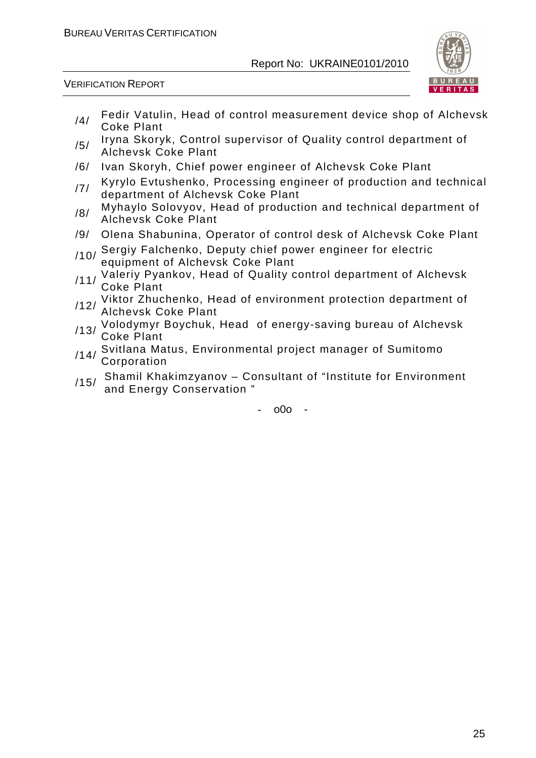/4/ Fedir Vatulin, Head of control measurement device shop of Alchevsk Coke Plant

/5/ Iryna Skoryk, Control supervisor of Quality control department of Alchevsk Coke Plant

/6/ Ivan Skoryh, Chief power engineer of Alchevsk Coke Plant

/7/ Kyrylo Evtushenko, Processing engineer of production and technical department of Alchevsk Coke Plant

/8/ Myhaylo Solovyov, Head of production and technical department of Alchevsk Coke Plant

/9/ Olena Shabunina, Operator of control desk of Alchevsk Coke Plant

/10/ Sergiy Falchenko, Deputy chief power engineer for electric equipment of Alchevsk Coke Plant

/11/ Valeriy Pyankov, Head of Quality control department of Alchevsk Coke Plant

/12/ Viktor Zhuchenko, Head of environment protection department of Alchevsk Coke Plant

/13/ Volodymyr Boychuk, Head of energy-saving bureau of Alchevsk Coke Plant

/14/ Svitlana Matus, Environmental project manager of Sumitomo Corporation

/15/ Shamil Khakimzyanov – Consultant of "Institute for Environment and Energy Conservation "

- o0o -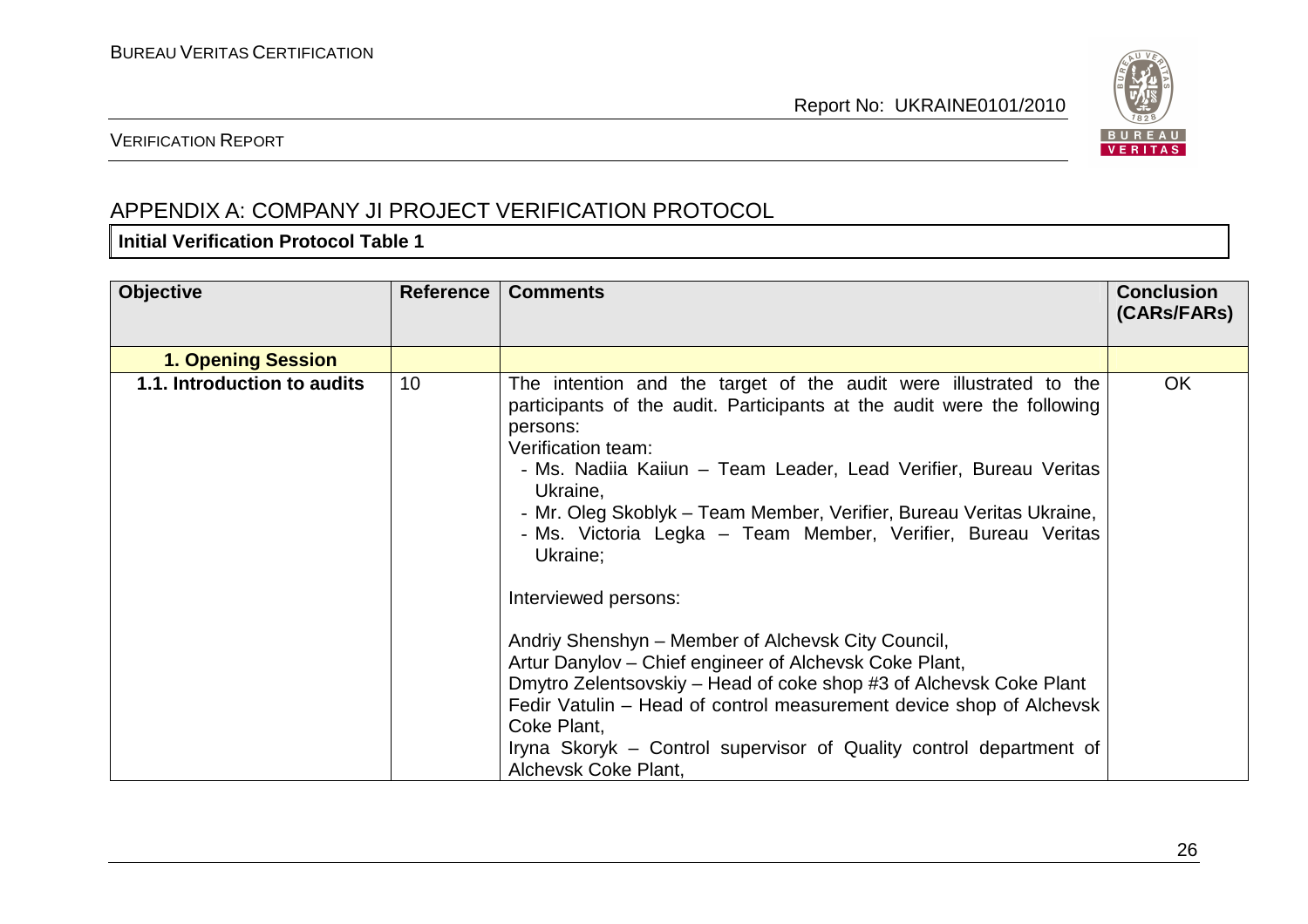## APPENDIX A: COMPANY JI PROJECT VERIFICATION PROTOCOL

**Initial Verification Protocol Table 1**

| Objective | Reference | Comments | Conclusion (CARs/FARs) |
|---|---|---|---|
| **1. Opening Session** | | | |
| **1.1. Introduction to audits** | 10 | The intention and the target of the audit were illustrated to the participants of the audit. Participants at the audit were the following persons:<br>Verification team:<br>- Ms. Nadiia Kaiiun – Team Leader, Lead Verifier, Bureau Veritas Ukraine,<br>- Mr. Oleg Skoblyk – Team Member, Verifier, Bureau Veritas Ukraine,<br>- Ms. Victoria Legka – Team Member, Verifier, Bureau Veritas Ukraine;<br><br>Interviewed persons:<br><br>Andriy Shenshyn – Member of Alchevsk City Council,<br>Artur Danylov – Chief engineer of Alchevsk Coke Plant,<br>Dmytro Zelentsovskiy – Head of coke shop #3 of Alchevsk Coke Plant<br>Fedir Vatulin – Head of control measurement device shop of Alchevsk Coke Plant,<br>Iryna Skoryk – Control supervisor of Quality control department of Alchevsk Coke Plant, | OK |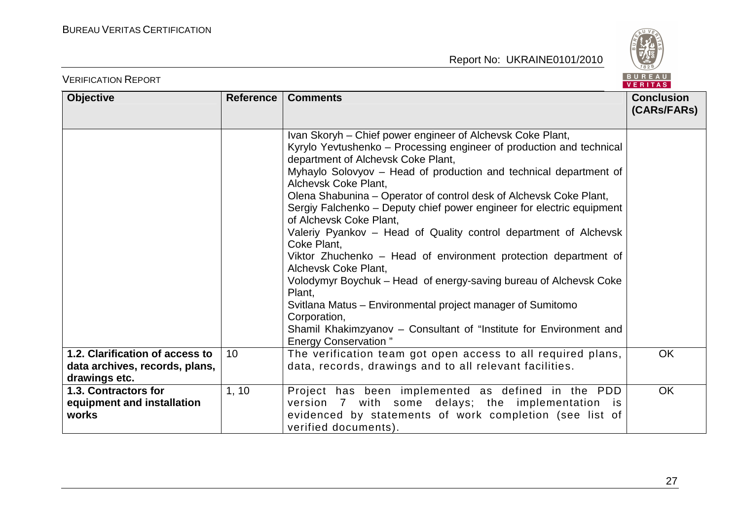| Objective | Reference | Comments | Conclusion (CARs/FARs) |
|---|---|---|---|
| | | Ivan Skoryh – Chief power engineer of Alchevsk Coke Plant, Kyrylo Yevtushenko – Processing engineer of production and technical department of Alchevsk Coke Plant, Myhaylo Solovyov – Head of production and technical department of Alchevsk Coke Plant, Olena Shabunina – Operator of control desk of Alchevsk Coke Plant, Sergiy Falchenko – Deputy chief power engineer for electric equipment of Alchevsk Coke Plant, Valeriy Pyankov – Head of Quality control department of Alchevsk Coke Plant, Viktor Zhuchenko – Head of environment protection department of Alchevsk Coke Plant, Volodymyr Boychuk – Head of energy-saving bureau of Alchevsk Coke Plant, Svitlana Matus – Environmental project manager of Sumitomo Corporation, Shamil Khakimzyanov – Consultant of "Institute for Environment and Energy Conservation " | |
| **1.2. Clarification of access to data archives, records, plans, drawings etc.** | 10 | The verification team got open access to all required plans, data, records, drawings and to all relevant facilities. | OK |
| **1.3. Contractors for equipment and installation works** | 1, 10 | Project has been implemented as defined in the PDD version 7 with some delays; the implementation is evidenced by statements of work completion (see list of verified documents). | OK |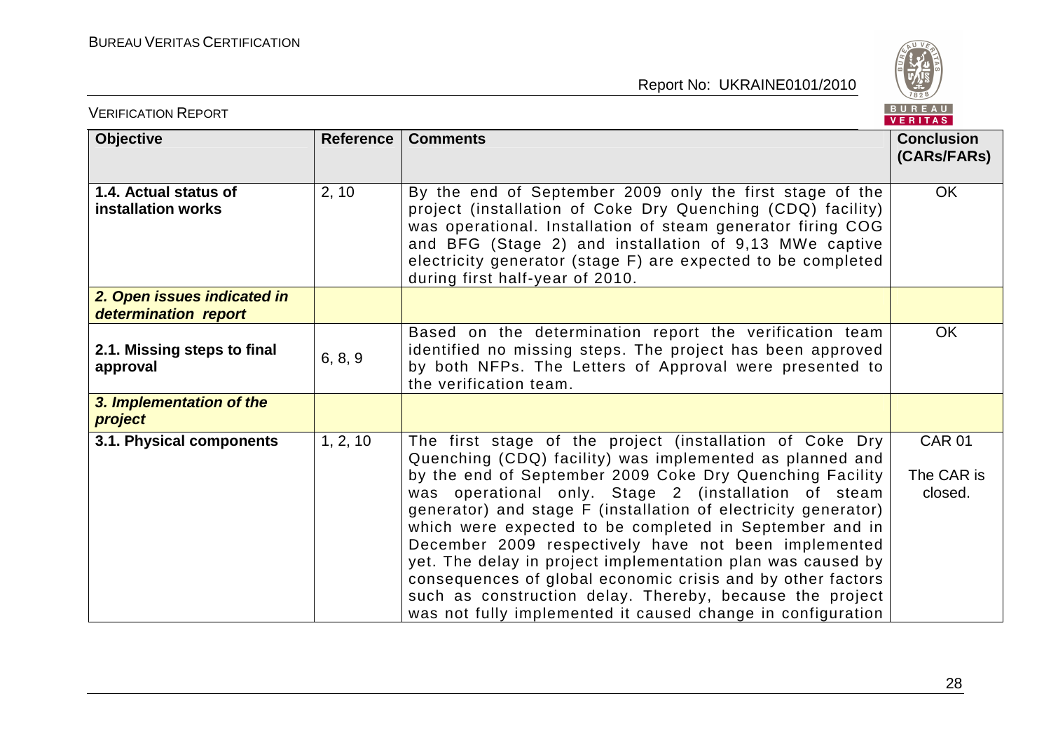| Objective | Reference | Comments | Conclusion (CARs/FARs) |
|---|---|---|---|
| **1.4. Actual status of installation works** | 2, 10 | By the end of September 2009 only the first stage of the project (installation of Coke Dry Quenching (CDQ) facility) was operational. Installation of steam generator firing COG and BFG (Stage 2) and installation of 9,13 MWe captive electricity generator (stage F) are expected to be completed during first half-year of 2010. | OK |
| ***2. Open issues indicated in determination report*** | | | |
| **2.1. Missing steps to final approval** | 6, 8, 9 | Based on the determination report the verification team identified no missing steps. The project has been approved by both NFPs. The Letters of Approval were presented to the verification team. | OK |
| ***3. Implementation of the project*** | | | |
| **3.1. Physical components** | 1, 2, 10 | The first stage of the project (installation of Coke Dry Quenching (CDQ) facility) was implemented as planned and by the end of September 2009 Coke Dry Quenching Facility was operational only. Stage 2 (installation of steam generator) and stage F (installation of electricity generator) which were expected to be completed in September and in December 2009 respectively have not been implemented yet. The delay in project implementation plan was caused by consequences of global economic crisis and by other factors such as construction delay. Thereby, because the project was not fully implemented it caused change in configuration | CAR 01<br><br>The CAR is closed. |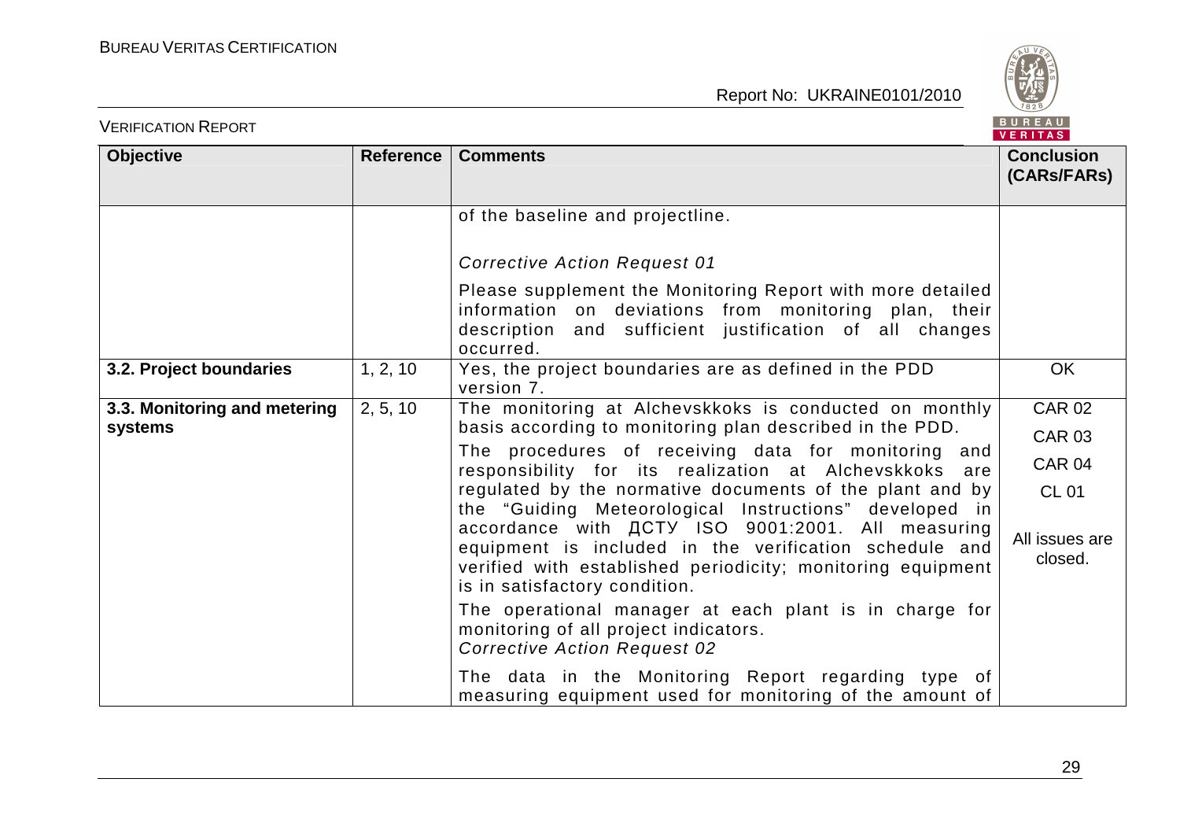| Objective | Reference | Comments | Conclusion (CARs/FARs) |
|---|---|---|---|
| | | of the baseline and projectline.<br><br>*Corrective Action Request 01*<br><br>Please supplement the Monitoring Report with more detailed information on deviations from monitoring plan, their description and sufficient justification of all changes occurred. | |
| **3.2. Project boundaries** | 1, 2, 10 | Yes, the project boundaries are as defined in the PDD version 7. | OK |
| **3.3. Monitoring and metering systems** | 2, 5, 10 | The monitoring at Alchevskkoks is conducted on monthly basis according to monitoring plan described in the PDD.<br><br>The procedures of receiving data for monitoring and responsibility for its realization at Alchevskkoks are regulated by the normative documents of the plant and by the "Guiding Meteorological Instructions" developed in accordance with ДСТУ ISO 9001:2001. All measuring equipment is included in the verification schedule and verified with established periodicity; monitoring equipment is in satisfactory condition.<br><br>The operational manager at each plant is in charge for monitoring of all project indicators.<br>*Corrective Action Request 02*<br><br>The data in the Monitoring Report regarding type of measuring equipment used for monitoring of the amount of | CAR 02<br><br>CAR 03<br><br>CAR 04<br><br>CL 01<br><br>All issues are closed. |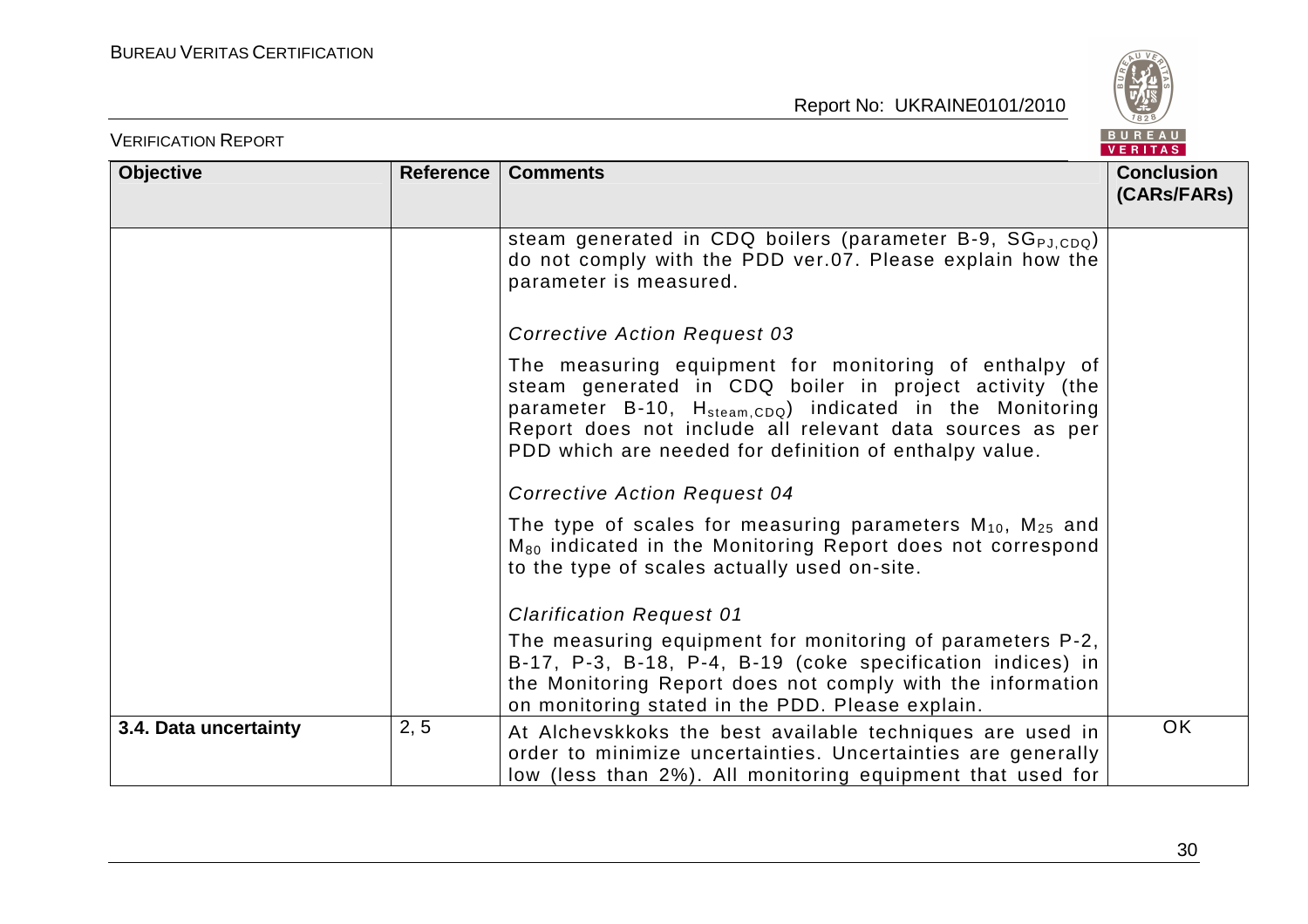| Objective | Reference | Comments | Conclusion (CARs/FARs) |
|---|---|---|---|
| | | steam generated in CDQ boilers (parameter B-9, $SG_{PJ,CDQ}$) do not comply with the PDD ver.07. Please explain how the parameter is measured.<br><br>*Corrective Action Request 03*<br><br>The measuring equipment for monitoring of enthalpy of steam generated in CDQ boiler in project activity (the parameter B-10, $H_{steam,CDQ}$) indicated in the Monitoring Report does not include all relevant data sources as per PDD which are needed for definition of enthalpy value.<br><br>*Corrective Action Request 04*<br><br>The type of scales for measuring parameters $M_{10}$, $M_{25}$ and $M_{80}$ indicated in the Monitoring Report does not correspond to the type of scales actually used on-site.<br><br>*Clarification Request 01*<br><br>The measuring equipment for monitoring of parameters P-2, B-17, P-3, B-18, P-4, B-19 (coke specification indices) in the Monitoring Report does not comply with the information on monitoring stated in the PDD. Please explain. | |
| **3.4. Data uncertainty** | 2, 5 | At Alchevskkoks the best available techniques are used in order to minimize uncertainties. Uncertainties are generally low (less than 2%). All monitoring equipment that used for | OK |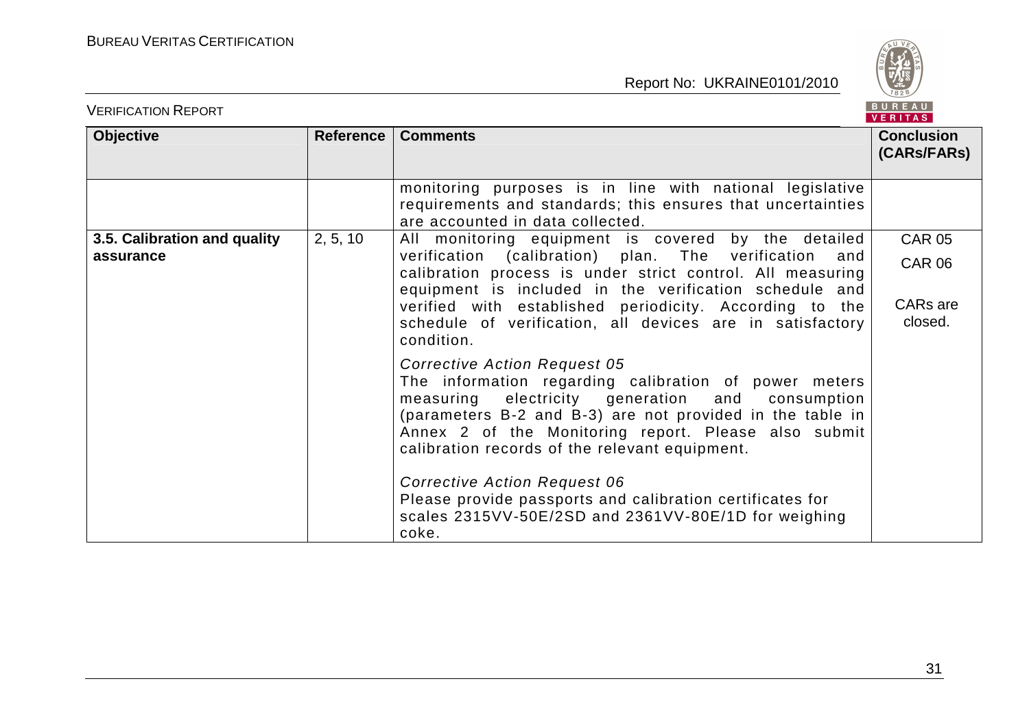| Objective | Reference | Comments | Conclusion (CARs/FARs) |
|---|---|---|---|
| | | monitoring purposes is in line with national legislative requirements and standards; this ensures that uncertainties are accounted in data collected. | |
| **3.5. Calibration and quality assurance** | 2, 5, 10 | All monitoring equipment is covered by the detailed verification (calibration) plan. The verification and calibration process is under strict control. All measuring equipment is included in the verification schedule and verified with established periodicity. According to the schedule of verification, all devices are in satisfactory condition.<br><br>*Corrective Action Request 05*<br>The information regarding calibration of power meters measuring electricity generation and consumption (parameters B-2 and B-3) are not provided in the table in Annex 2 of the Monitoring report. Please also submit calibration records of the relevant equipment.<br><br>*Corrective Action Request 06*<br>Please provide passports and calibration certificates for scales 2315VV-50E/2SD and 2361VV-80E/1D for weighing coke. | CAR 05<br><br>CAR 06<br><br>CARs are closed. |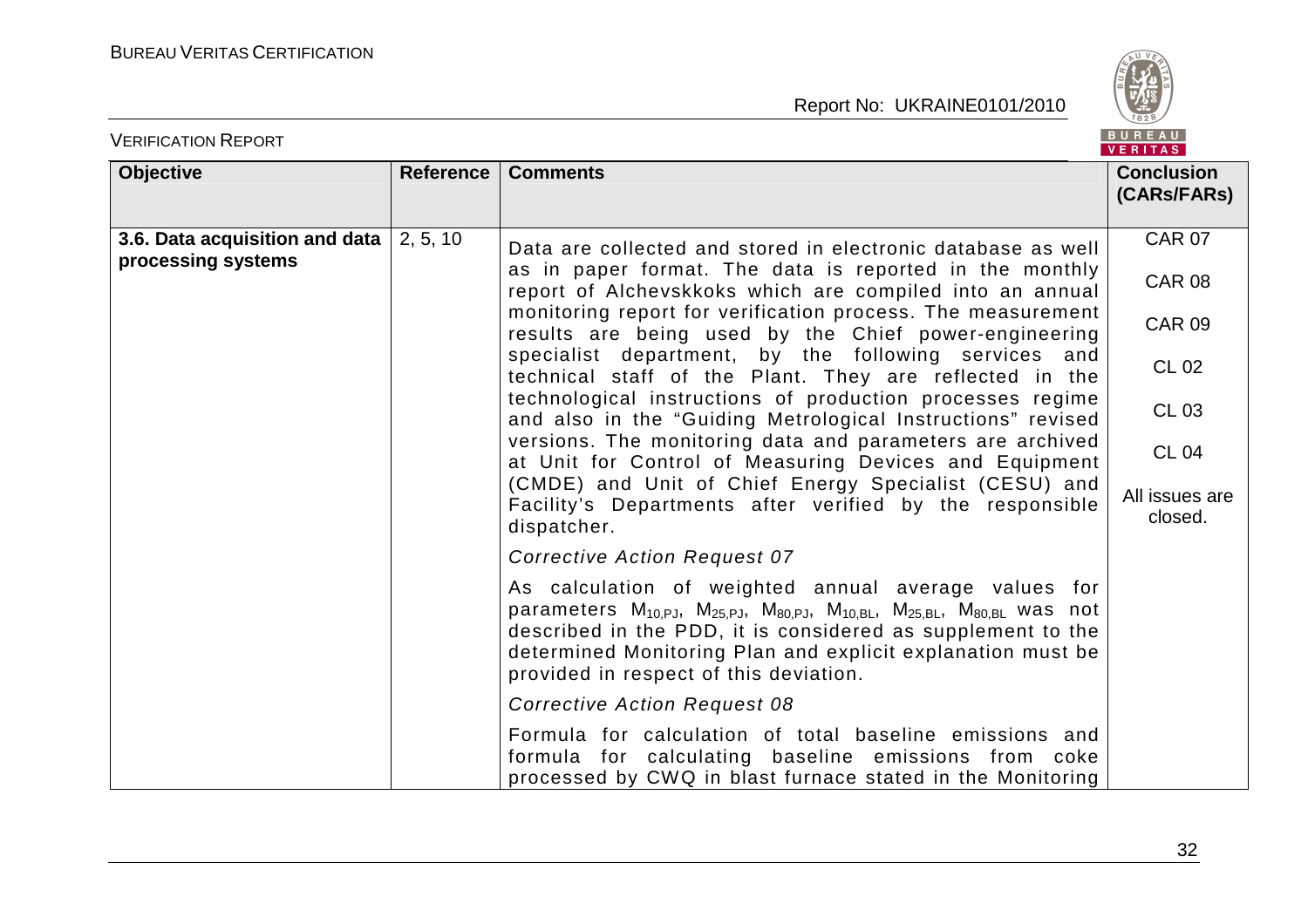| Objective | Reference | Comments | Conclusion (CARs/FARs) |
|---|---|---|---|
| **3.6. Data acquisition and data processing systems** | 2, 5, 10 | Data are collected and stored in electronic database as well as in paper format. The data is reported in the monthly report of Alchevskkoks which are compiled into an annual monitoring report for verification process. The measurement results are being used by the Chief power-engineering specialist department, by the following services and technical staff of the Plant. They are reflected in the technological instructions of production processes regime and also in the "Guiding Metrological Instructions" revised versions. The monitoring data and parameters are archived at Unit for Control of Measuring Devices and Equipment (CMDE) and Unit of Chief Energy Specialist (CESU) and Facility's Departments after verified by the responsible dispatcher.<br><br>*Corrective Action Request 07*<br><br>As calculation of weighted annual average values for parameters $M_{10,PJ}$, $M_{25,PJ}$, $M_{80,PJ}$, $M_{10,BL}$, $M_{25,BL}$, $M_{80,BL}$ was not described in the PDD, it is considered as supplement to the determined Monitoring Plan and explicit explanation must be provided in respect of this deviation.<br><br>*Corrective Action Request 08*<br><br>Formula for calculation of total baseline emissions and formula for calculating baseline emissions from coke processed by CWQ in blast furnace stated in the Monitoring | CAR 07<br><br>CAR 08<br><br>CAR 09<br><br>CL 02<br><br>CL 03<br><br>CL 04<br><br>All issues are closed. |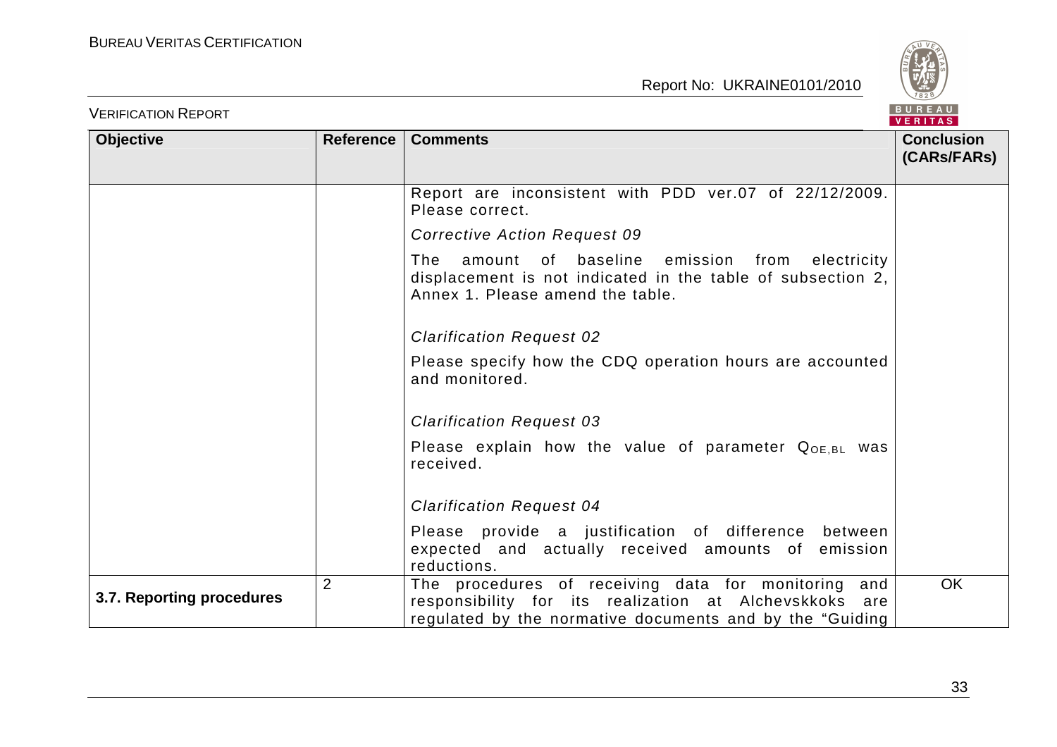| Objective | Reference | Comments | Conclusion (CARs/FARs) |
|---|---|---|---|
| | | Report are inconsistent with PDD ver.07 of 22/12/2009. Please correct.<br><br>*Corrective Action Request 09*<br><br>The amount of baseline emission from electricity displacement is not indicated in the table of subsection 2, Annex 1. Please amend the table.<br><br>*Clarification Request 02*<br><br>Please specify how the CDQ operation hours are accounted and monitored.<br><br>*Clarification Request 03*<br><br>Please explain how the value of parameter $Q_{OE,BL}$ was received.<br><br>*Clarification Request 04*<br><br>Please provide a justification of difference between expected and actually received amounts of emission reductions. | |
| **3.7. Reporting procedures** | 2 | The procedures of receiving data for monitoring and responsibility for its realization at Alchevskkoks are regulated by the normative documents and by the "Guiding | OK |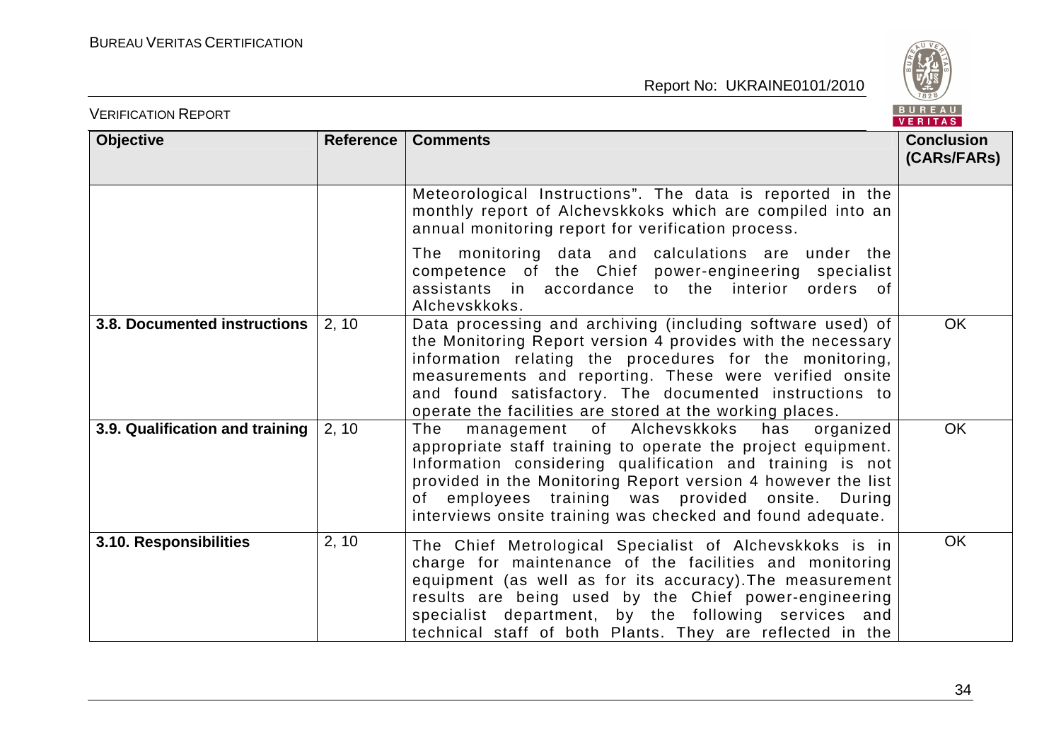| Objective | Reference | Comments | Conclusion (CARs/FARs) |
|---|---|---|---|
| | | Meteorological Instructions". The data is reported in the monthly report of Alchevskkoks which are compiled into an annual monitoring report for verification process.<br><br>The monitoring data and calculations are under the competence of the Chief power-engineering specialist assistants in accordance to the interior orders of Alchevskkoks. | |
| **3.8. Documented instructions** | 2, 10 | Data processing and archiving (including software used) of the Monitoring Report version 4 provides with the necessary information relating the procedures for the monitoring, measurements and reporting. These were verified onsite and found satisfactory. The documented instructions to operate the facilities are stored at the working places. | OK |
| **3.9. Qualification and training** | 2, 10 | The management of Alchevskkoks has organized appropriate staff training to operate the project equipment. Information considering qualification and training is not provided in the Monitoring Report version 4 however the list of employees training was provided onsite. During interviews onsite training was checked and found adequate. | OK |
| **3.10. Responsibilities** | 2, 10 | The Chief Metrological Specialist of Alchevskkoks is in charge for maintenance of the facilities and monitoring equipment (as well as for its accuracy).The measurement results are being used by the Chief power-engineering specialist department, by the following services and technical staff of both Plants. They are reflected in the | OK |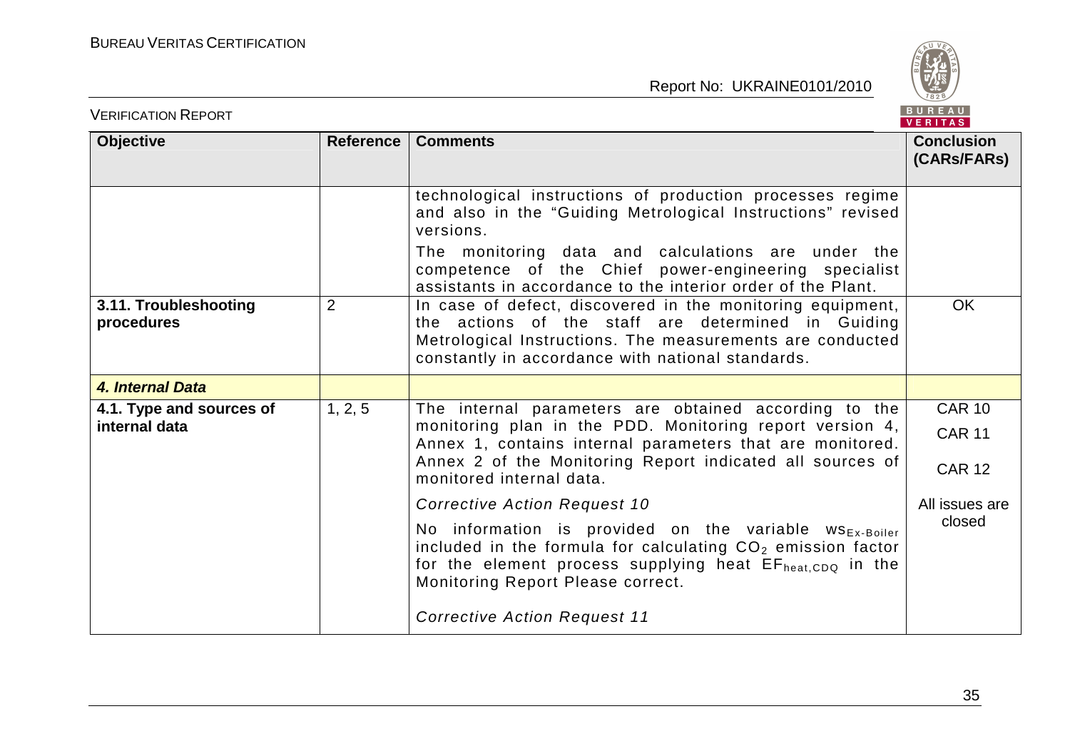| Objective | Reference | Comments | Conclusion (CARs/FARs) |
|---|---|---|---|
| | | technological instructions of production processes regime and also in the "Guiding Metrological Instructions" revised versions.<br><br>The monitoring data and calculations are under the competence of the Chief power-engineering specialist assistants in accordance to the interior order of the Plant. | |
| **3.11. Troubleshooting procedures** | 2 | In case of defect, discovered in the monitoring equipment, the actions of the staff are determined in Guiding Metrological Instructions. The measurements are conducted constantly in accordance with national standards. | OK |
| ***4. Internal Data*** | | | |
| **4.1. Type and sources of internal data** | 1, 2, 5 | The internal parameters are obtained according to the monitoring plan in the PDD. Monitoring report version 4, Annex 1, contains internal parameters that are monitored. Annex 2 of the Monitoring Report indicated all sources of monitored internal data.<br><br>*Corrective Action Request 10*<br><br>No information is provided on the variable $ws_{Ex\text{-}Boiler}$ included in the formula for calculating $CO_2$ emission factor for the element process supplying heat $EF_{heat,CDQ}$ in the Monitoring Report Please correct.<br><br>*Corrective Action Request 11* | CAR 10<br><br>CAR 11<br><br>CAR 12<br><br>All issues are closed |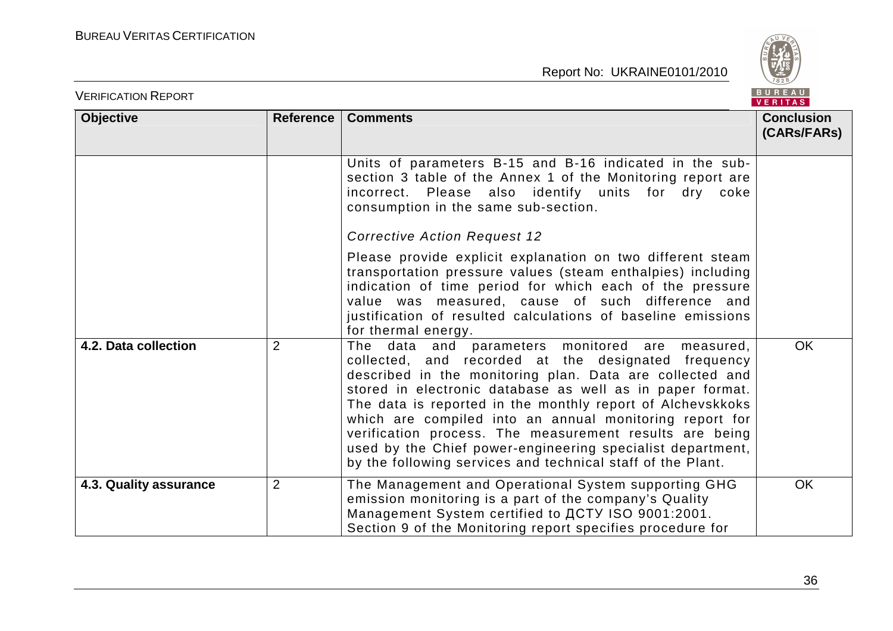| Objective | Reference | Comments | Conclusion (CARs/FARs) |
|---|---|---|---|
| | | Units of parameters B-15 and B-16 indicated in the sub-section 3 table of the Annex 1 of the Monitoring report are incorrect. Please also identify units for dry coke consumption in the same sub-section.<br><br>*Corrective Action Request 12*<br><br>Please provide explicit explanation on two different steam transportation pressure values (steam enthalpies) including indication of time period for which each of the pressure value was measured, cause of such difference and justification of resulted calculations of baseline emissions for thermal energy. | |
| **4.2. Data collection** | 2 | The data and parameters monitored are measured, collected, and recorded at the designated frequency described in the monitoring plan. Data are collected and stored in electronic database as well as in paper format. The data is reported in the monthly report of Alchevskkoks which are compiled into an annual monitoring report for verification process. The measurement results are being used by the Chief power-engineering specialist department, by the following services and technical staff of the Plant. | OK |
| **4.3. Quality assurance** | 2 | The Management and Operational System supporting GHG emission monitoring is a part of the company's Quality Management System certified to ДСТУ ISO 9001:2001. Section 9 of the Monitoring report specifies procedure for | OK |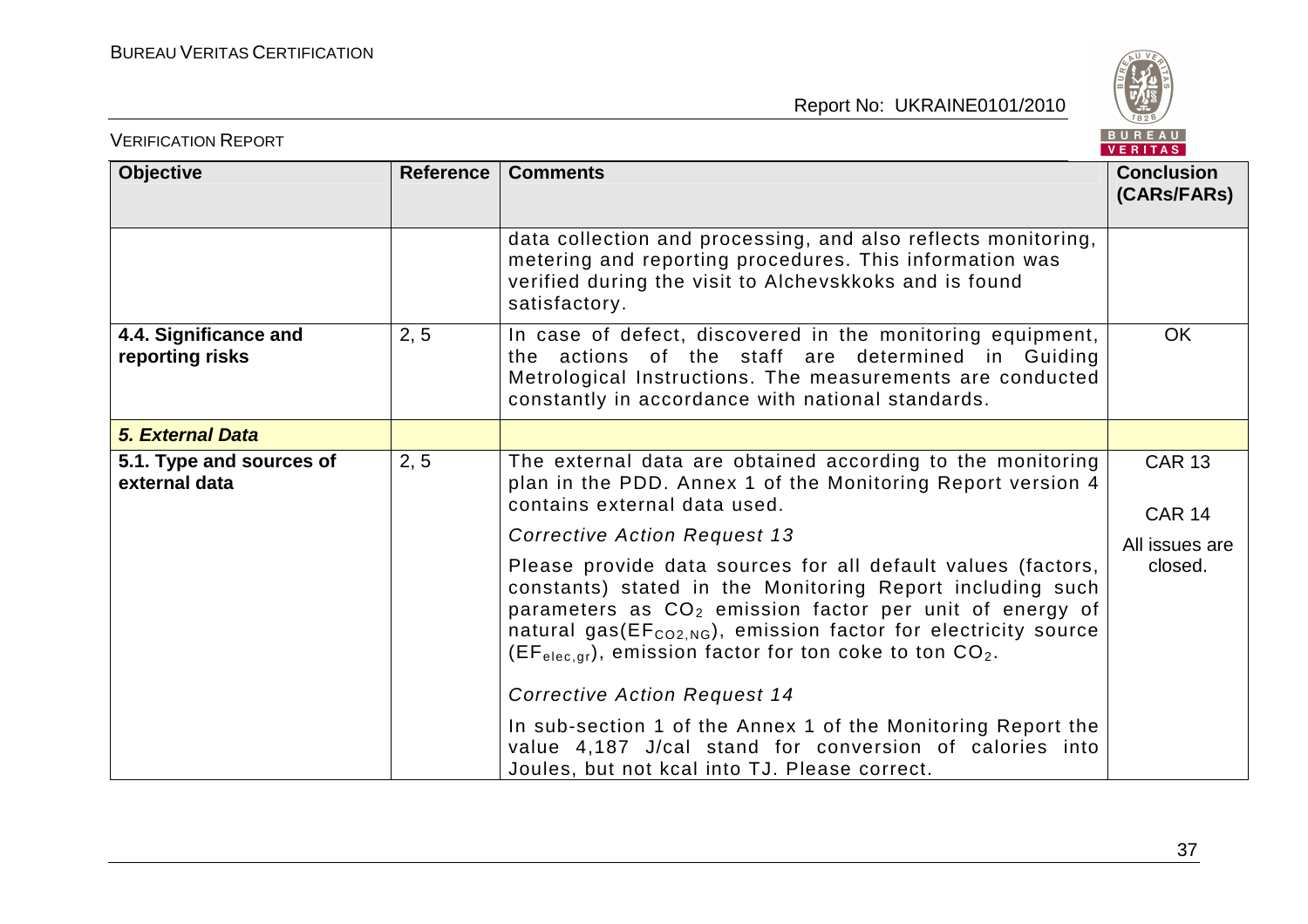| Objective | Reference | Comments | Conclusion (CARs/FARs) |
|---|---|---|---|
| | | data collection and processing, and also reflects monitoring, metering and reporting procedures. This information was verified during the visit to Alchevskkoks and is found satisfactory. | |
| **4.4. Significance and reporting risks** | 2, 5 | In case of defect, discovered in the monitoring equipment, the actions of the staff are determined in Guiding Metrological Instructions. The measurements are conducted constantly in accordance with national standards. | OK |
| ***5. External Data*** | | | |
| **5.1. Type and sources of external data** | 2, 5 | The external data are obtained according to the monitoring plan in the PDD. Annex 1 of the Monitoring Report version 4 contains external data used.<br><br>*Corrective Action Request 13*<br><br>Please provide data sources for all default values (factors, constants) stated in the Monitoring Report including such parameters as $CO_2$ emission factor per unit of energy of natural gas($EF_{CO2,NG}$), emission factor for electricity source ($EF_{elec,gr}$), emission factor for ton coke to ton $CO_2$.<br><br>*Corrective Action Request 14*<br><br>In sub-section 1 of the Annex 1 of the Monitoring Report the value 4,187 J/cal stand for conversion of calories into Joules, but not kcal into TJ. Please correct. | CAR 13<br><br>CAR 14<br><br>All issues are closed. |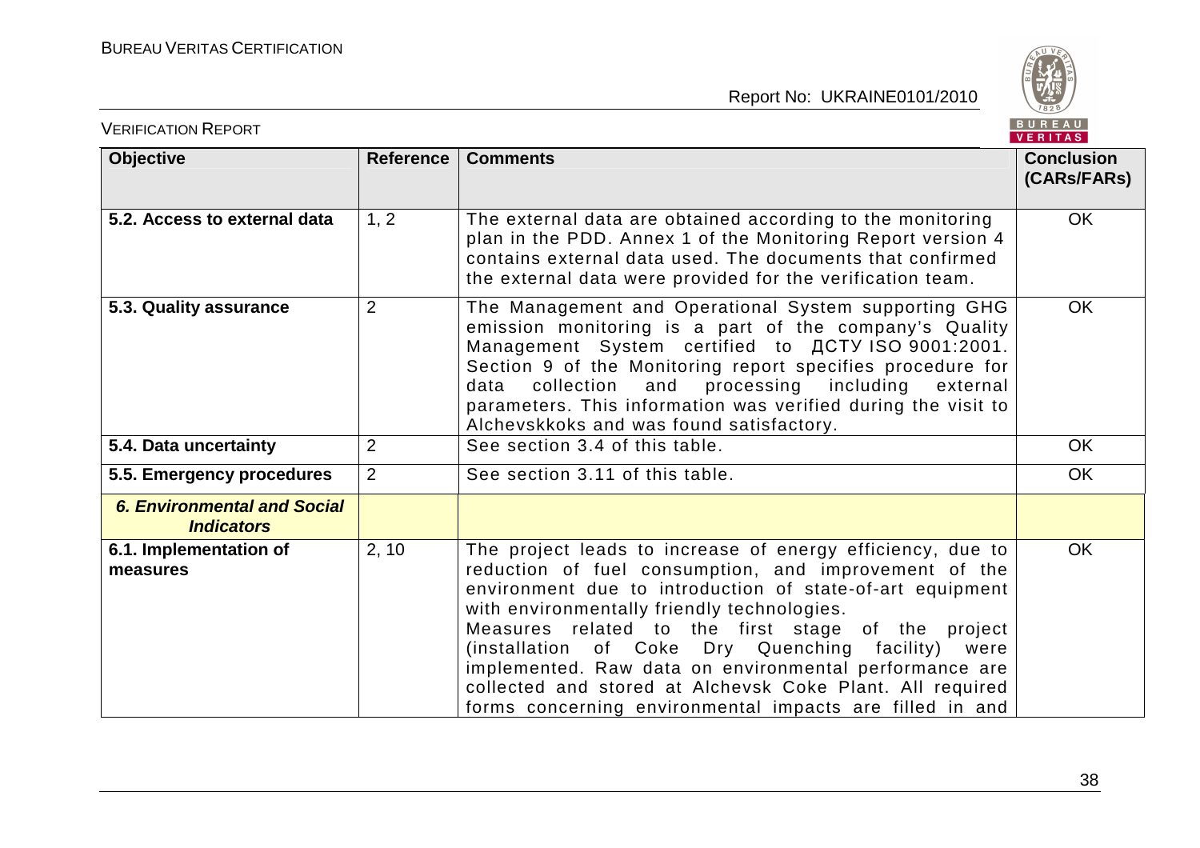| Objective | Reference | Comments | Conclusion (CARs/FARs) |
|---|---|---|---|
| **5.2. Access to external data** | 1, 2 | The external data are obtained according to the monitoring plan in the PDD. Annex 1 of the Monitoring Report version 4 contains external data used. The documents that confirmed the external data were provided for the verification team. | OK |
| **5.3. Quality assurance** | 2 | The Management and Operational System supporting GHG emission monitoring is a part of the company's Quality Management System certified to ДСТУ ISO 9001:2001. Section 9 of the Monitoring report specifies procedure for data collection and processing including external parameters. This information was verified during the visit to Alchevskkoks and was found satisfactory. | OK |
| **5.4. Data uncertainty** | 2 | See section 3.4 of this table. | OK |
| **5.5. Emergency procedures** | 2 | See section 3.11 of this table. | OK |
| ***6. Environmental and Social Indicators*** | | | |
| **6.1. Implementation of measures** | 2, 10 | The project leads to increase of energy efficiency, due to reduction of fuel consumption, and improvement of the environment due to introduction of state-of-art equipment with environmentally friendly technologies. Measures related to the first stage of the project (installation of Coke Dry Quenching facility) were implemented. Raw data on environmental performance are collected and stored at Alchevsk Coke Plant. All required forms concerning environmental impacts are filled in and | OK |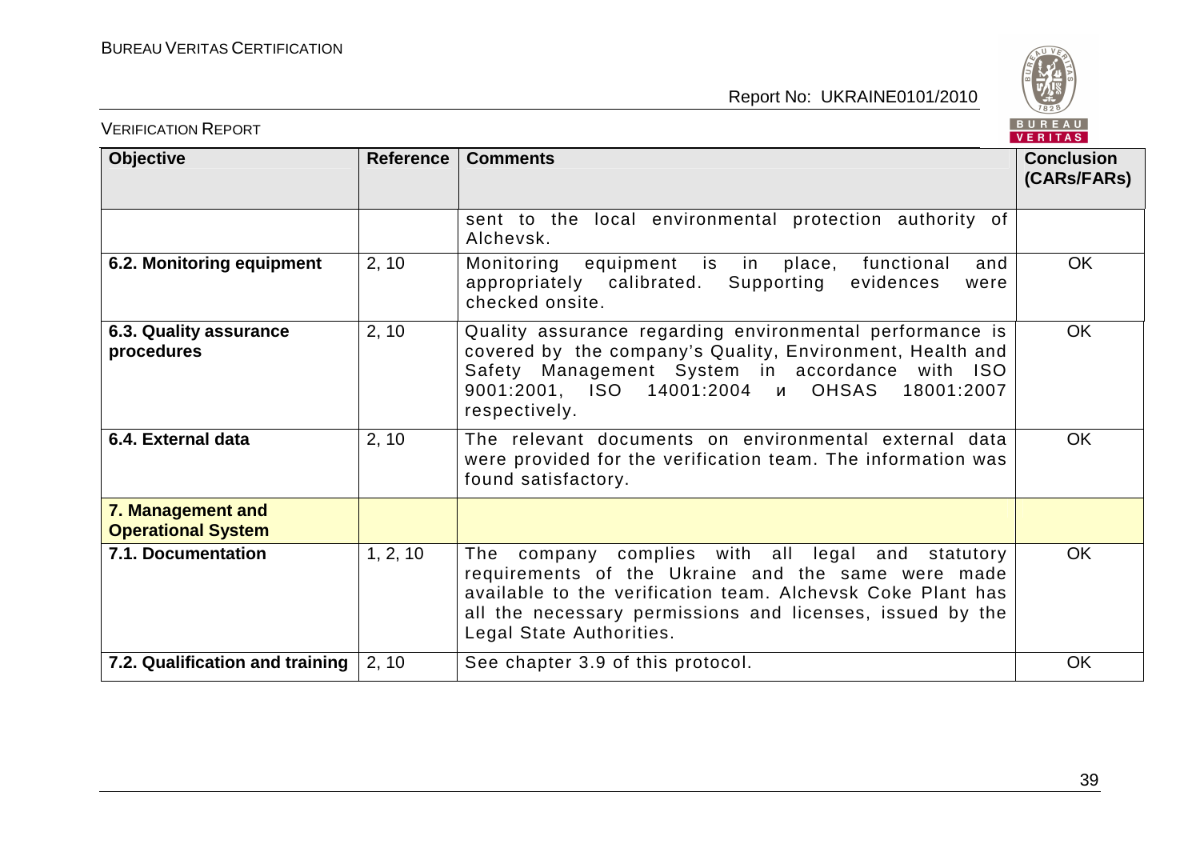| Objective | Reference | Comments | Conclusion (CARs/FARs) |
|---|---|---|---|
| | | sent to the local environmental protection authority of Alchevsk. | |
| **6.2. Monitoring equipment** | 2, 10 | Monitoring equipment is in place, functional and appropriately calibrated. Supporting evidences were checked onsite. | OK |
| **6.3. Quality assurance procedures** | 2, 10 | Quality assurance regarding environmental performance is covered by the company's Quality, Environment, Health and Safety Management System in accordance with ISO 9001:2001, ISO 14001:2004 и OHSAS 18001:2007 respectively. | OK |
| **6.4. External data** | 2, 10 | The relevant documents on environmental external data were provided for the verification team. The information was found satisfactory. | OK |
| **7. Management and Operational System** | | | |
| **7.1. Documentation** | 1, 2, 10 | The company complies with all legal and statutory requirements of the Ukraine and the same were made available to the verification team. Alchevsk Coke Plant has all the necessary permissions and licenses, issued by the Legal State Authorities. | OK |
| **7.2. Qualification and training** | 2, 10 | See chapter 3.9 of this protocol. | OK |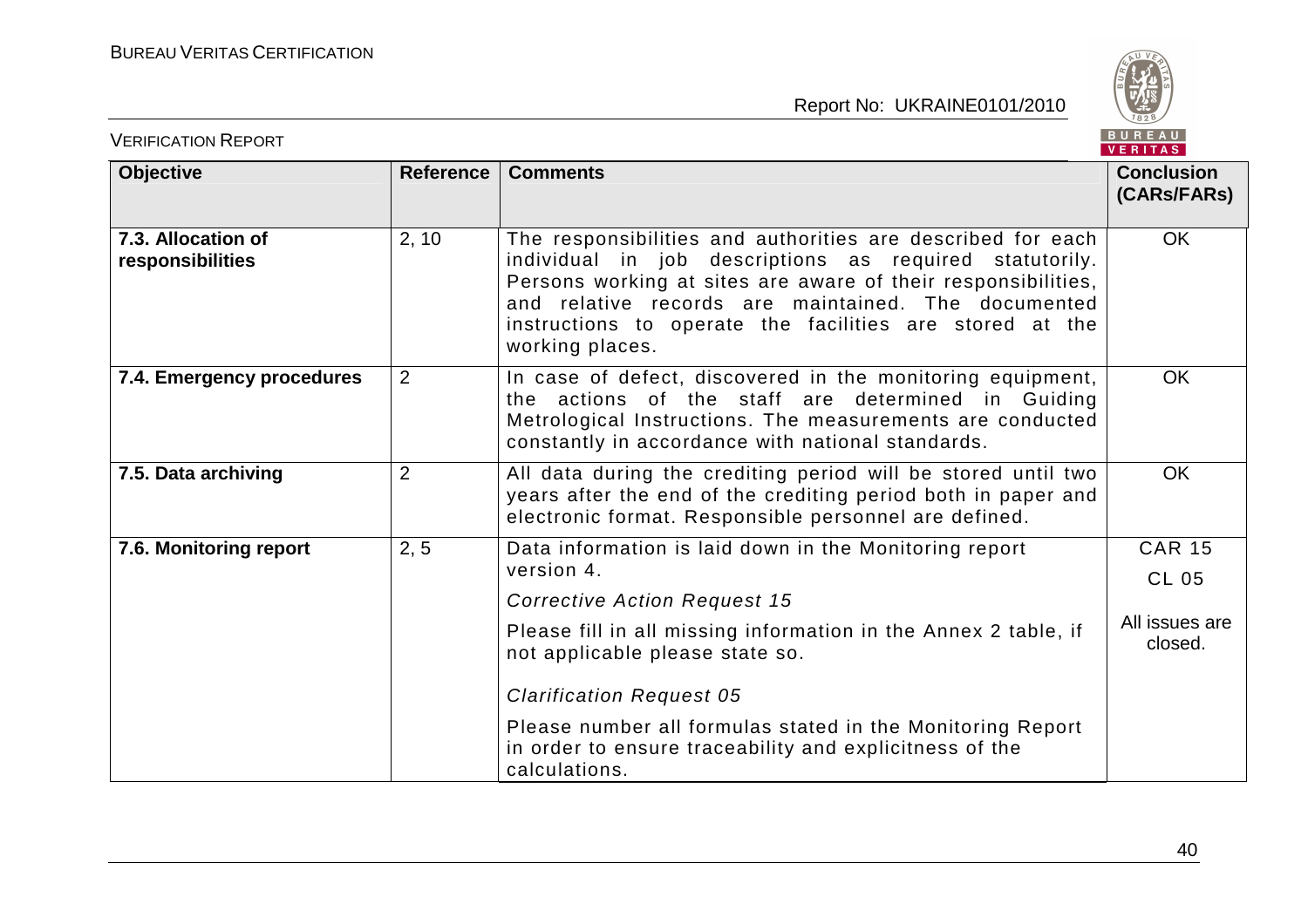| Objective | Reference | Comments | Conclusion (CARs/FARs) |
|---|---|---|---|
| **7.3. Allocation of responsibilities** | 2, 10 | The responsibilities and authorities are described for each individual in job descriptions as required statutorily. Persons working at sites are aware of their responsibilities, and relative records are maintained. The documented instructions to operate the facilities are stored at the working places. | OK |
| **7.4. Emergency procedures** | 2 | In case of defect, discovered in the monitoring equipment, the actions of the staff are determined in Guiding Metrological Instructions. The measurements are conducted constantly in accordance with national standards. | OK |
| **7.5. Data archiving** | 2 | All data during the crediting period will be stored until two years after the end of the crediting period both in paper and electronic format. Responsible personnel are defined. | OK |
| **7.6. Monitoring report** | 2, 5 | Data information is laid down in the Monitoring report version 4.<br><br>*Corrective Action Request 15*<br><br>Please fill in all missing information in the Annex 2 table, if not applicable please state so.<br><br>*Clarification Request 05*<br><br>Please number all formulas stated in the Monitoring Report in order to ensure traceability and explicitness of the calculations. | CAR 15<br><br>CL 05<br><br>All issues are closed. |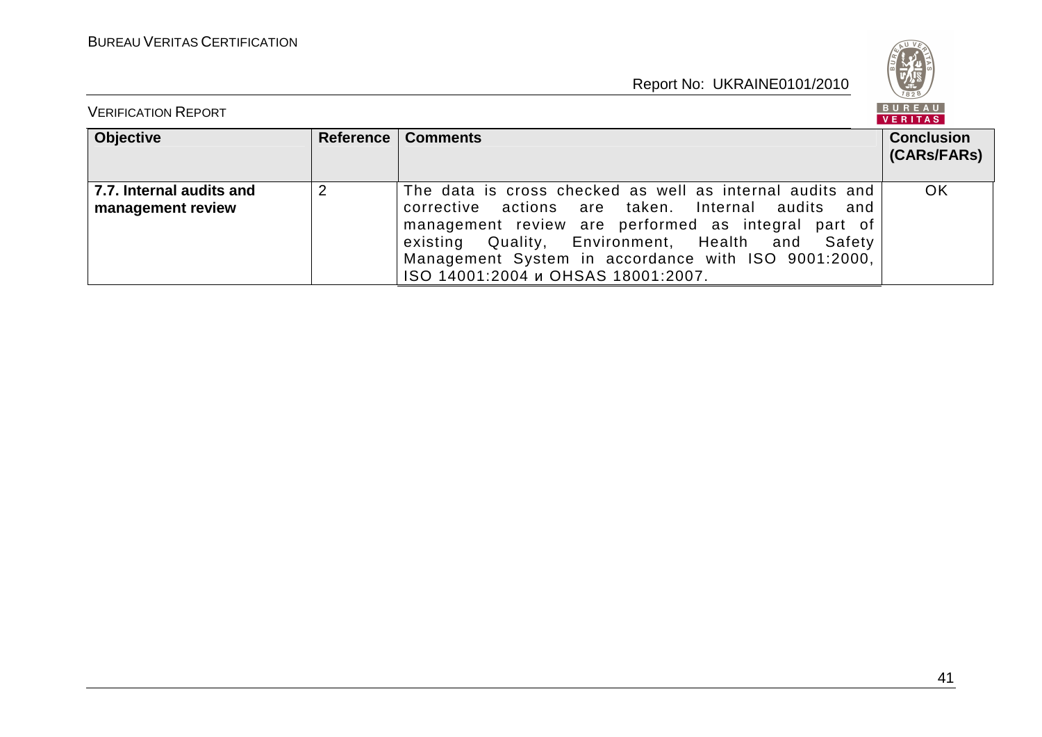| Objective | Reference | Comments | Conclusion (CARs/FARs) |
|---|---|---|---|
| **7.7. Internal audits and management review** | 2 | The data is cross checked as well as internal audits and corrective actions are taken. Internal audits and management review are performed as integral part of existing Quality, Environment, Health and Safety Management System in accordance with ISO 9001:2000, ISO 14001:2004 и OHSAS 18001:2007. | OK |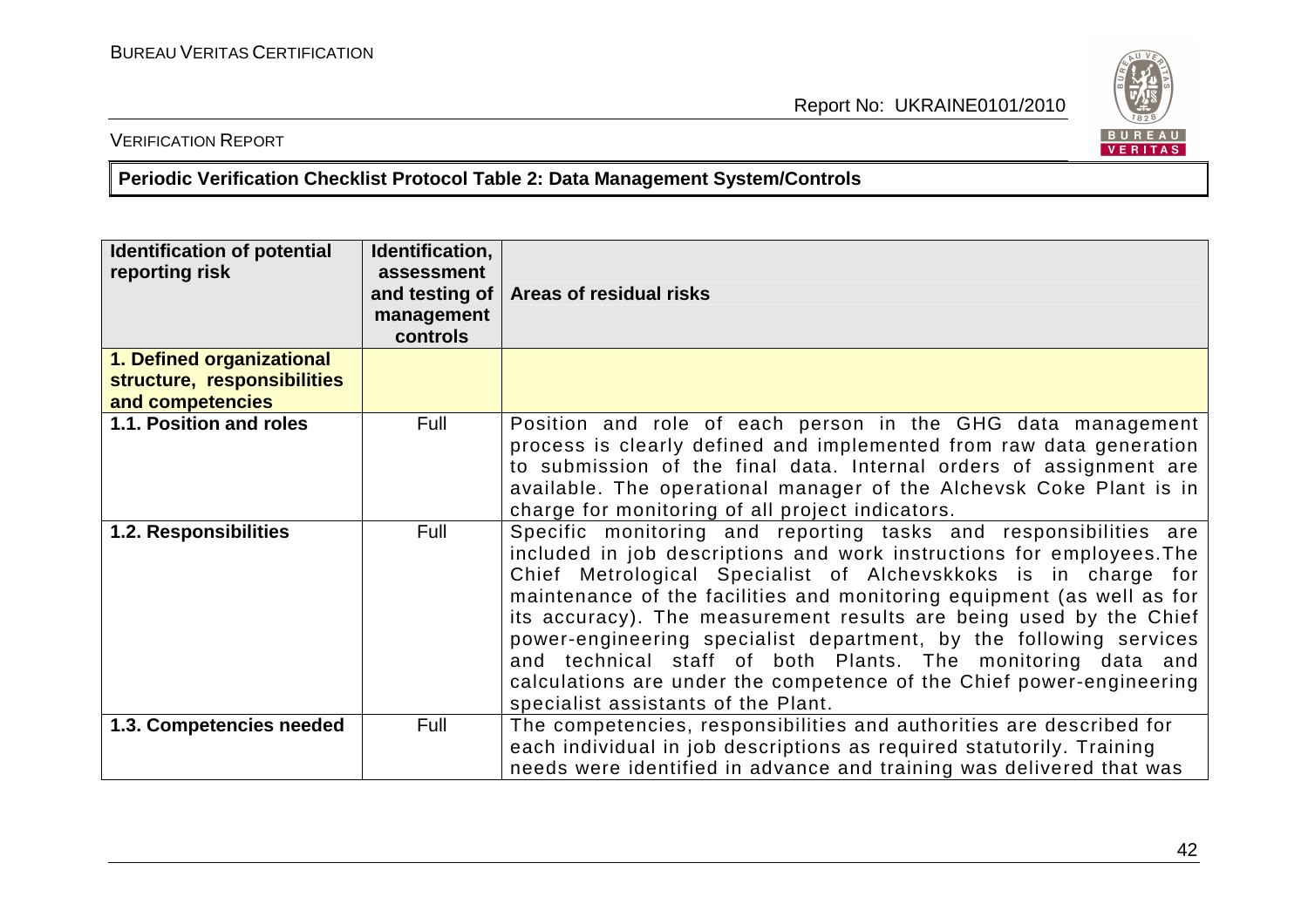**Periodic Verification Checklist Protocol Table 2: Data Management System/Controls**

| Identification of potential reporting risk | Identification, assessment and testing of management controls | Areas of residual risks |
|---|---|---|
| **1. Defined organizational structure, responsibilities and competencies** | | |
| **1.1. Position and roles** | Full | Position and role of each person in the GHG data management process is clearly defined and implemented from raw data generation to submission of the final data. Internal orders of assignment are available. The operational manager of the Alchevsk Coke Plant is in charge for monitoring of all project indicators. |
| **1.2. Responsibilities** | Full | Specific monitoring and reporting tasks and responsibilities are included in job descriptions and work instructions for employees.The Chief Metrological Specialist of Alchevskkoks is in charge for maintenance of the facilities and monitoring equipment (as well as for its accuracy). The measurement results are being used by the Chief power-engineering specialist department, by the following services and technical staff of both Plants. The monitoring data and calculations are under the competence of the Chief power-engineering specialist assistants of the Plant. |
| **1.3. Competencies needed** | Full | The competencies, responsibilities and authorities are described for each individual in job descriptions as required statutorily. Training needs were identified in advance and training was delivered that was |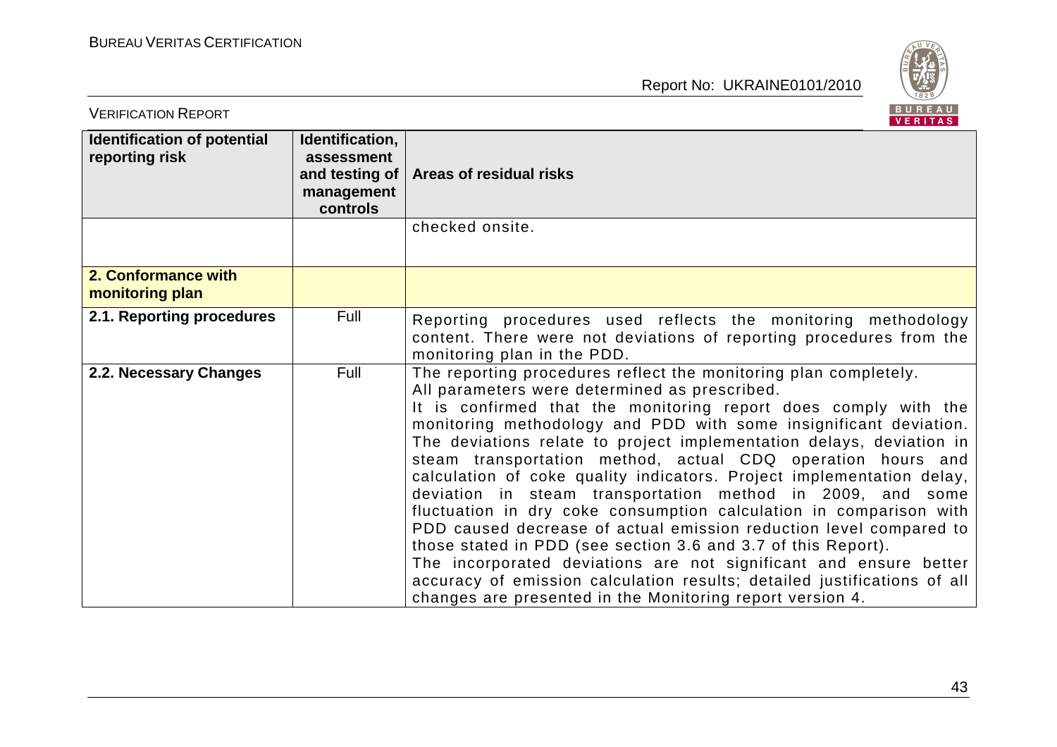| Identification of potential reporting risk | Identification, assessment and testing of management controls | Areas of residual risks |
|---|---|---|
| | | checked onsite. |
| **2. Conformance with monitoring plan** | | |
| **2.1. Reporting procedures** | Full | Reporting procedures used reflects the monitoring methodology content. There were not deviations of reporting procedures from the monitoring plan in the PDD. |
| **2.2. Necessary Changes** | Full | The reporting procedures reflect the monitoring plan completely. All parameters were determined as prescribed. It is confirmed that the monitoring report does comply with the monitoring methodology and PDD with some insignificant deviation. The deviations relate to project implementation delays, deviation in steam transportation method, actual CDQ operation hours and calculation of coke quality indicators. Project implementation delay, deviation in steam transportation method in 2009, and some fluctuation in dry coke consumption calculation in comparison with PDD caused decrease of actual emission reduction level compared to those stated in PDD (see section 3.6 and 3.7 of this Report). The incorporated deviations are not significant and ensure better accuracy of emission calculation results; detailed justifications of all changes are presented in the Monitoring report version 4. |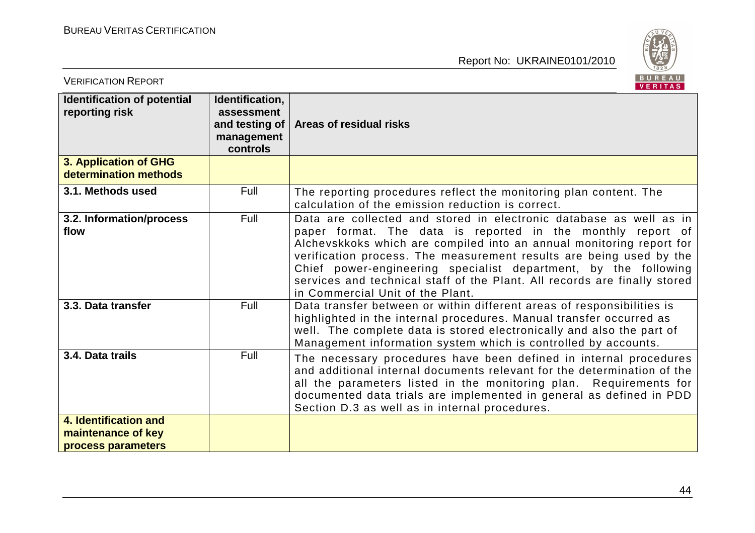| Identification of potential reporting risk | Identification, assessment and testing of management controls | Areas of residual risks |
|---|---|---|
| **3. Application of GHG determination methods** | | |
| **3.1. Methods used** | Full | The reporting procedures reflect the monitoring plan content. The calculation of the emission reduction is correct. |
| **3.2. Information/process flow** | Full | Data are collected and stored in electronic database as well as in paper format. The data is reported in the monthly report of Alchevskkoks which are compiled into an annual monitoring report for verification process. The measurement results are being used by the Chief power-engineering specialist department, by the following services and technical staff of the Plant. All records are finally stored in Commercial Unit of the Plant. |
| **3.3. Data transfer** | Full | Data transfer between or within different areas of responsibilities is highlighted in the internal procedures. Manual transfer occurred as well. The complete data is stored electronically and also the part of Management information system which is controlled by accounts. |
| **3.4. Data trails** | Full | The necessary procedures have been defined in internal procedures and additional internal documents relevant for the determination of the all the parameters listed in the monitoring plan. Requirements for documented data trials are implemented in general as defined in PDD Section D.3 as well as in internal procedures. |
| **4. Identification and maintenance of key process parameters** | | |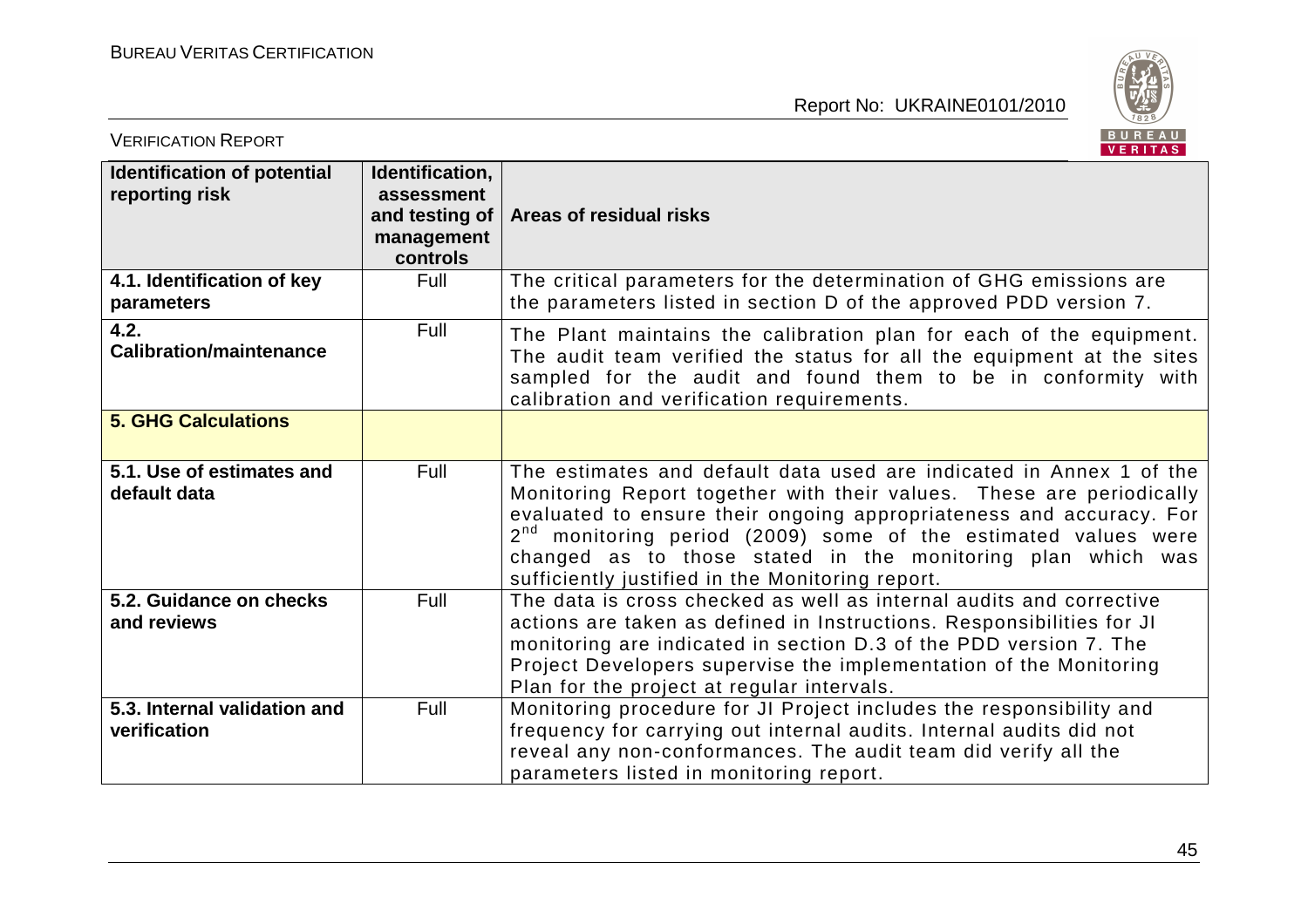| Identification of potential reporting risk | Identification, assessment and testing of management controls | Areas of residual risks |
|---|---|---|
| **4.1. Identification of key parameters** | Full | The critical parameters for the determination of GHG emissions are the parameters listed in section D of the approved PDD version 7. |
| **4.2. Calibration/maintenance** | Full | The Plant maintains the calibration plan for each of the equipment. The audit team verified the status for all the equipment at the sites sampled for the audit and found them to be in conformity with calibration and verification requirements. |
| **5. GHG Calculations** | | |
| **5.1. Use of estimates and default data** | Full | The estimates and default data used are indicated in Annex 1 of the Monitoring Report together with their values. These are periodically evaluated to ensure their ongoing appropriateness and accuracy. For 2nd monitoring period (2009) some of the estimated values were changed as to those stated in the monitoring plan which was sufficiently justified in the Monitoring report. |
| **5.2. Guidance on checks and reviews** | Full | The data is cross checked as well as internal audits and corrective actions are taken as defined in Instructions. Responsibilities for JI monitoring are indicated in section D.3 of the PDD version 7. The Project Developers supervise the implementation of the Monitoring Plan for the project at regular intervals. |
| **5.3. Internal validation and verification** | Full | Monitoring procedure for JI Project includes the responsibility and frequency for carrying out internal audits. Internal audits did not reveal any non-conformances. The audit team did verify all the parameters listed in monitoring report. |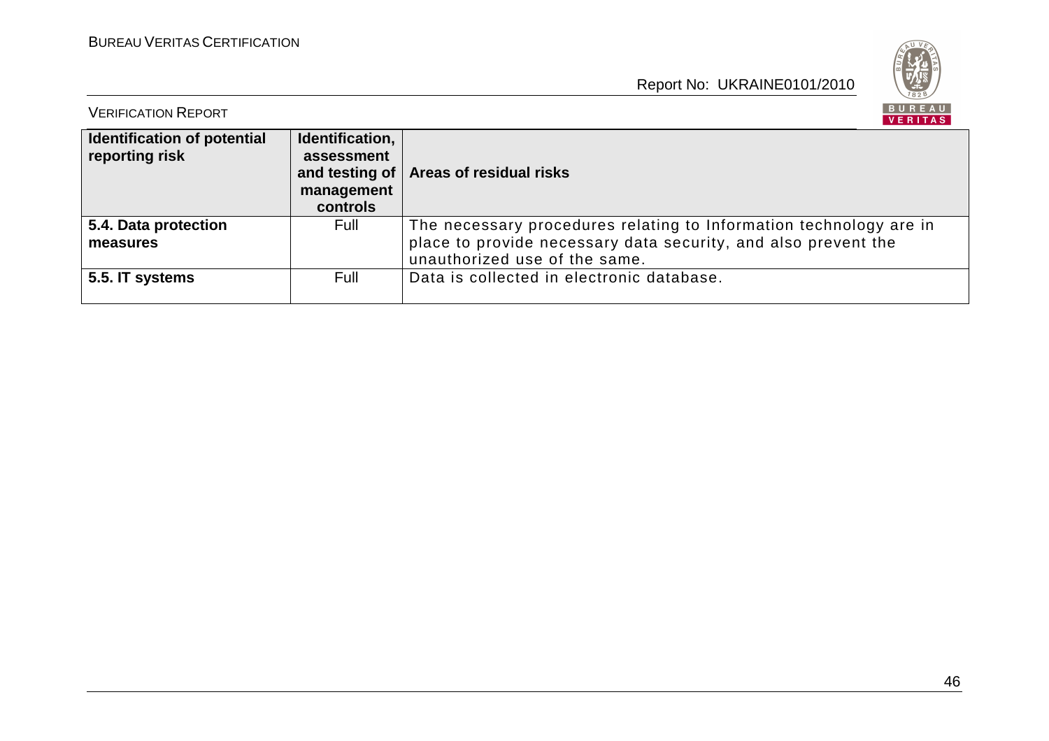| Identification of potential reporting risk | Identification, assessment and testing of management controls | Areas of residual risks |
|---|---|---|
| **5.4. Data protection measures** | Full | The necessary procedures relating to Information technology are in place to provide necessary data security, and also prevent the unauthorized use of the same. |
| **5.5. IT systems** | Full | Data is collected in electronic database. |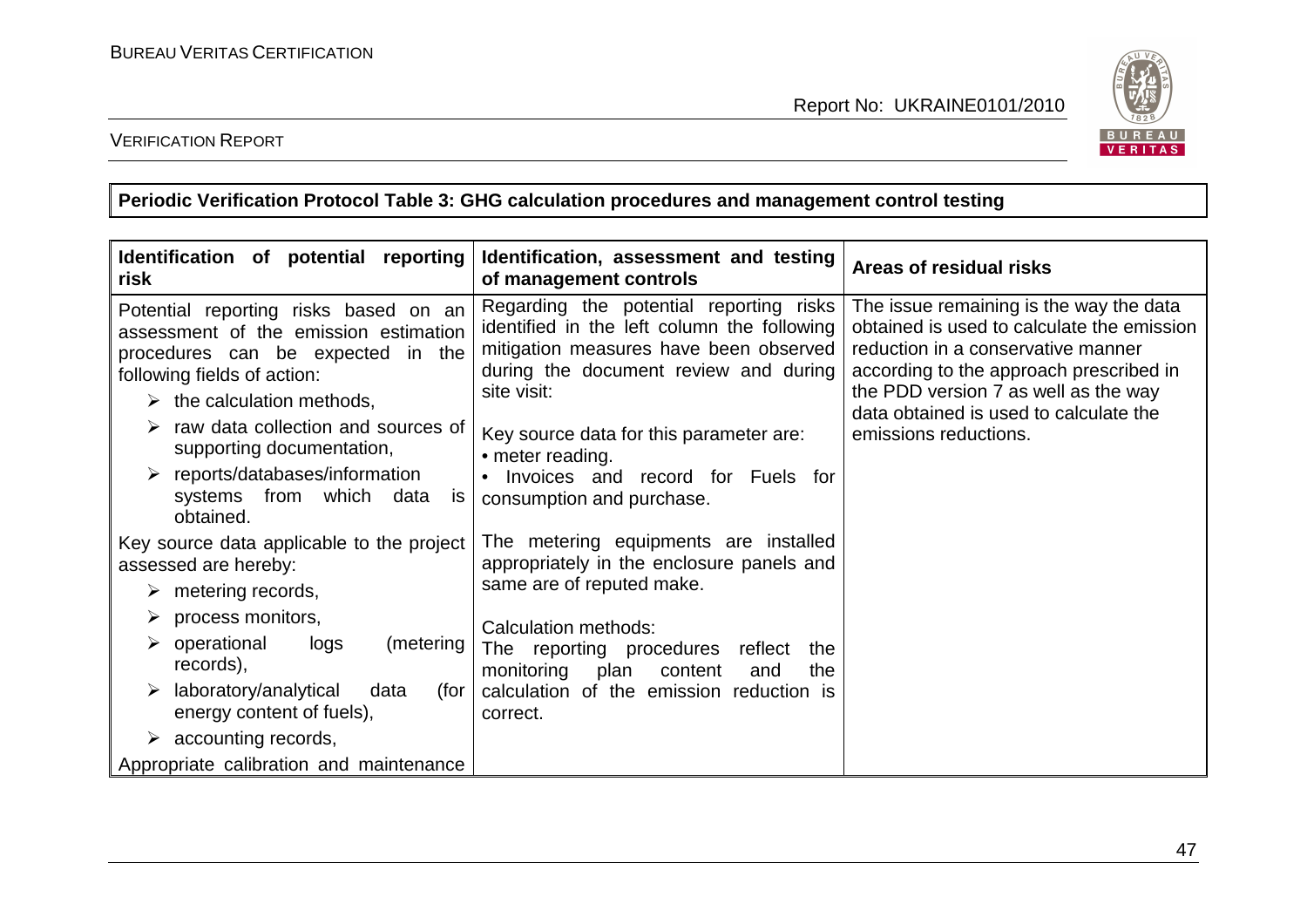**Periodic Verification Protocol Table 3: GHG calculation procedures and management control testing**

| Identification of potential reporting risk | Identification, assessment and testing of management controls | Areas of residual risks |
|---|---|---|
| Potential reporting risks based on an assessment of the emission estimation procedures can be expected in the following fields of action:<br>➢ the calculation methods,<br>➢ raw data collection and sources of supporting documentation,<br>➢ reports/databases/information systems from which data is obtained.<br><br>Key source data applicable to the project assessed are hereby:<br>➢ metering records,<br>➢ process monitors,<br>➢ operational logs (metering records),<br>➢ laboratory/analytical data (for energy content of fuels),<br>➢ accounting records,<br><br>Appropriate calibration and maintenance | Regarding the potential reporting risks identified in the left column the following mitigation measures have been observed during the document review and during site visit:<br><br>Key source data for this parameter are:<br>• meter reading.<br>• Invoices and record for Fuels for consumption and purchase.<br><br>The metering equipments are installed appropriately in the enclosure panels and same are of reputed make.<br><br>Calculation methods:<br>The reporting procedures reflect the monitoring plan content and the calculation of the emission reduction is correct. | The issue remaining is the way the data obtained is used to calculate the emission reduction in a conservative manner according to the approach prescribed in the PDD version 7 as well as the way data obtained is used to calculate the emissions reductions. |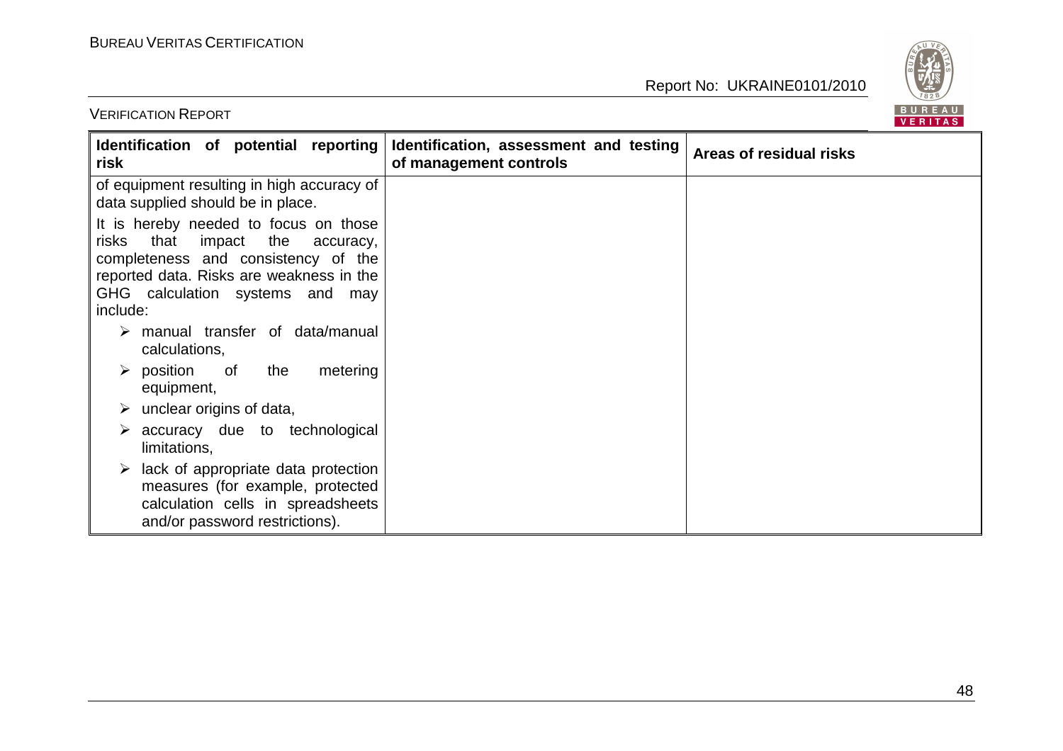| Identification of potential reporting risk | Identification, assessment and testing of management controls | Areas of residual risks |
| --- | --- | --- |
| of equipment resulting in high accuracy of data supplied should be in place.<br>It is hereby needed to focus on those risks that impact the accuracy, completeness and consistency of the reported data. Risks are weakness in the GHG calculation systems and may include:<br>➢ manual transfer of data/manual calculations,<br>➢ position of the metering equipment,<br>➢ unclear origins of data,<br>➢ accuracy due to technological limitations,<br>➢ lack of appropriate data protection measures (for example, protected calculation cells in spreadsheets and/or password restrictions). | | |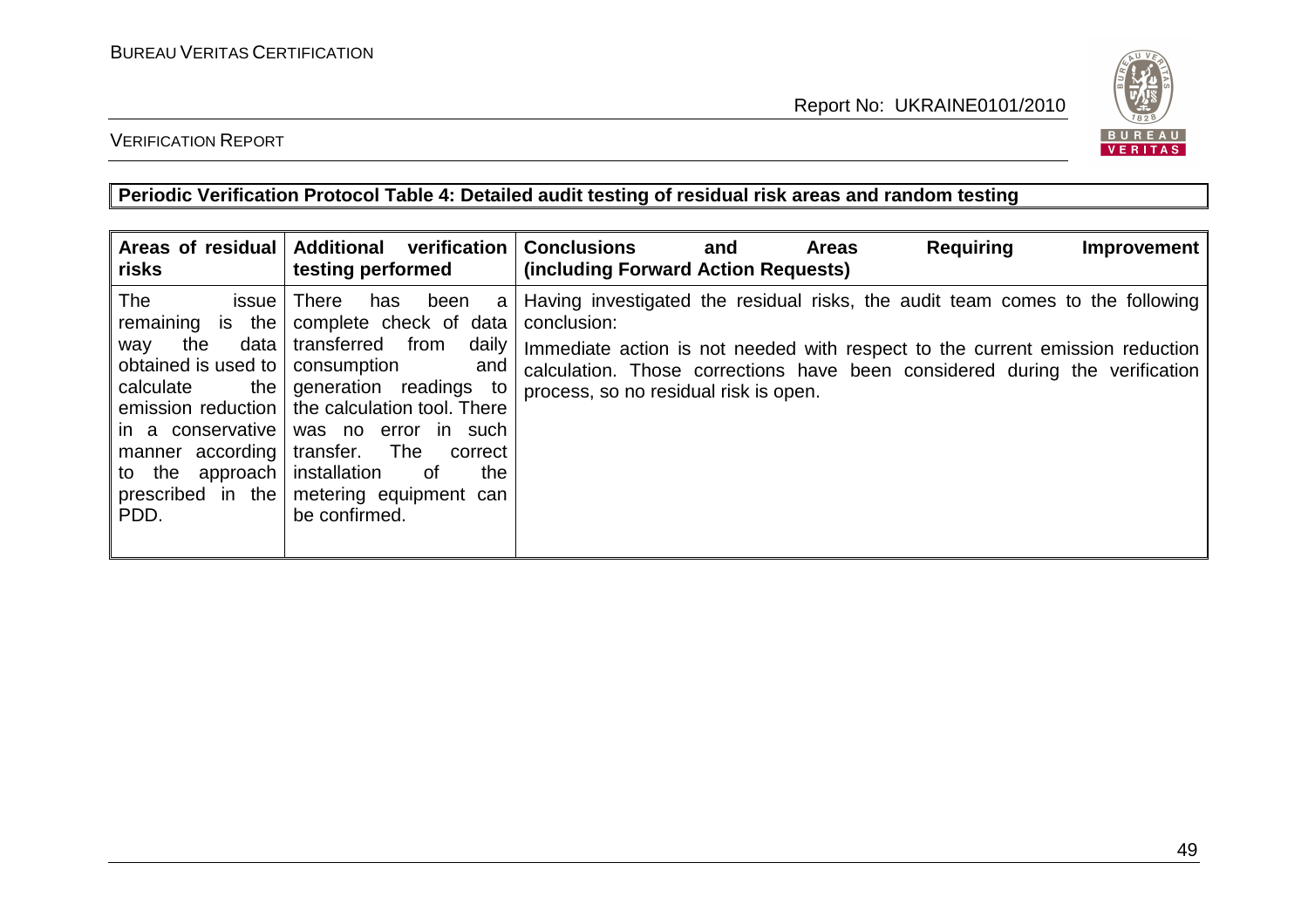**Periodic Verification Protocol Table 4: Detailed audit testing of residual risk areas and random testing**

| Areas of residual risks | Additional verification testing performed | Conclusions and Areas Requiring Improvement (including Forward Action Requests) |
|---|---|---|
| The issue remaining is the way the data obtained is used to calculate the emission reduction in a conservative manner according to the approach prescribed in the PDD. | There has been a complete check of data transferred from daily consumption and generation readings to the calculation tool. There was no error in such transfer. The correct installation of the metering equipment can be confirmed. | Having investigated the residual risks, the audit team comes to the following conclusion:<br><br>Immediate action is not needed with respect to the current emission reduction calculation. Those corrections have been considered during the verification process, so no residual risk is open. |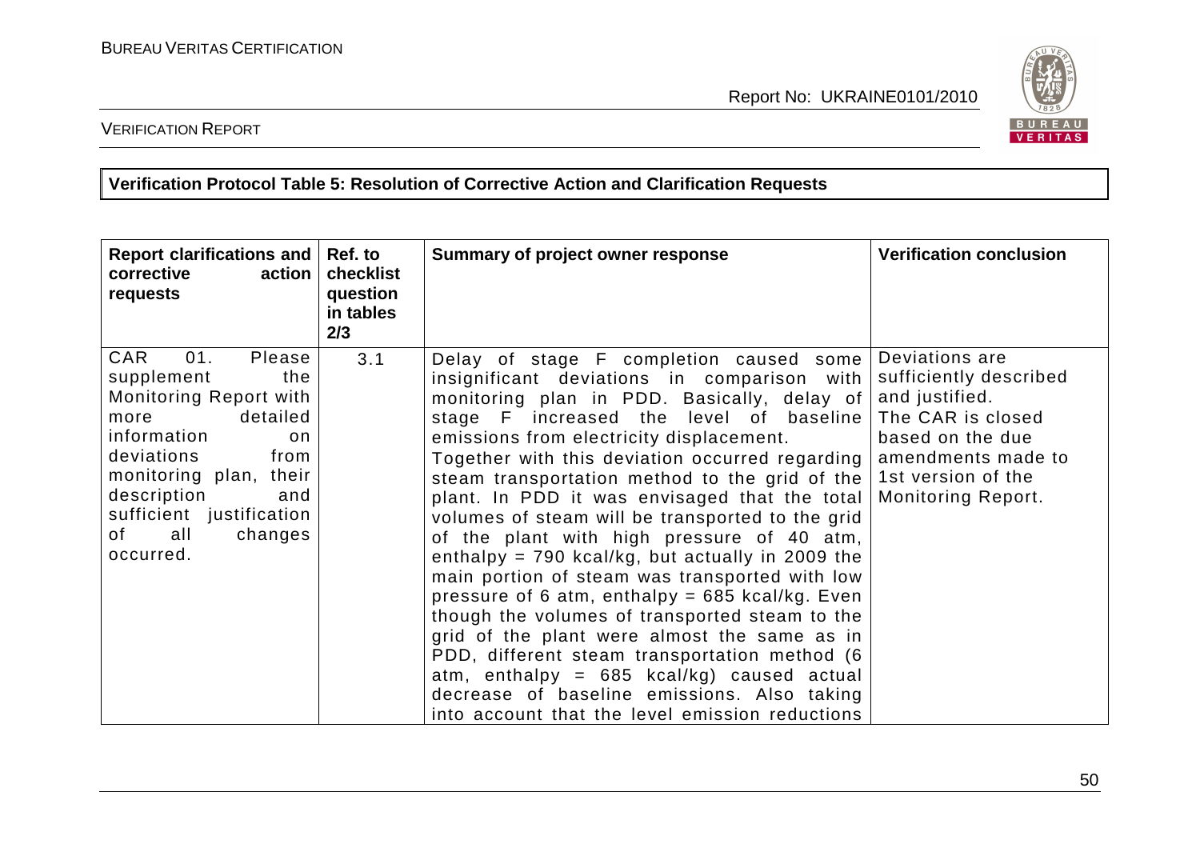**Verification Protocol Table 5: Resolution of Corrective Action and Clarification Requests**

| Report clarifications and corrective action requests | Ref. to checklist question in tables 2/3 | Summary of project owner response | Verification conclusion |
|---|---|---|---|
| CAR 01. Please supplement the Monitoring Report with more detailed information on deviations from monitoring plan, their description and sufficient justification of all changes occurred. | 3.1 | Delay of stage F completion caused some insignificant deviations in comparison with monitoring plan in PDD. Basically, delay of stage F increased the level of baseline emissions from electricity displacement. Together with this deviation occurred regarding steam transportation method to the grid of the plant. In PDD it was envisaged that the total volumes of steam will be transported to the grid of the plant with high pressure of 40 atm, enthalpy = 790 kcal/kg, but actually in 2009 the main portion of steam was transported with low pressure of 6 atm, enthalpy = 685 kcal/kg. Even though the volumes of transported steam to the grid of the plant were almost the same as in PDD, different steam transportation method (6 atm, enthalpy = 685 kcal/kg) caused actual decrease of baseline emissions. Also taking into account that the level emission reductions | Deviations are sufficiently described and justified. The CAR is closed based on the due amendments made to 1st version of the Monitoring Report. |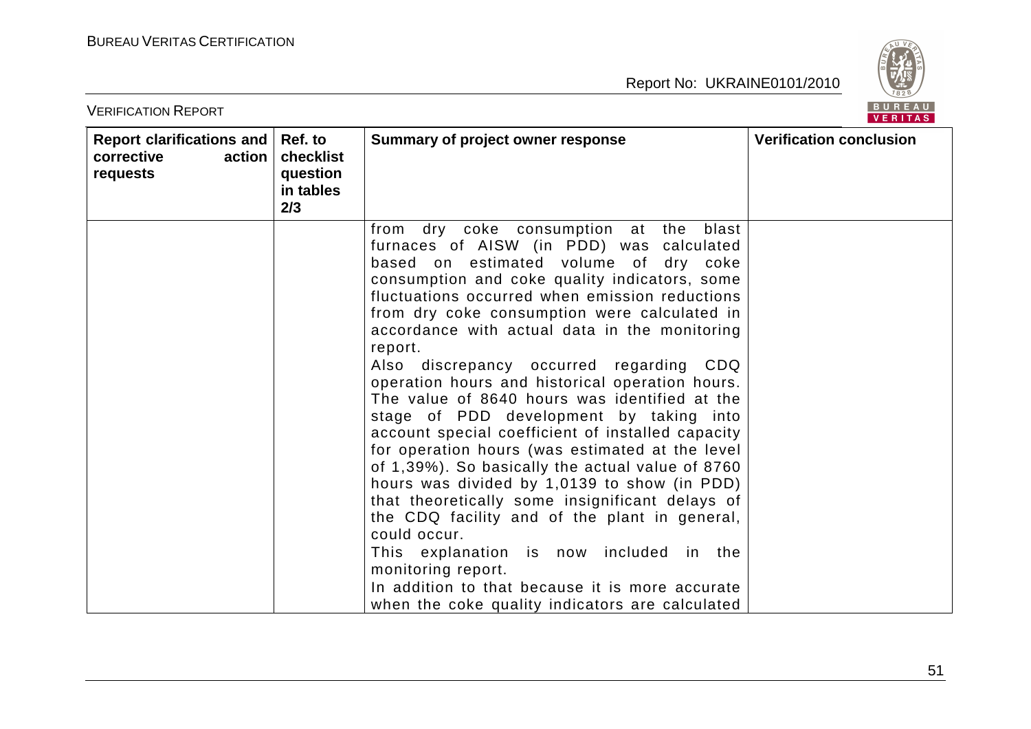| Report clarifications and corrective action requests | Ref. to checklist question in tables 2/3 | Summary of project owner response | Verification conclusion |
|---|---|---|---|
| | | from dry coke consumption at the blast furnaces of AISW (in PDD) was calculated based on estimated volume of dry coke consumption and coke quality indicators, some fluctuations occurred when emission reductions from dry coke consumption were calculated in accordance with actual data in the monitoring report.<br>Also discrepancy occurred regarding CDQ operation hours and historical operation hours. The value of 8640 hours was identified at the stage of PDD development by taking into account special coefficient of installed capacity for operation hours (was estimated at the level of 1,39%). So basically the actual value of 8760 hours was divided by 1,0139 to show (in PDD) that theoretically some insignificant delays of the CDQ facility and of the plant in general, could occur.<br>This explanation is now included in the monitoring report.<br>In addition to that because it is more accurate when the coke quality indicators are calculated | |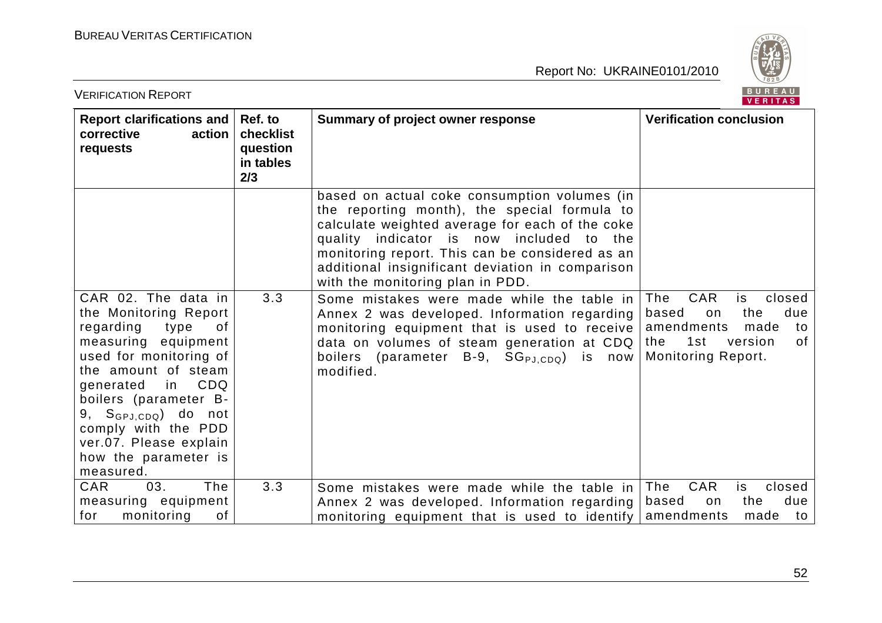| Report clarifications and corrective action requests | Ref. to checklist question in tables 2/3 | Summary of project owner response | Verification conclusion |
|---|---|---|---|
| | | based on actual coke consumption volumes (in the reporting month), the special formula to calculate weighted average for each of the coke quality indicator is now included to the monitoring report. This can be considered as an additional insignificant deviation in comparison with the monitoring plan in PDD. | |
| CAR 02. The data in the Monitoring Report regarding type of measuring equipment used for monitoring of the amount of steam generated in CDQ boilers (parameter B-9, $S_{GPJ,CDQ}$) do not comply with the PDD ver.07. Please explain how the parameter is measured. | 3.3 | Some mistakes were made while the table in Annex 2 was developed. Information regarding monitoring equipment that is used to receive data on volumes of steam generation at CDQ boilers (parameter B-9, $SG_{PJ,CDQ}$) is now modified. | The CAR is closed based on the due amendments made to the 1st version of Monitoring Report. |
| CAR 03. The measuring equipment for monitoring of | 3.3 | Some mistakes were made while the table in Annex 2 was developed. Information regarding monitoring equipment that is used to identify | The CAR is closed based on the due amendments made to |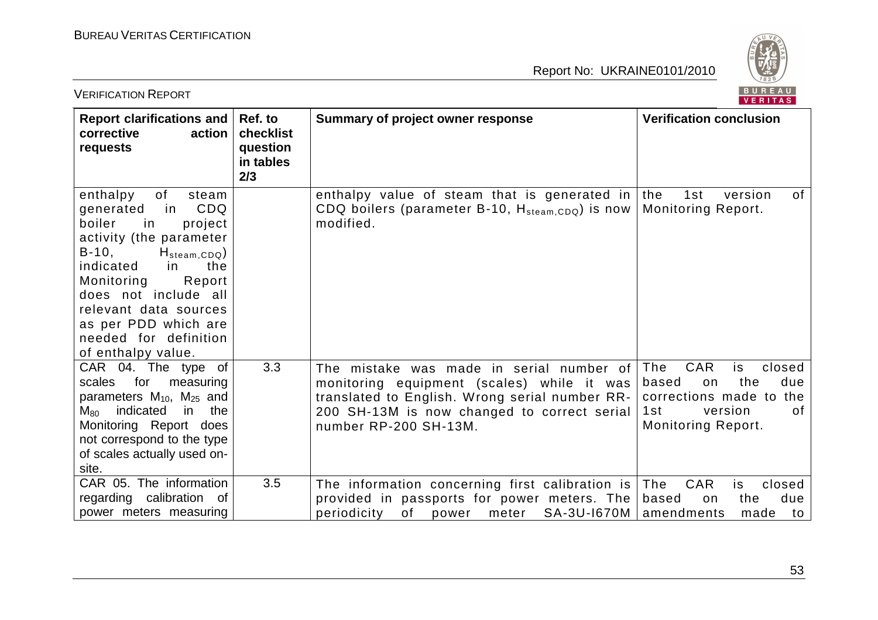| Report clarifications and corrective action requests | Ref. to checklist question in tables 2/3 | Summary of project owner response | Verification conclusion |
|---|---|---|---|
| enthalpy of steam generated in CDQ boiler in project activity (the parameter B-10, $H_{steam,CDQ}$) indicated in the Monitoring Report does not include all relevant data sources as per PDD which are needed for definition of enthalpy value. | | enthalpy value of steam that is generated in CDQ boilers (parameter B-10, $H_{steam,CDQ}$) is now modified. | the 1st version of Monitoring Report. |
| CAR 04. The type of scales for measuring parameters $M_{10}$, $M_{25}$ and $M_{80}$ indicated in the Monitoring Report does not correspond to the type of scales actually used on-site. | 3.3 | The mistake was made in serial number of monitoring equipment (scales) while it was translated to English. Wrong serial number RR-200 SH-13M is now changed to correct serial number RP-200 SH-13M. | The CAR is closed based on the due corrections made to the 1st version of Monitoring Report. |
| CAR 05. The information regarding calibration of power meters measuring | 3.5 | The information concerning first calibration is provided in passports for power meters. The periodicity of power meter SA-3U-I670M | The CAR is closed based on the due amendments made to |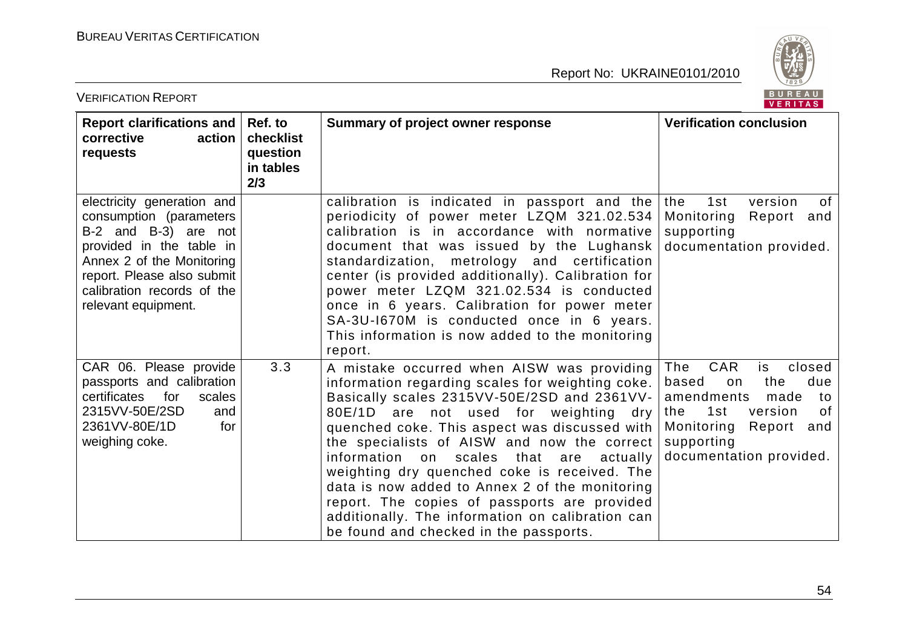| Report clarifications and corrective action requests | Ref. to checklist question in tables 2/3 | Summary of project owner response | Verification conclusion |
|---|---|---|---|
| electricity generation and consumption (parameters B-2 and B-3) are not provided in the table in Annex 2 of the Monitoring report. Please also submit calibration records of the relevant equipment. | | calibration is indicated in passport and the periodicity of power meter LZQM 321.02.534 calibration is in accordance with normative document that was issued by the Lughansk standardization, metrology and certification center (is provided additionally). Calibration for power meter LZQM 321.02.534 is conducted once in 6 years. Calibration for power meter SA-3U-I670M is conducted once in 6 years. This information is now added to the monitoring report. | the 1st version of Monitoring Report and supporting documentation provided. |
| CAR 06. Please provide passports and calibration certificates for scales 2315VV-50E/2SD and 2361VV-80E/1D for weighing coke. | 3.3 | A mistake occurred when AISW was providing information regarding scales for weighting coke. Basically scales 2315VV-50E/2SD and 2361VV-80E/1D are not used for weighting dry quenched coke. This aspect was discussed with the specialists of AISW and now the correct information on scales that are actually weighting dry quenched coke is received. The data is now added to Annex 2 of the monitoring report. The copies of passports are provided additionally. The information on calibration can be found and checked in the passports. | The CAR is closed based on the due amendments made to the 1st version of Monitoring Report and supporting documentation provided. |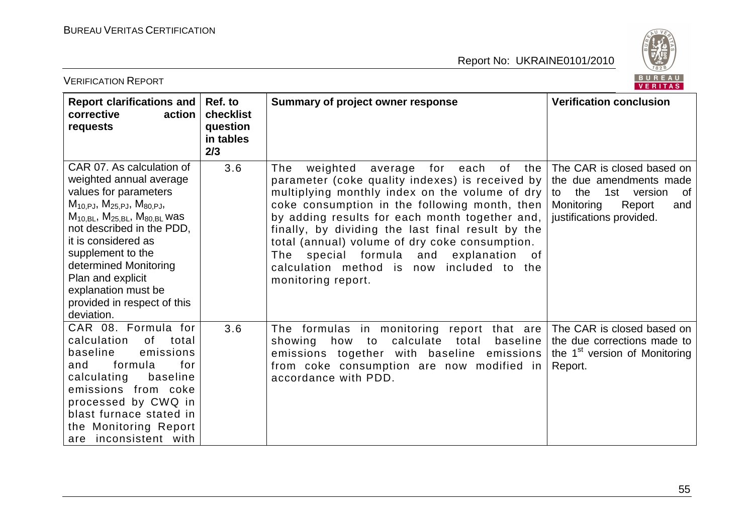| Report clarifications and corrective action requests | Ref. to checklist question in tables 2/3 | Summary of project owner response | Verification conclusion |
|---|---|---|---|
| CAR 07. As calculation of weighted annual average values for parameters $M_{10,PJ}$, $M_{25,PJ}$, $M_{80,PJ}$, $M_{10,BL}$, $M_{25,BL}$, $M_{80,BL}$ was not described in the PDD, it is considered as supplement to the determined Monitoring Plan and explicit explanation must be provided in respect of this deviation. | 3.6 | The weighted average for each of the parameter (coke quality indexes) is received by multiplying monthly index on the volume of dry coke consumption in the following month, then by adding results for each month together and, finally, by dividing the last final result by the total (annual) volume of dry coke consumption. The special formula and explanation of calculation method is now included to the monitoring report. | The CAR is closed based on the due amendments made to the 1st version of Monitoring Report and justifications provided. |
| CAR 08. Formula for calculation of total baseline emissions and formula for calculating baseline emissions from coke processed by CWQ in blast furnace stated in the Monitoring Report are inconsistent with | 3.6 | The formulas in monitoring report that are showing how to calculate total baseline emissions together with baseline emissions from coke consumption are now modified in accordance with PDD. | The CAR is closed based on the due corrections made to the 1st version of Monitoring Report. |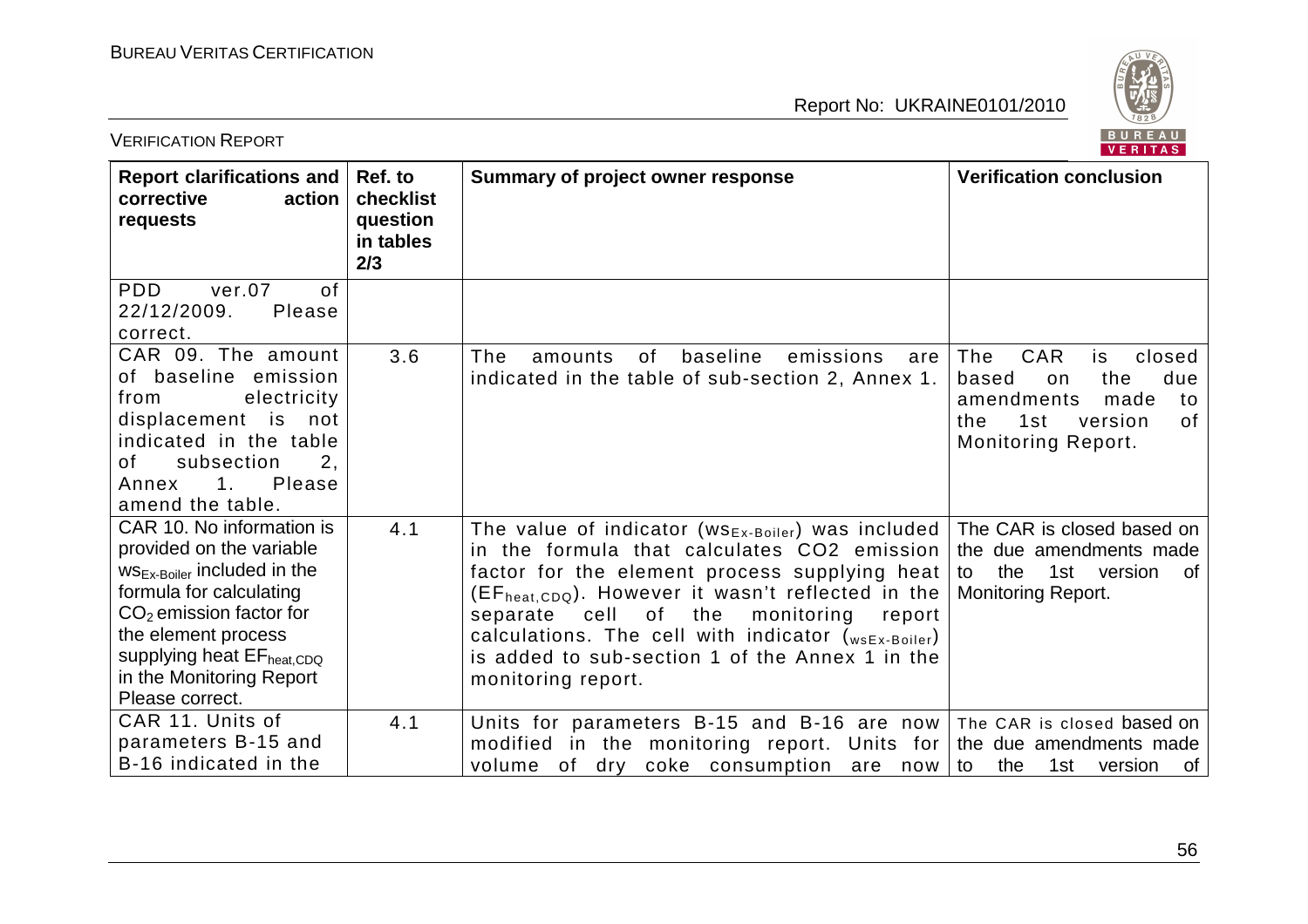| Report clarifications and corrective action requests | Ref. to checklist question in tables 2/3 | Summary of project owner response | Verification conclusion |
|---|---|---|---|
| PDD ver.07 of 22/12/2009. Please correct. | | | |
| CAR 09. The amount of baseline emission from electricity displacement is not indicated in the table of subsection 2, Annex 1. Please amend the table. | 3.6 | The amounts of baseline emissions are indicated in the table of sub-section 2, Annex 1. | The CAR is closed based on the due amendments made to the 1st version of Monitoring Report. |
| CAR 10. No information is provided on the variable $ws_{Ex\text{-}Boiler}$ included in the formula for calculating $CO_2$ emission factor for the element process supplying heat $EF_{heat,CDQ}$ in the Monitoring Report Please correct. | 4.1 | The value of indicator ($ws_{Ex\text{-}Boiler}$) was included in the formula that calculates CO2 emission factor for the element process supplying heat ($EF_{heat,CDQ}$). However it wasn't reflected in the separate cell of the monitoring report calculations. The cell with indicator ($_{wsEx\text{-}Boiler}$) is added to sub-section 1 of the Annex 1 in the monitoring report. | The CAR is closed based on the due amendments made to the 1st version of Monitoring Report. |
| CAR 11. Units of parameters B-15 and B-16 indicated in the | 4.1 | Units for parameters B-15 and B-16 are now modified in the monitoring report. Units for volume of dry coke consumption are now | The CAR is closed based on the due amendments made to the 1st version of |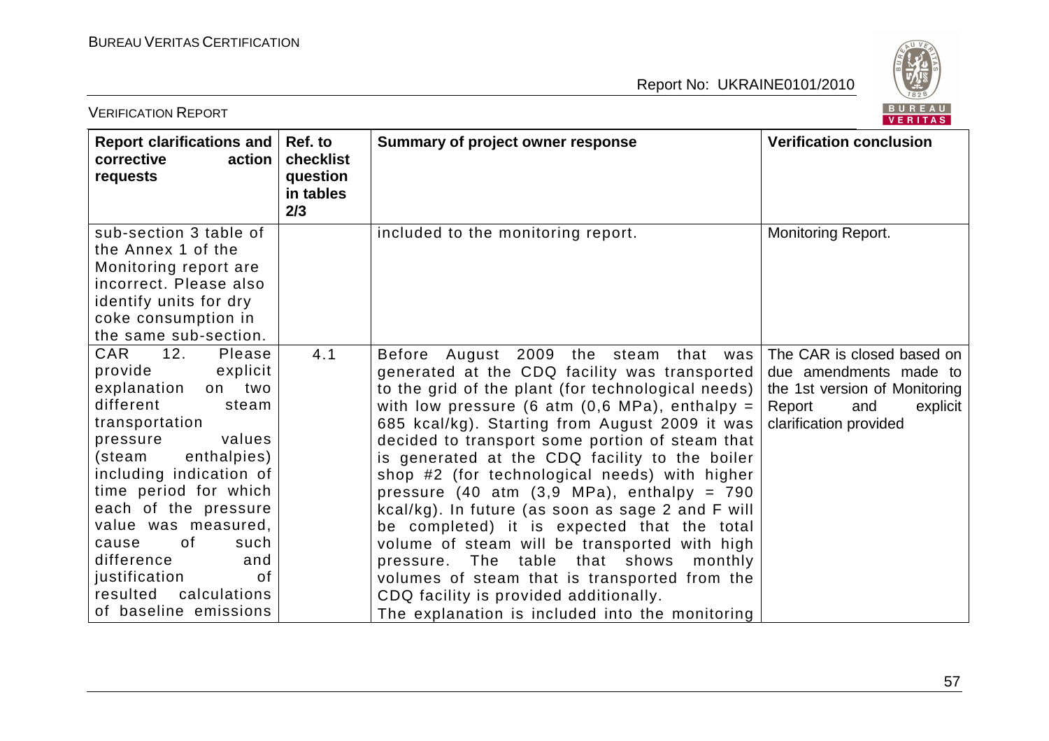| Report clarifications and corrective action requests | Ref. to checklist question in tables 2/3 | Summary of project owner response | Verification conclusion |
|---|---|---|---|
| sub-section 3 table of the Annex 1 of the Monitoring report are incorrect. Please also identify units for dry coke consumption in the same sub-section. | | included to the monitoring report. | Monitoring Report. |
| CAR 12. Please provide explicit explanation on two different steam transportation pressure values (steam enthalpies) including indication of time period for which each of the pressure value was measured, cause of such difference and justification of resulted calculations of baseline emissions | 4.1 | Before August 2009 the steam that was generated at the CDQ facility was transported to the grid of the plant (for technological needs) with low pressure (6 atm (0,6 MPa), enthalpy = 685 kcal/kg). Starting from August 2009 it was decided to transport some portion of steam that is generated at the CDQ facility to the boiler shop #2 (for technological needs) with higher pressure (40 atm (3,9 MPa), enthalpy = 790 kcal/kg). In future (as soon as sage 2 and F will be completed) it is expected that the total volume of steam will be transported with high pressure. The table that shows monthly volumes of steam that is transported from the CDQ facility is provided additionally.<br>The explanation is included into the monitoring | The CAR is closed based on due amendments made to the 1st version of Monitoring Report and explicit clarification provided |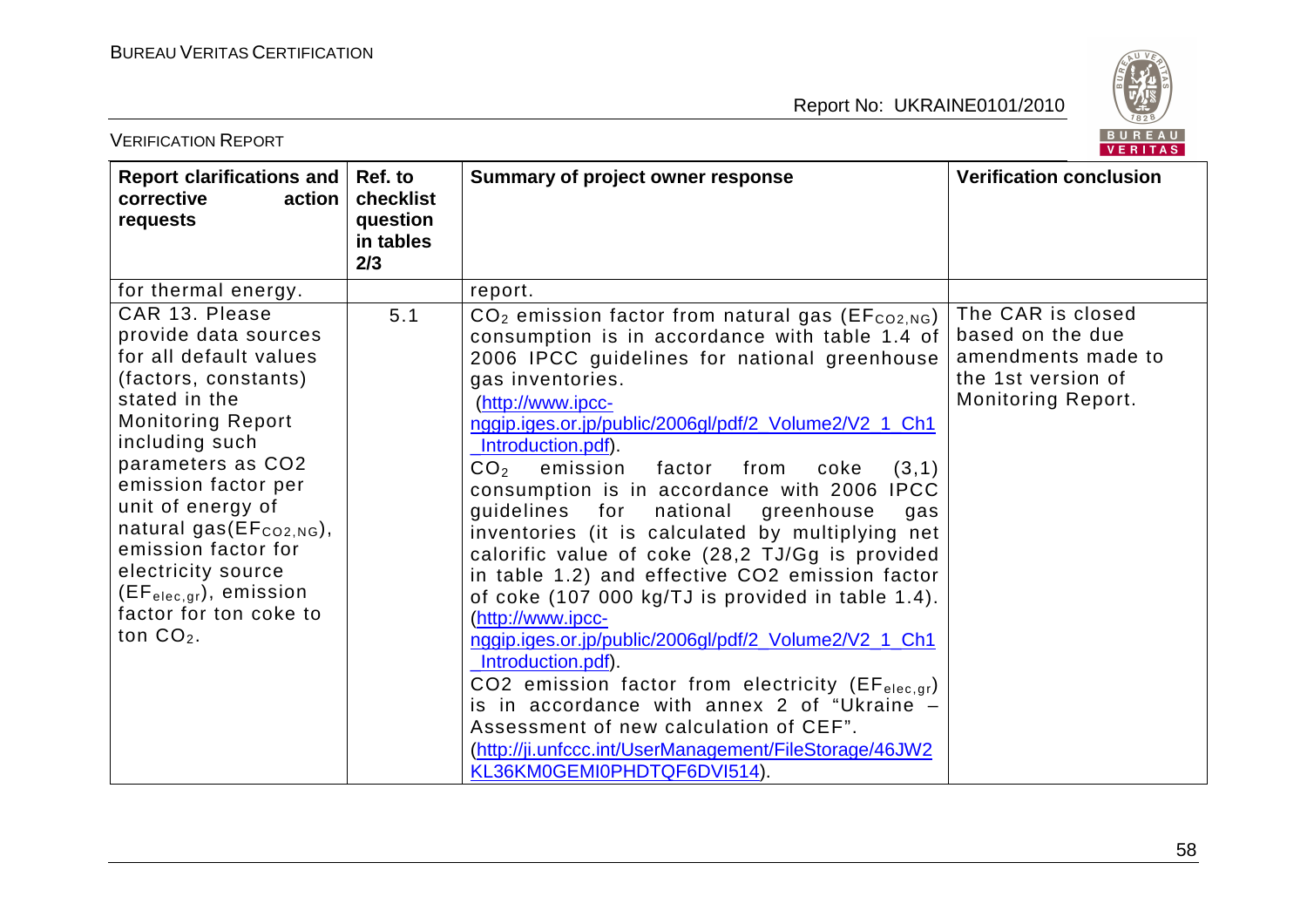| Report clarifications and corrective action requests | Ref. to checklist question in tables 2/3 | Summary of project owner response | Verification conclusion |
|---|---|---|---|
| for thermal energy. | | report. | |
| CAR 13. Please provide data sources for all default values (factors, constants) stated in the Monitoring Report including such parameters as CO2 emission factor per unit of energy of natural gas($EF_{CO2,NG}$), emission factor for electricity source ($EF_{elec,gr}$), emission factor for ton coke to ton $CO_2$. | 5.1 | $CO_2$ emission factor from natural gas ($EF_{CO2,NG}$) consumption is in accordance with table 1.4 of 2006 IPCC guidelines for national greenhouse gas inventories. (http://www.ipcc-nggip.iges.or.jp/public/2006gl/pdf/2_Volume2/V2_1_Ch1_Introduction.pdf). $CO_2$ emission factor from coke (3,1) consumption is in accordance with 2006 IPCC guidelines for national greenhouse gas inventories (it is calculated by multiplying net calorific value of coke (28,2 TJ/Gg is provided in table 1.2) and effective CO2 emission factor of coke (107 000 kg/TJ is provided in table 1.4). (http://www.ipcc-nggip.iges.or.jp/public/2006gl/pdf/2_Volume2/V2_1_Ch1_Introduction.pdf). CO2 emission factor from electricity ($EF_{elec,gr}$) is in accordance with annex 2 of "Ukraine – Assessment of new calculation of CEF". (http://ji.unfccc.int/UserManagement/FileStorage/46JW2KL36KM0GEMI0PHDTQF6DVI514). | The CAR is closed based on the due amendments made to the 1st version of Monitoring Report. |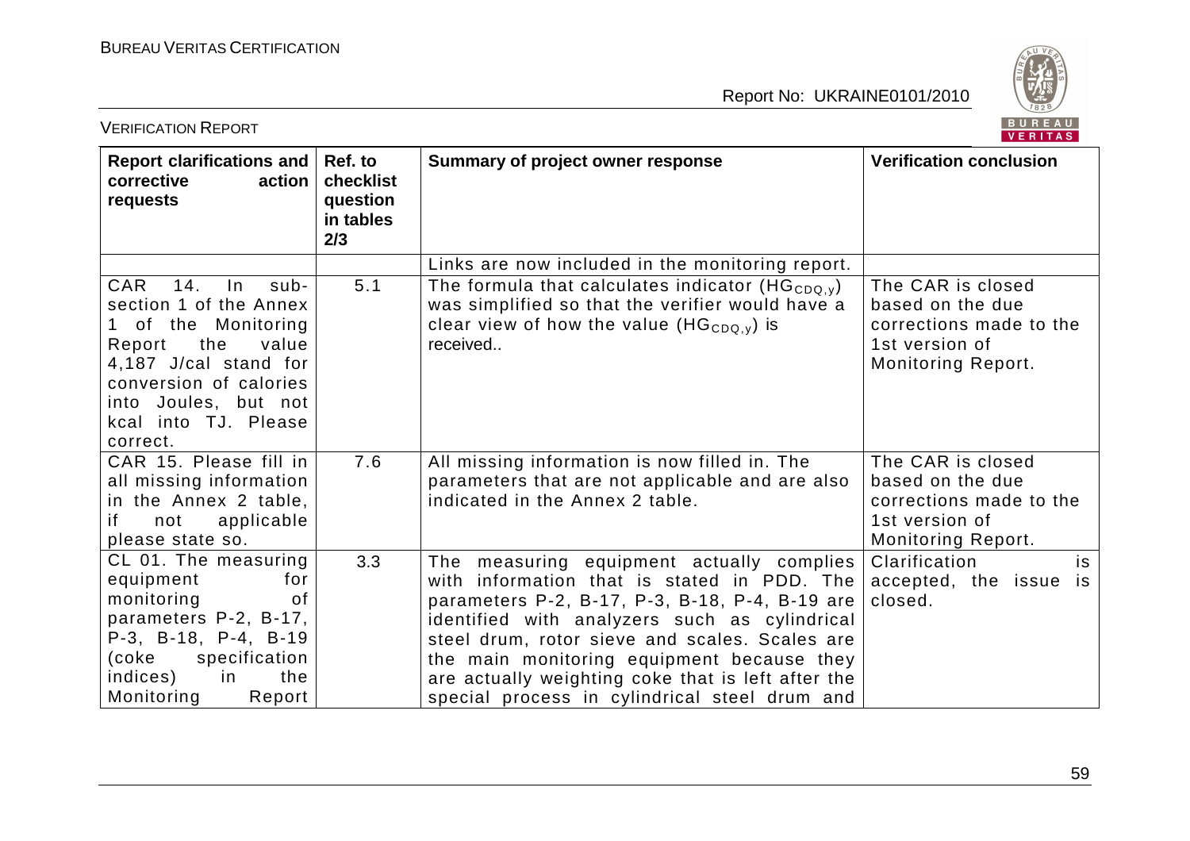| Report clarifications and corrective action requests | Ref. to checklist question in tables 2/3 | Summary of project owner response | Verification conclusion |
|---|---|---|---|
| | | Links are now included in the monitoring report. | |
| CAR 14. In sub-section 1 of the Annex 1 of the Monitoring Report the value 4,187 J/cal stand for conversion of calories into Joules, but not kcal into TJ. Please correct. | 5.1 | The formula that calculates indicator ($HG_{CDQ,y}$) was simplified so that the verifier would have a clear view of how the value ($HG_{CDQ,y}$) is received.. | The CAR is closed based on the due corrections made to the 1st version of Monitoring Report. |
| CAR 15. Please fill in all missing information in the Annex 2 table, if not applicable please state so. | 7.6 | All missing information is now filled in. The parameters that are not applicable and are also indicated in the Annex 2 table. | The CAR is closed based on the due corrections made to the 1st version of Monitoring Report. |
| CL 01. The measuring equipment for monitoring of parameters P-2, B-17, P-3, B-18, P-4, B-19 (coke specification indices) in the Monitoring Report | 3.3 | The measuring equipment actually complies with information that is stated in PDD. The parameters P-2, B-17, P-3, B-18, P-4, B-19 are identified with analyzers such as cylindrical steel drum, rotor sieve and scales. Scales are the main monitoring equipment because they are actually weighting coke that is left after the special process in cylindrical steel drum and | Clarification is accepted, the issue is closed. |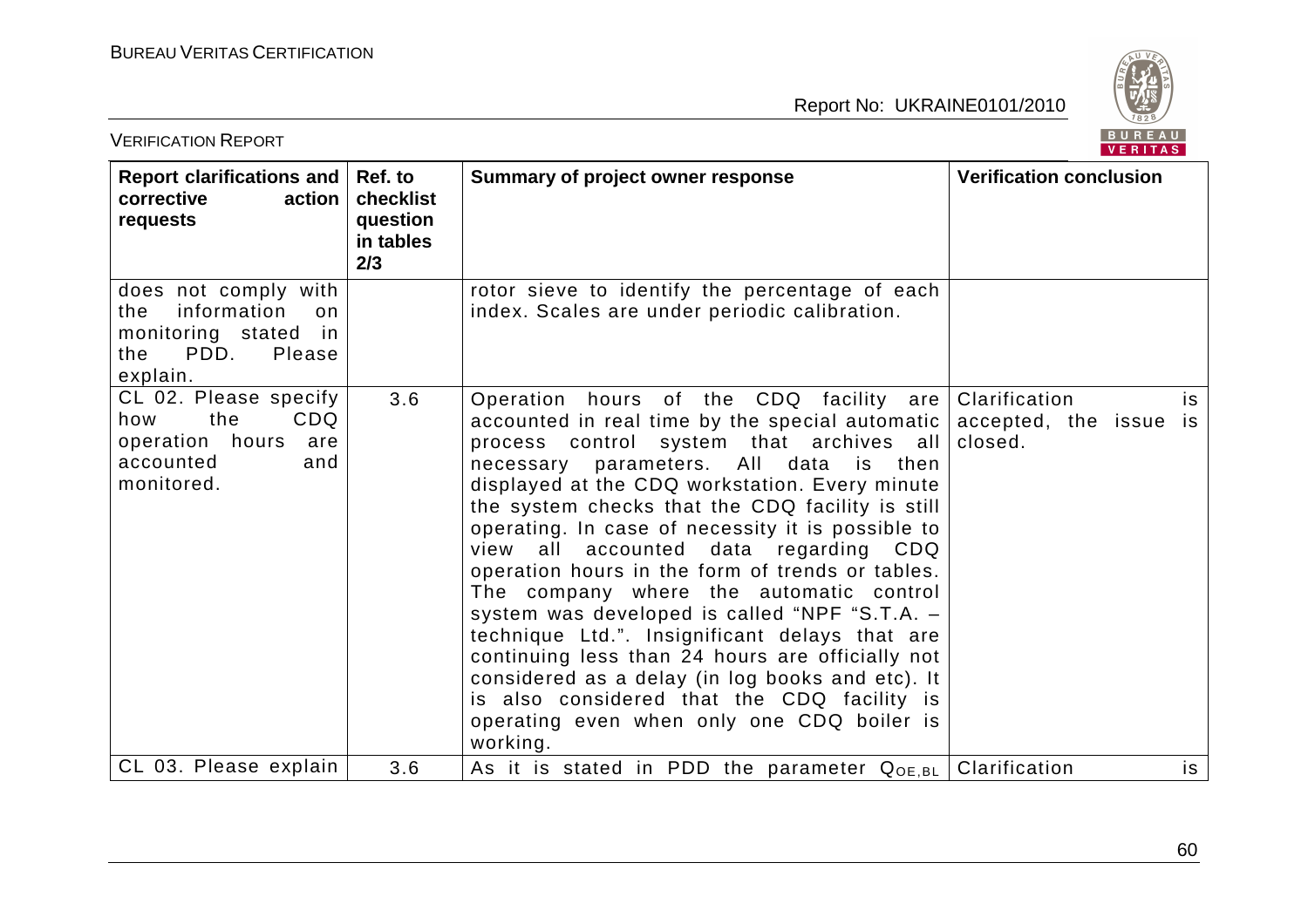| Report clarifications and corrective action requests | Ref. to checklist question in tables 2/3 | Summary of project owner response | Verification conclusion |
|---|---|---|---|
| does not comply with the information on monitoring stated in the PDD. Please explain. | | rotor sieve to identify the percentage of each index. Scales are under periodic calibration. | |
| CL 02. Please specify how the CDQ operation hours are accounted and monitored. | 3.6 | Operation hours of the CDQ facility are accounted in real time by the special automatic process control system that archives all necessary parameters. All data is then displayed at the CDQ workstation. Every minute the system checks that the CDQ facility is still operating. In case of necessity it is possible to view all accounted data regarding CDQ operation hours in the form of trends or tables. The company where the automatic control system was developed is called "NPF "S.T.A. – technique Ltd.". Insignificant delays that are continuing less than 24 hours are officially not considered as a delay (in log books and etc). It is also considered that the CDQ facility is operating even when only one CDQ boiler is working. | Clarification is accepted, the issue is closed. |
| CL 03. Please explain | 3.6 | As it is stated in PDD the parameter $Q_{OE,BL}$ | Clarification is |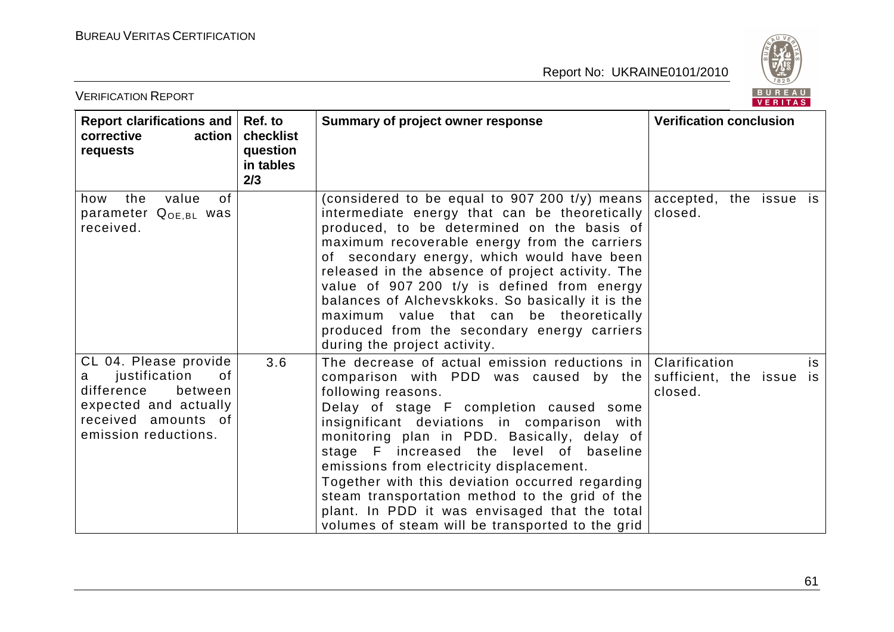| Report clarifications and corrective action requests | Ref. to checklist question in tables 2/3 | Summary of project owner response | Verification conclusion |
|---|---|---|---|
| how the value of parameter $Q_{OE,BL}$ was received. | | (considered to be equal to 907 200 t/y) means intermediate energy that can be theoretically produced, to be determined on the basis of maximum recoverable energy from the carriers of secondary energy, which would have been released in the absence of project activity. The value of 907 200 t/y is defined from energy balances of Alchevskkoks. So basically it is the maximum value that can be theoretically produced from the secondary energy carriers during the project activity. | accepted, the issue is closed. |
| CL 04. Please provide a justification of difference between expected and actually received amounts of emission reductions. | 3.6 | The decrease of actual emission reductions in comparison with PDD was caused by the following reasons.<br>Delay of stage F completion caused some insignificant deviations in comparison with monitoring plan in PDD. Basically, delay of stage F increased the level of baseline emissions from electricity displacement.<br>Together with this deviation occurred regarding steam transportation method to the grid of the plant. In PDD it was envisaged that the total volumes of steam will be transported to the grid | Clarification is sufficient, the issue is closed. |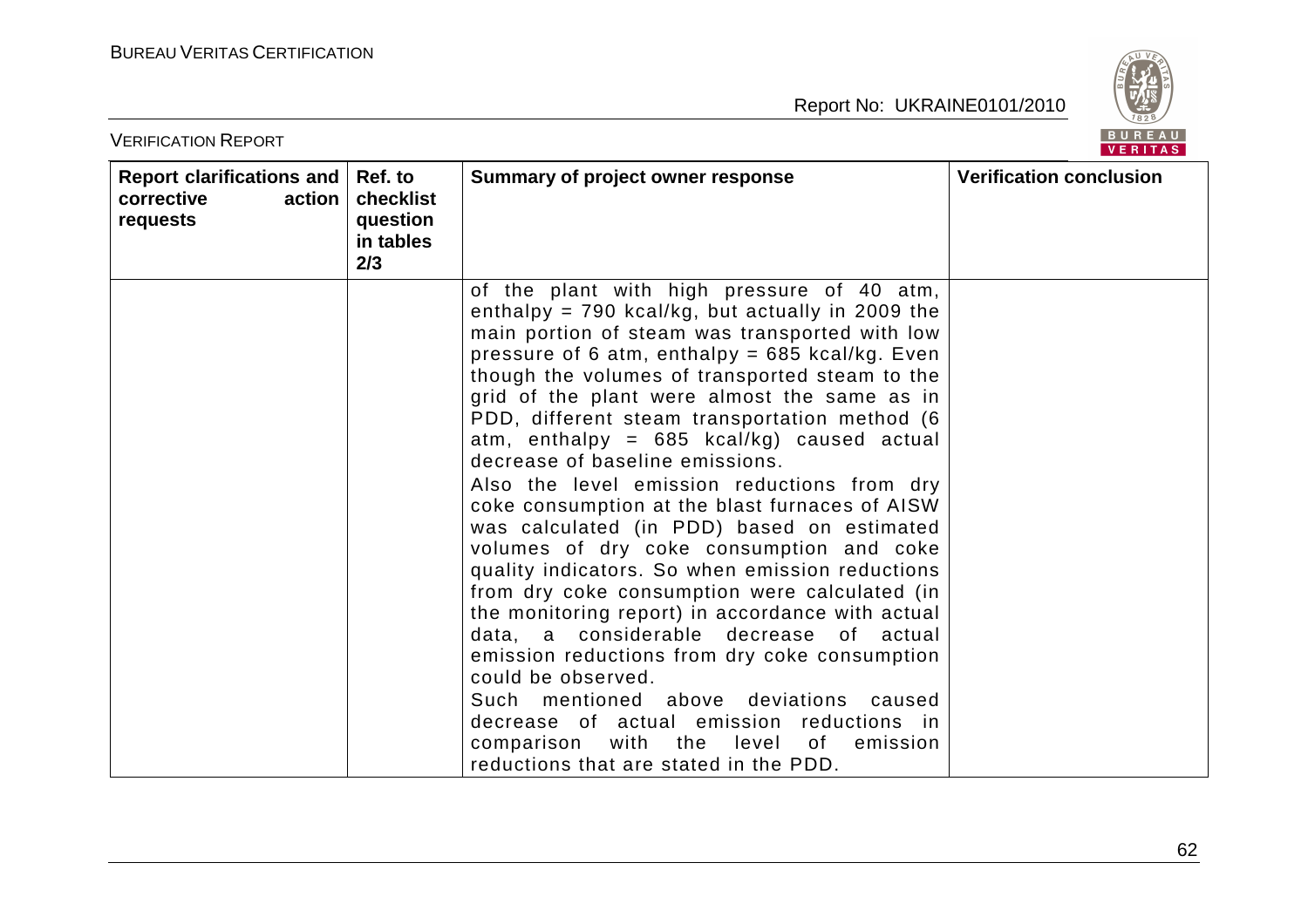| Report clarifications and corrective action requests | Ref. to checklist question in tables 2/3 | Summary of project owner response | Verification conclusion |
|---|---|---|---|
| | | of the plant with high pressure of 40 atm, enthalpy = 790 kcal/kg, but actually in 2009 the main portion of steam was transported with low pressure of 6 atm, enthalpy = 685 kcal/kg. Even though the volumes of transported steam to the grid of the plant were almost the same as in PDD, different steam transportation method (6 atm, enthalpy = 685 kcal/kg) caused actual decrease of baseline emissions.<br>Also the level emission reductions from dry coke consumption at the blast furnaces of AISW was calculated (in PDD) based on estimated volumes of dry coke consumption and coke quality indicators. So when emission reductions from dry coke consumption were calculated (in the monitoring report) in accordance with actual data, a considerable decrease of actual emission reductions from dry coke consumption could be observed.<br>Such mentioned above deviations caused decrease of actual emission reductions in comparison with the level of emission reductions that are stated in the PDD. | |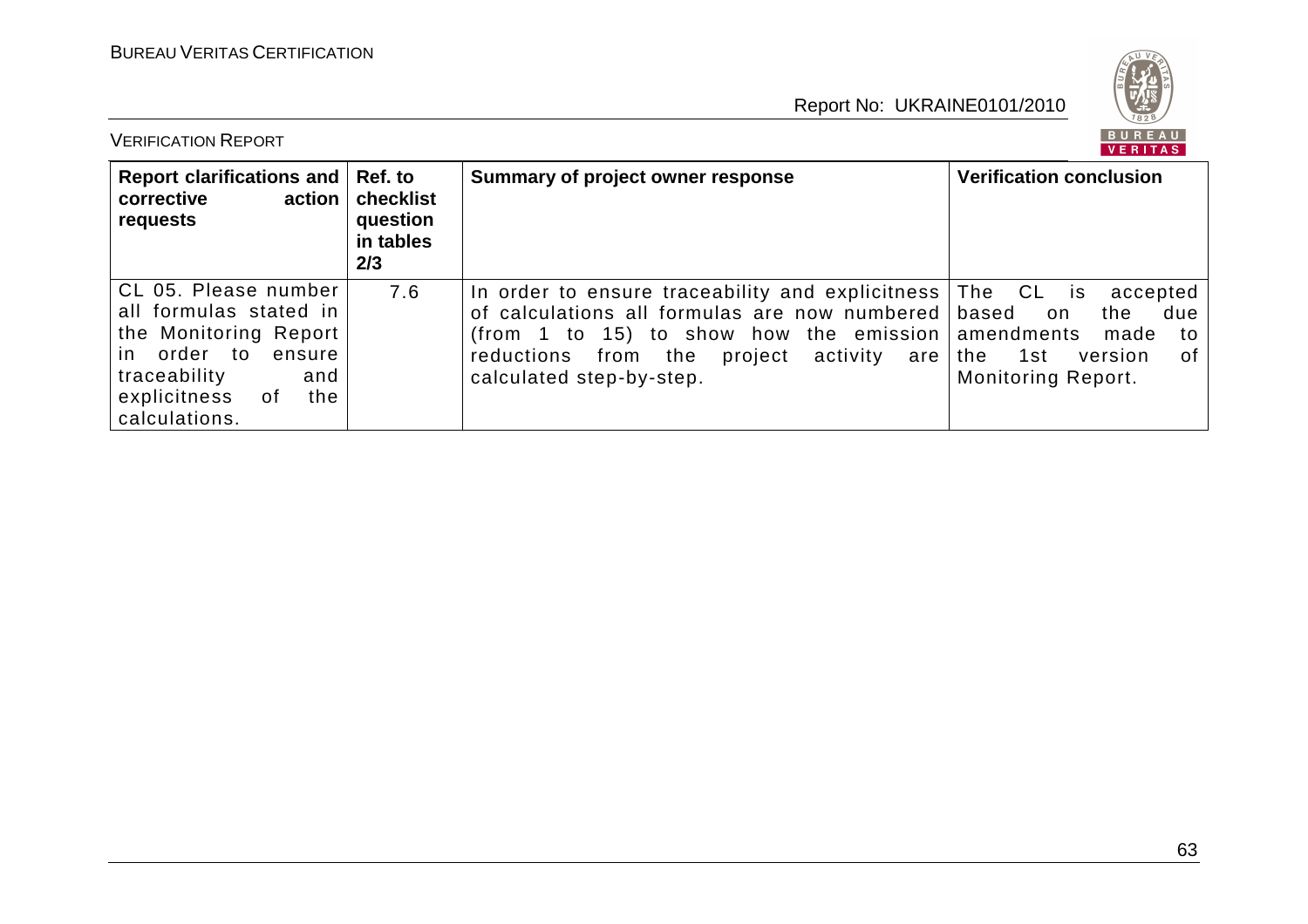| Report clarifications and corrective action requests | Ref. to checklist question in tables 2/3 | Summary of project owner response | Verification conclusion |
|---|---|---|---|
| CL 05. Please number all formulas stated in the Monitoring Report in order to ensure traceability and explicitness of the calculations. | 7.6 | In order to ensure traceability and explicitness of calculations all formulas are now numbered (from 1 to 15) to show how the emission reductions from the project activity are calculated step-by-step. | The CL is accepted based on the due amendments made to the 1st version of Monitoring Report. |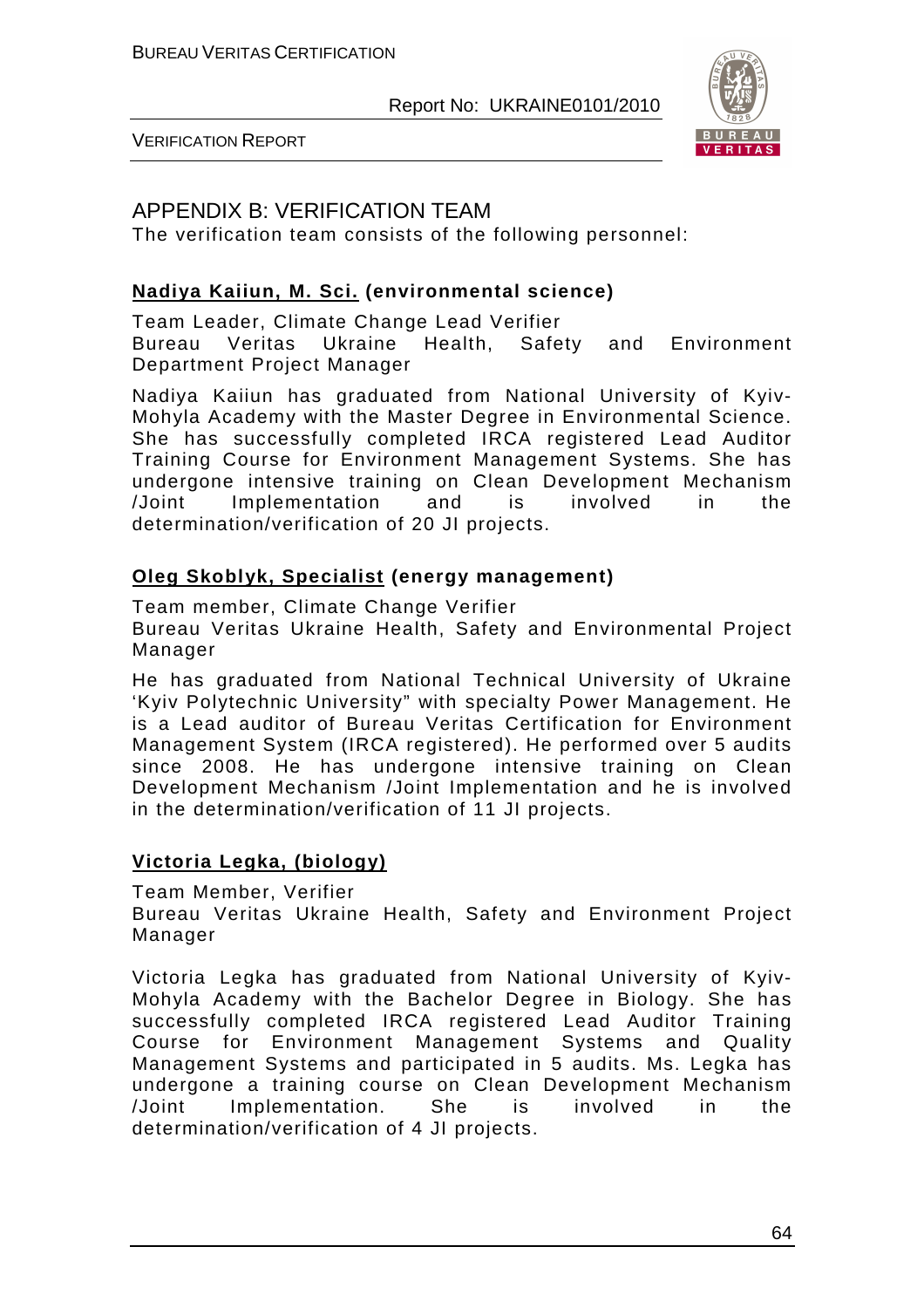## APPENDIX B: VERIFICATION TEAM

The verification team consists of the following personnel:

### **Nadiya Kaiiun, M. Sci. (environmental science)**

Team Leader, Climate Change Lead Verifier
Bureau Veritas Ukraine Health, Safety and Environment Department Project Manager

Nadiya Kaiiun has graduated from National University of Kyiv-Mohyla Academy with the Master Degree in Environmental Science. She has successfully completed IRCA registered Lead Auditor Training Course for Environment Management Systems. She has undergone intensive training on Clean Development Mechanism /Joint Implementation and is involved in the determination/verification of 20 JI projects.

### **Oleg Skoblyk, Specialist (energy management)**

Team member, Climate Change Verifier
Bureau Veritas Ukraine Health, Safety and Environmental Project Manager

He has graduated from National Technical University of Ukraine 'Kyiv Polytechnic University" with specialty Power Management. He is a Lead auditor of Bureau Veritas Certification for Environment Management System (IRCA registered). He performed over 5 audits since 2008. He has undergone intensive training on Clean Development Mechanism /Joint Implementation and he is involved in the determination/verification of 11 JI projects.

### **Victoria Legka, (biology)**

Team Member, Verifier
Bureau Veritas Ukraine Health, Safety and Environment Project Manager

Victoria Legka has graduated from National University of Kyiv-Mohyla Academy with the Bachelor Degree in Biology. She has successfully completed IRCA registered Lead Auditor Training Course for Environment Management Systems and Quality Management Systems and participated in 5 audits. Ms. Legka has undergone a training course on Clean Development Mechanism /Joint Implementation. She is involved in the determination/verification of 4 JI projects.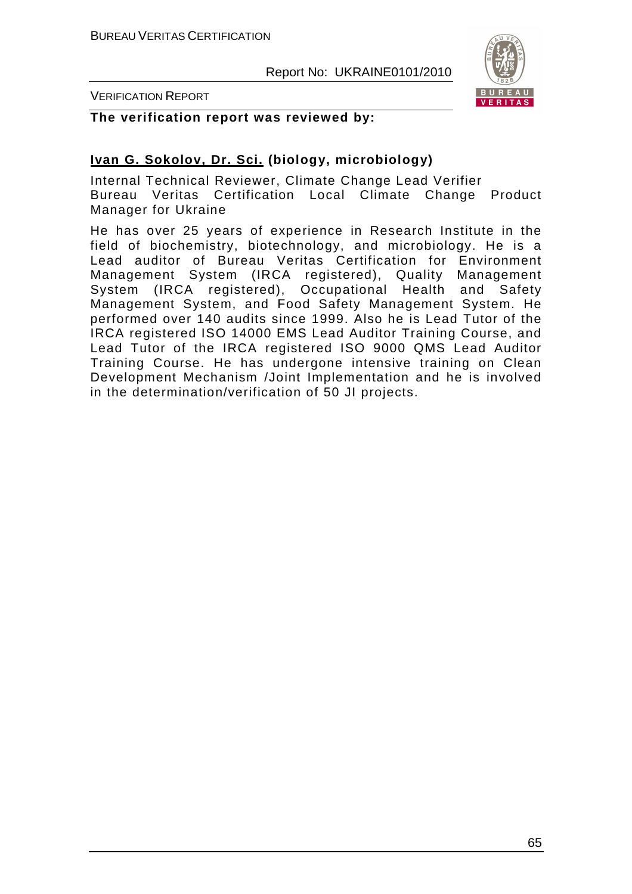**The verification report was reviewed by:**

**<u>Ivan G. Sokolov, Dr. Sci.</u> (biology, microbiology)**

Internal Technical Reviewer, Climate Change Lead Verifier
Bureau Veritas Certification Local Climate Change Product Manager for Ukraine

He has over 25 years of experience in Research Institute in the field of biochemistry, biotechnology, and microbiology. He is a Lead auditor of Bureau Veritas Certification for Environment Management System (IRCA registered), Quality Management System (IRCA registered), Occupational Health and Safety Management System, and Food Safety Management System. He performed over 140 audits since 1999. Also he is Lead Tutor of the IRCA registered ISO 14000 EMS Lead Auditor Training Course, and Lead Tutor of the IRCA registered ISO 9000 QMS Lead Auditor Training Course. He has undergone intensive training on Clean Development Mechanism /Joint Implementation and he is involved in the determination/verification of 50 JI projects.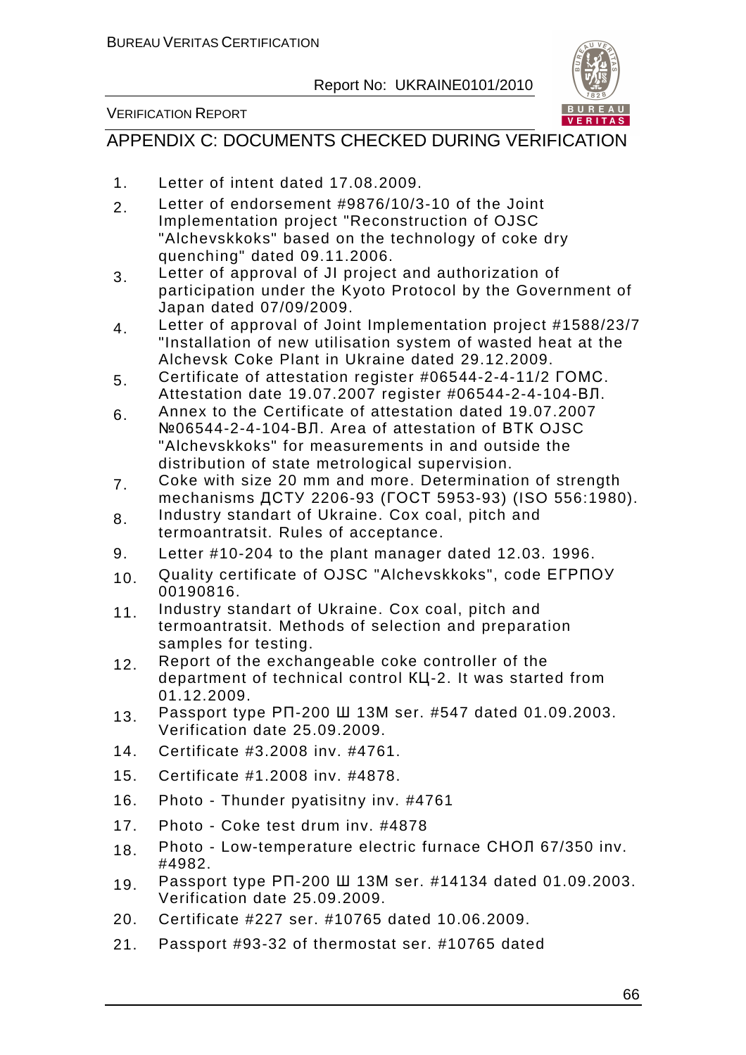## APPENDIX C: DOCUMENTS CHECKED DURING VERIFICATION

1. Letter of intent dated 17.08.2009.
2. Letter of endorsement #9876/10/3-10 of the Joint Implementation project "Reconstruction of OJSC "Alchevskkoks" based on the technology of coke dry quenching" dated 09.11.2006.
3. Letter of approval of JI project and authorization of participation under the Kyoto Protocol by the Government of Japan dated 07/09/2009.
4. Letter of approval of Joint Implementation project #1588/23/7 "Installation of new utilisation system of wasted heat at the Alchevsk Coke Plant in Ukraine dated 29.12.2009.
5. Certificate of attestation register #06544-2-4-11/2 ГОМС. Attestation date 19.07.2007 register #06544-2-4-104-ВЛ.
6. Annex to the Certificate of attestation dated 19.07.2007 №06544-2-4-104-ВЛ. Area of attestation of ВТК OJSC "Alchevskkoks" for measurements in and outside the distribution of state metrological supervision.
7. Coke with size 20 mm and more. Determination of strength mechanisms ДСТУ 2206-93 (ГОСТ 5953-93) (ISO 556:1980).
8. Industry standart of Ukraine. Cox coal, pitch and termoantratsit. Rules of acceptance.
9. Letter #10-204 to the plant manager dated 12.03. 1996.
10. Quality certificate of OJSC "Alchevskkoks", code ЕГРПОУ 00190816.
11. Industry standart of Ukraine. Cox coal, pitch and termoantratsit. Methods of selection and preparation samples for testing.
12. Report of the exchangeable coke controller of the department of technical control КЦ-2. It was started from 01.12.2009.
13. Passport type РП-200 Ш 13М ser. #547 dated 01.09.2003. Verification date 25.09.2009.
14. Certificate #3.2008 inv. #4761.
15. Certificate #1.2008 inv. #4878.
16. Photo - Thunder pyatisitny inv. #4761
17. Photo - Coke test drum inv. #4878
18. Photo - Low-temperature electric furnace СНОЛ 67/350 inv. #4982.
19. Passport type РП-200 Ш 13М ser. #14134 dated 01.09.2003. Verification date 25.09.2009.
20. Certificate #227 ser. #10765 dated 10.06.2009.
21. Passport #93-32 of thermostat ser. #10765 dated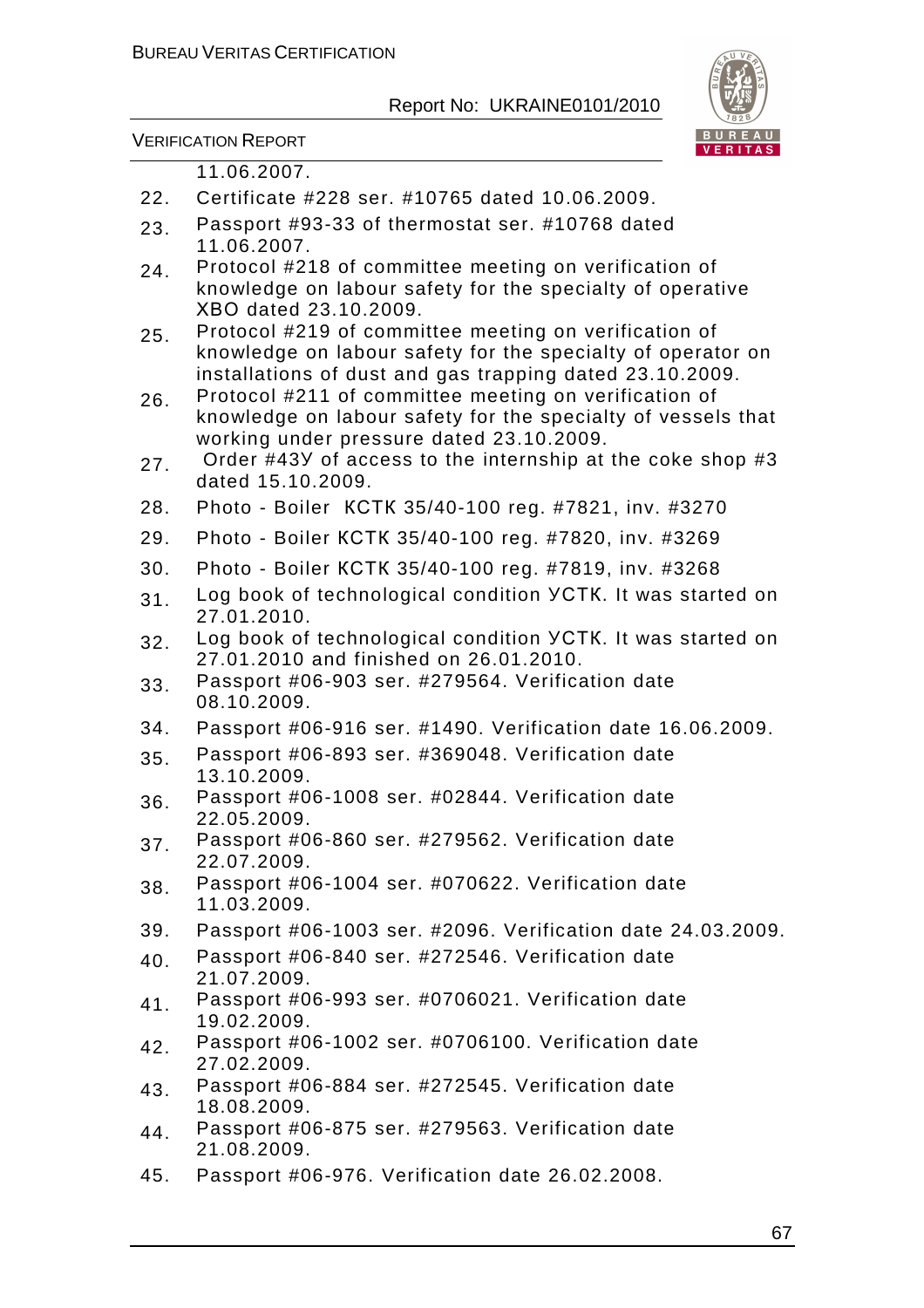11.06.2007.

22. Certificate #228 ser. #10765 dated 10.06.2009.
23. Passport #93-33 of thermostat ser. #10768 dated 11.06.2007.
24. Protocol #218 of committee meeting on verification of knowledge on labour safety for the specialty of operative ХВО dated 23.10.2009.
25. Protocol #219 of committee meeting on verification of knowledge on labour safety for the specialty of operator on installations of dust and gas trapping dated 23.10.2009.
26. Protocol #211 of committee meeting on verification of knowledge on labour safety for the specialty of vessels that working under pressure dated 23.10.2009.
27. Order #43У of access to the internship at the coke shop #3 dated 15.10.2009.
28. Photo - Boiler КСТК 35/40-100 reg. #7821, inv. #3270
29. Photo - Boiler КСТК 35/40-100 reg. #7820, inv. #3269
30. Photo - Boiler КСТК 35/40-100 reg. #7819, inv. #3268
31. Log book of technological condition УСТК. It was started on 27.01.2010.
32. Log book of technological condition УСТК. It was started on 27.01.2010 and finished on 26.01.2010.
33. Passport #06-903 ser. #279564. Verification date 08.10.2009.
34. Passport #06-916 ser. #1490. Verification date 16.06.2009.
35. Passport #06-893 ser. #369048. Verification date 13.10.2009.
36. Passport #06-1008 ser. #02844. Verification date 22.05.2009.
37. Passport #06-860 ser. #279562. Verification date 22.07.2009.
38. Passport #06-1004 ser. #070622. Verification date 11.03.2009.
39. Passport #06-1003 ser. #2096. Verification date 24.03.2009.
40. Passport #06-840 ser. #272546. Verification date 21.07.2009.
41. Passport #06-993 ser. #0706021. Verification date 19.02.2009.
42. Passport #06-1002 ser. #0706100. Verification date 27.02.2009.
43. Passport #06-884 ser. #272545. Verification date 18.08.2009.
44. Passport #06-875 ser. #279563. Verification date 21.08.2009.
45. Passport #06-976. Verification date 26.02.2008.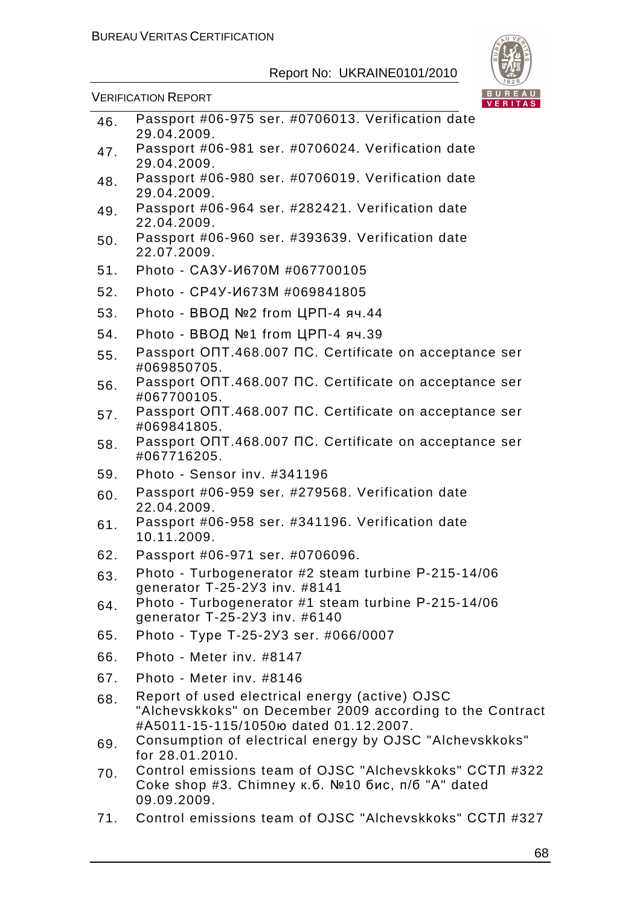46. Passport #06-975 ser. #0706013. Verification date 29.04.2009.
47. Passport #06-981 ser. #0706024. Verification date 29.04.2009.
48. Passport #06-980 ser. #0706019. Verification date 29.04.2009.
49. Passport #06-964 ser. #282421. Verification date 22.04.2009.
50. Passport #06-960 ser. #393639. Verification date 22.07.2009.
51. Photo - САЗУ-И670М #067700105
52. Photo - СР4У-И673М #069841805
53. Photo - ВВОД №2 from ЦРП-4 яч.44
54. Photo - ВВОД №1 from ЦРП-4 яч.39
55. Passport ОПТ.468.007 ПС. Certificate on acceptance ser #069850705.
56. Passport ОПТ.468.007 ПС. Certificate on acceptance ser #067700105.
57. Passport ОПТ.468.007 ПС. Certificate on acceptance ser #069841805.
58. Passport ОПТ.468.007 ПС. Certificate on acceptance ser #067716205.
59. Photo - Sensor inv. #341196
60. Passport #06-959 ser. #279568. Verification date 22.04.2009.
61. Passport #06-958 ser. #341196. Verification date 10.11.2009.
62. Passport #06-971 ser. #0706096.
63. Photo - Turbogenerator #2 steam turbine Р-215-14/06 generator Т-25-2У3 inv. #8141
64. Photo - Turbogenerator #1 steam turbine Р-215-14/06 generator Т-25-2У3 inv. #6140
65. Photo - Type Т-25-2У3 ser. #066/0007
66. Photo - Meter inv. #8147
67. Photo - Meter inv. #8146
68. Report of used electrical energy (active) OJSC "Alchevskkoks" on December 2009 according to the Contract #А5011-15-115/1050ю dated 01.12.2007.
69. Consumption of electrical energy by OJSC "Alchevskkoks" for 28.01.2010.
70. Control emissions team of OJSC "Alchevskkoks" ССТЛ #322 Coke shop #3. Chimney к.б. №10 бис, п/б "А" dated 09.09.2009.
71. Control emissions team of OJSC "Alchevskkoks" ССТЛ #327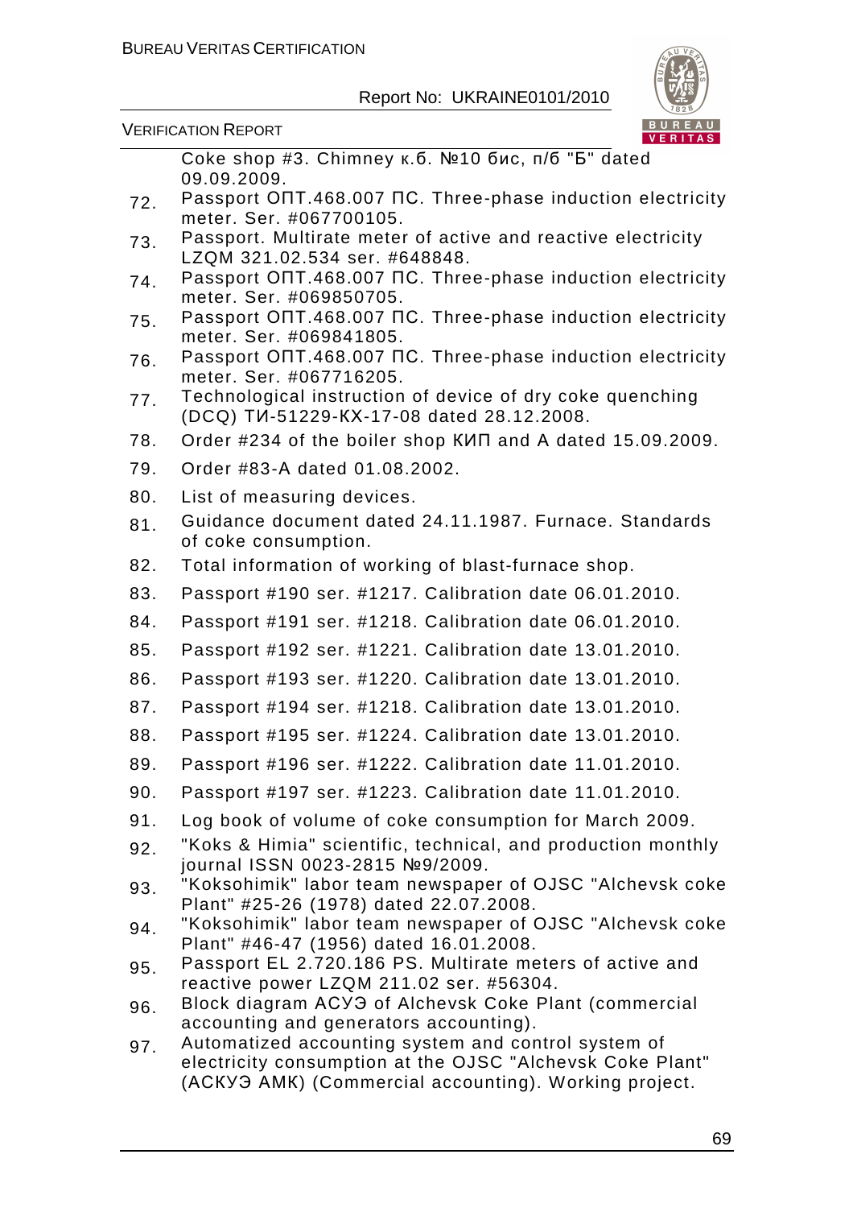Coke shop #3. Chimney к.б. №10 бис, п/б "Б" dated 09.09.2009.

72. Passport ОПТ.468.007 ПС. Three-phase induction electricity meter. Ser. #067700105.
73. Passport. Multirate meter of active and reactive electricity LZQM 321.02.534 ser. #648848.
74. Passport ОПТ.468.007 ПС. Three-phase induction electricity meter. Ser. #069850705.
75. Passport ОПТ.468.007 ПС. Three-phase induction electricity meter. Ser. #069841805.
76. Passport ОПТ.468.007 ПС. Three-phase induction electricity meter. Ser. #067716205.
77. Technological instruction of device of dry coke quenching (DCQ) ТИ-51229-КХ-17-08 dated 28.12.2008.
78. Order #234 of the boiler shop КИП and A dated 15.09.2009.
79. Order #83-A dated 01.08.2002.
80. List of measuring devices.
81. Guidance document dated 24.11.1987. Furnace. Standards of coke consumption.
82. Total information of working of blast-furnace shop.
83. Passport #190 ser. #1217. Calibration date 06.01.2010.
84. Passport #191 ser. #1218. Calibration date 06.01.2010.
85. Passport #192 ser. #1221. Calibration date 13.01.2010.
86. Passport #193 ser. #1220. Calibration date 13.01.2010.
87. Passport #194 ser. #1218. Calibration date 13.01.2010.
88. Passport #195 ser. #1224. Calibration date 13.01.2010.
89. Passport #196 ser. #1222. Calibration date 11.01.2010.
90. Passport #197 ser. #1223. Calibration date 11.01.2010.
91. Log book of volume of coke consumption for March 2009.
92. "Koks & Himia" scientific, technical, and production monthly journal ISSN 0023-2815 №9/2009.
93. "Koksohimik" labor team newspaper of OJSC "Alchevsk coke Plant" #25-26 (1978) dated 22.07.2008.
94. "Koksohimik" labor team newspaper of OJSC "Alchevsk coke Plant" #46-47 (1956) dated 16.01.2008.
95. Passport EL 2.720.186 PS. Multirate meters of active and reactive power LZQM 211.02 ser. #56304.
96. Block diagram АСУЭ of Alchevsk Coke Plant (commercial accounting and generators accounting).
97. Automatized accounting system and control system of electricity consumption at the OJSC "Alchevsk Coke Plant" (АСКУЭ АМК) (Commercial accounting). Working project.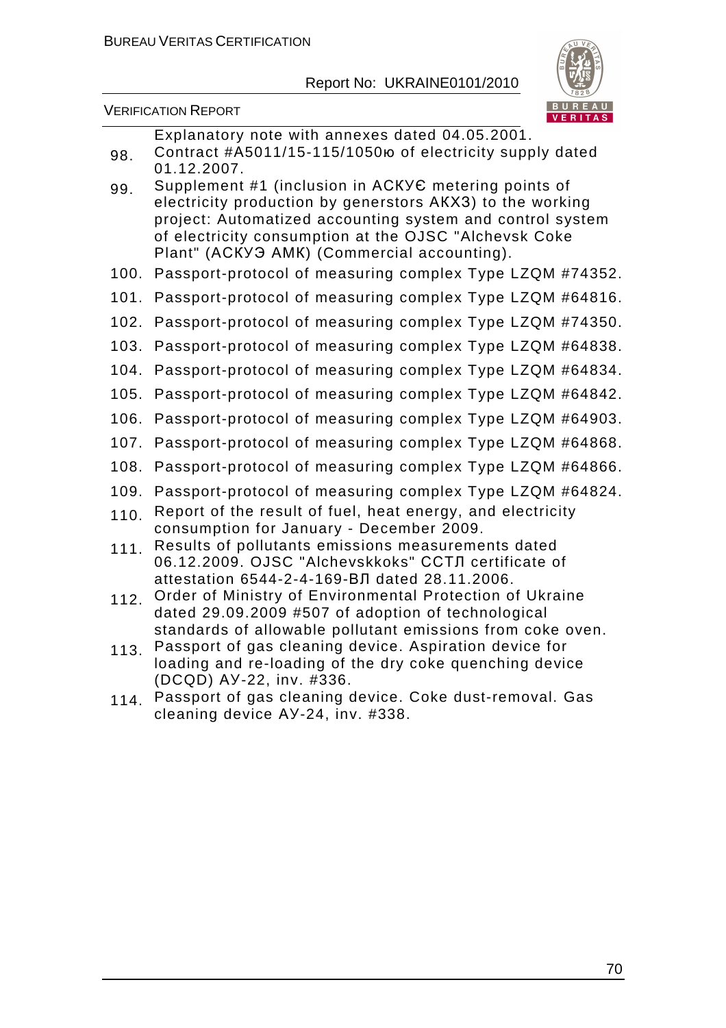Explanatory note with annexes dated 04.05.2001.

98. Contract #A5011/15-115/1050ю of electricity supply dated 01.12.2007.
99. Supplement #1 (inclusion in АСКУЄ metering points of electricity production by generstors АКХЗ) to the working project: Automatized accounting system and control system of electricity consumption at the OJSC "Alchevsk Coke Plant" (АСКУЭ АМК) (Commercial accounting).
100. Passport-protocol of measuring complex Type LZQM #74352.
101. Passport-protocol of measuring complex Type LZQM #64816.
102. Passport-protocol of measuring complex Type LZQM #74350.
103. Passport-protocol of measuring complex Type LZQM #64838.
104. Passport-protocol of measuring complex Type LZQM #64834.
105. Passport-protocol of measuring complex Type LZQM #64842.
106. Passport-protocol of measuring complex Type LZQM #64903.
107. Passport-protocol of measuring complex Type LZQM #64868.
108. Passport-protocol of measuring complex Type LZQM #64866.
109. Passport-protocol of measuring complex Type LZQM #64824.
110. Report of the result of fuel, heat energy, and electricity consumption for January - December 2009.
111. Results of pollutants emissions measurements dated 06.12.2009. OJSC "Alchevskkoks" ССТЛ certificate of attestation 6544-2-4-169-ВЛ dated 28.11.2006.
112. Order of Ministry of Environmental Protection of Ukraine dated 29.09.2009 #507 of adoption of technological standards of allowable pollutant emissions from coke oven.
113. Passport of gas cleaning device. Aspiration device for loading and re-loading of the dry coke quenching device (DCQD) АУ-22, inv. #336.
114. Passport of gas cleaning device. Coke dust-removal. Gas cleaning device АУ-24, inv. #338.